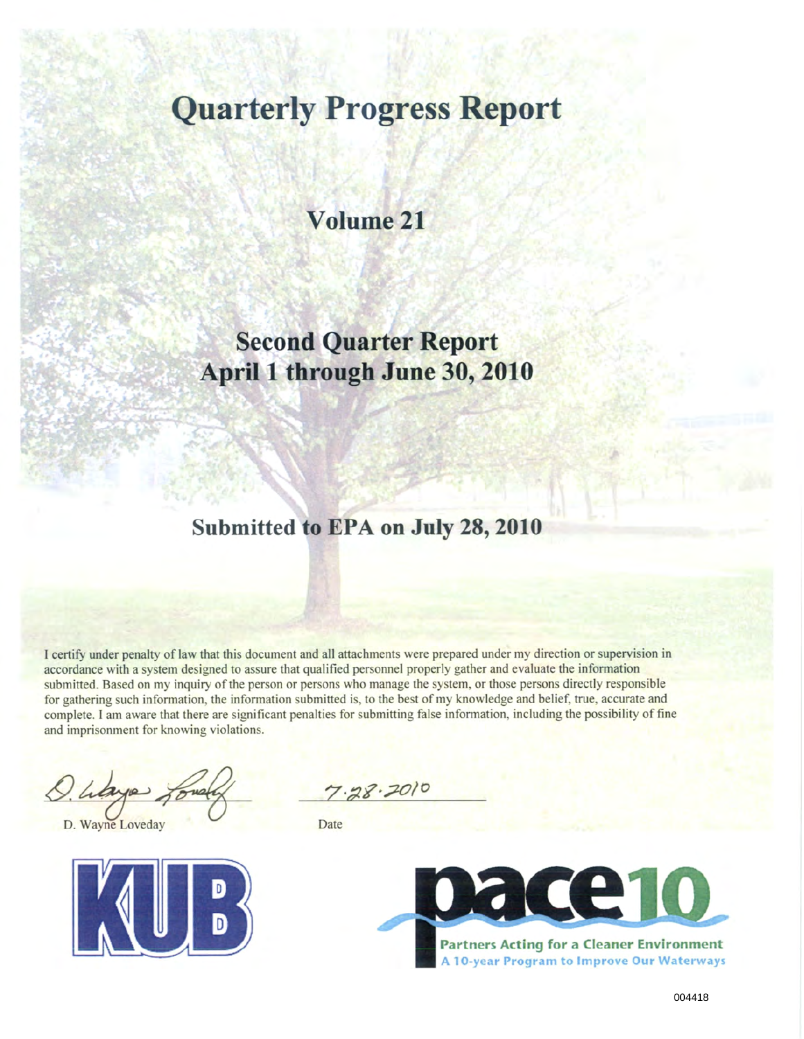# Quarterly Progress Report

## Volume 21

## Second Quarter Report
## April 1 through June 30, 2010

## Submitted to EPA on July 28, 2010

I certify under penalty of law that this document and all attachments were prepared under my direction or supervision in accordance with a system designed to assure that qualified personnel properly gather and evaluate the information submitted. Based on my inquiry of the person or persons who manage the system, or those persons directly responsible for gathering such information, the information submitted is, to the best of my knowledge and belief, true, accurate and complete. I am aware that there are significant penalties for submitting false information, including the possibility of fine and imprisonment for knowing violations.

D. Wayne Loveday &nbsp;&nbsp;&nbsp;&nbsp;&nbsp;&nbsp;&nbsp;&nbsp; 7.28.2010

D. Wayne Loveday &nbsp;&nbsp;&nbsp;&nbsp;&nbsp;&nbsp;&nbsp;&nbsp; Date

KUB

pace10

Partners Acting for a Cleaner Environment

A 10-year Program to Improve Our Waterways

004418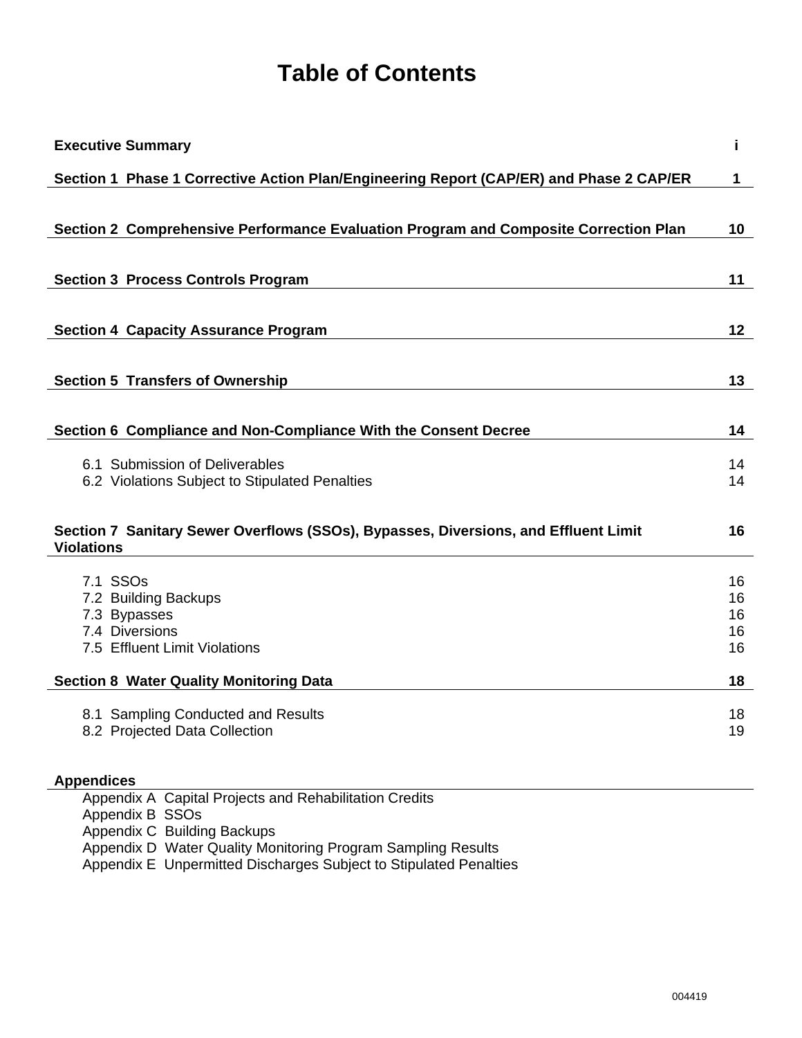# Table of Contents

| | |
|---|---|
| **Executive Summary** | **i** |
| **Section 1 Phase 1 Corrective Action Plan/Engineering Report (CAP/ER) and Phase 2 CAP/ER** | **1** |
| **Section 2 Comprehensive Performance Evaluation Program and Composite Correction Plan** | **10** |
| **Section 3 Process Controls Program** | **11** |
| **Section 4 Capacity Assurance Program** | **12** |
| **Section 5 Transfers of Ownership** | **13** |
| **Section 6 Compliance and Non-Compliance With the Consent Decree** | **14** |
| 6.1 Submission of Deliverables | 14 |
| 6.2 Violations Subject to Stipulated Penalties | 14 |
| **Section 7 Sanitary Sewer Overflows (SSOs), Bypasses, Diversions, and Effluent Limit Violations** | **16** |
| 7.1 SSOs | 16 |
| 7.2 Building Backups | 16 |
| 7.3 Bypasses | 16 |
| 7.4 Diversions | 16 |
| 7.5 Effluent Limit Violations | 16 |
| **Section 8 Water Quality Monitoring Data** | **18** |
| 8.1 Sampling Conducted and Results | 18 |
| 8.2 Projected Data Collection | 19 |

**Appendices**

- Appendix A Capital Projects and Rehabilitation Credits
- Appendix B SSOs
- Appendix C Building Backups
- Appendix D Water Quality Monitoring Program Sampling Results
- Appendix E Unpermitted Discharges Subject to Stipulated Penalties

004419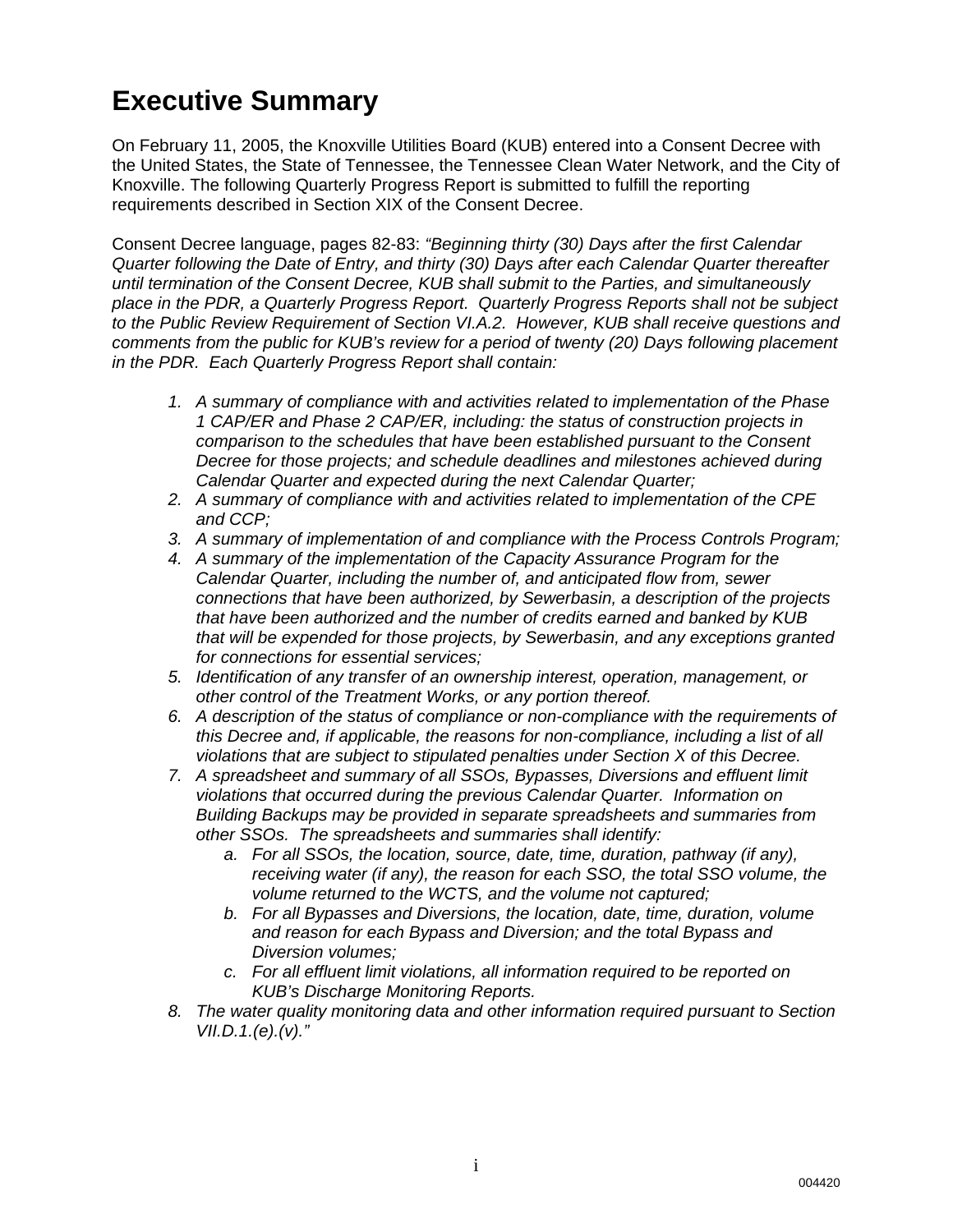# Executive Summary

On February 11, 2005, the Knoxville Utilities Board (KUB) entered into a Consent Decree with the United States, the State of Tennessee, the Tennessee Clean Water Network, and the City of Knoxville. The following Quarterly Progress Report is submitted to fulfill the reporting requirements described in Section XIX of the Consent Decree.

Consent Decree language, pages 82-83: *"Beginning thirty (30) Days after the first Calendar Quarter following the Date of Entry, and thirty (30) Days after each Calendar Quarter thereafter until termination of the Consent Decree, KUB shall submit to the Parties, and simultaneously place in the PDR, a Quarterly Progress Report. Quarterly Progress Reports shall not be subject to the Public Review Requirement of Section VI.A.2. However, KUB shall receive questions and comments from the public for KUB's review for a period of twenty (20) Days following placement in the PDR. Each Quarterly Progress Report shall contain:*

1. *A summary of compliance with and activities related to implementation of the Phase 1 CAP/ER and Phase 2 CAP/ER, including: the status of construction projects in comparison to the schedules that have been established pursuant to the Consent Decree for those projects; and schedule deadlines and milestones achieved during Calendar Quarter and expected during the next Calendar Quarter;*
2. *A summary of compliance with and activities related to implementation of the CPE and CCP;*
3. *A summary of implementation of and compliance with the Process Controls Program;*
4. *A summary of the implementation of the Capacity Assurance Program for the Calendar Quarter, including the number of, and anticipated flow from, sewer connections that have been authorized, by Sewerbasin, a description of the projects that have been authorized and the number of credits earned and banked by KUB that will be expended for those projects, by Sewerbasin, and any exceptions granted for connections for essential services;*
5. *Identification of any transfer of an ownership interest, operation, management, or other control of the Treatment Works, or any portion thereof.*
6. *A description of the status of compliance or non-compliance with the requirements of this Decree and, if applicable, the reasons for non-compliance, including a list of all violations that are subject to stipulated penalties under Section X of this Decree.*
7. *A spreadsheet and summary of all SSOs, Bypasses, Diversions and effluent limit violations that occurred during the previous Calendar Quarter. Information on Building Backups may be provided in separate spreadsheets and summaries from other SSOs. The spreadsheets and summaries shall identify:*
   a. *For all SSOs, the location, source, date, time, duration, pathway (if any), receiving water (if any), the reason for each SSO, the total SSO volume, the volume returned to the WCTS, and the volume not captured;*
   b. *For all Bypasses and Diversions, the location, date, time, duration, volume and reason for each Bypass and Diversion; and the total Bypass and Diversion volumes;*
   c. *For all effluent limit violations, all information required to be reported on KUB's Discharge Monitoring Reports.*
8. *The water quality monitoring data and other information required pursuant to Section VII.D.1.(e).(v)."*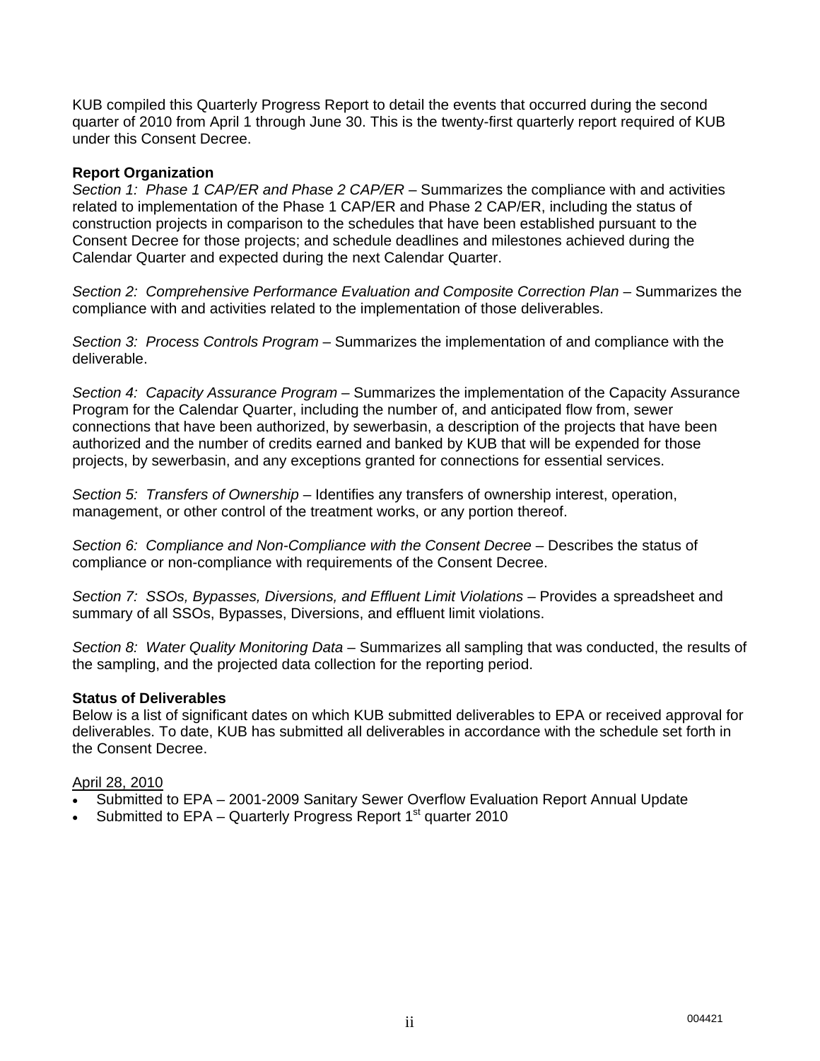KUB compiled this Quarterly Progress Report to detail the events that occurred during the second quarter of 2010 from April 1 through June 30. This is the twenty-first quarterly report required of KUB under this Consent Decree.

**Report Organization**

*Section 1: Phase 1 CAP/ER and Phase 2 CAP/ER* – Summarizes the compliance with and activities related to implementation of the Phase 1 CAP/ER and Phase 2 CAP/ER, including the status of construction projects in comparison to the schedules that have been established pursuant to the Consent Decree for those projects; and schedule deadlines and milestones achieved during the Calendar Quarter and expected during the next Calendar Quarter.

*Section 2: Comprehensive Performance Evaluation and Composite Correction Plan* – Summarizes the compliance with and activities related to the implementation of those deliverables.

*Section 3: Process Controls Program* – Summarizes the implementation of and compliance with the deliverable.

*Section 4: Capacity Assurance Program* – Summarizes the implementation of the Capacity Assurance Program for the Calendar Quarter, including the number of, and anticipated flow from, sewer connections that have been authorized, by sewerbasin, a description of the projects that have been authorized and the number of credits earned and banked by KUB that will be expended for those projects, by sewerbasin, and any exceptions granted for connections for essential services.

*Section 5: Transfers of Ownership* – Identifies any transfers of ownership interest, operation, management, or other control of the treatment works, or any portion thereof.

*Section 6: Compliance and Non-Compliance with the Consent Decree* – Describes the status of compliance or non-compliance with requirements of the Consent Decree.

*Section 7: SSOs, Bypasses, Diversions, and Effluent Limit Violations* – Provides a spreadsheet and summary of all SSOs, Bypasses, Diversions, and effluent limit violations.

*Section 8: Water Quality Monitoring Data* – Summarizes all sampling that was conducted, the results of the sampling, and the projected data collection for the reporting period.

**Status of Deliverables**

Below is a list of significant dates on which KUB submitted deliverables to EPA or received approval for deliverables. To date, KUB has submitted all deliverables in accordance with the schedule set forth in the Consent Decree.

<u>April 28, 2010</u>

- Submitted to EPA – 2001-2009 Sanitary Sewer Overflow Evaluation Report Annual Update
- Submitted to EPA – Quarterly Progress Report 1st quarter 2010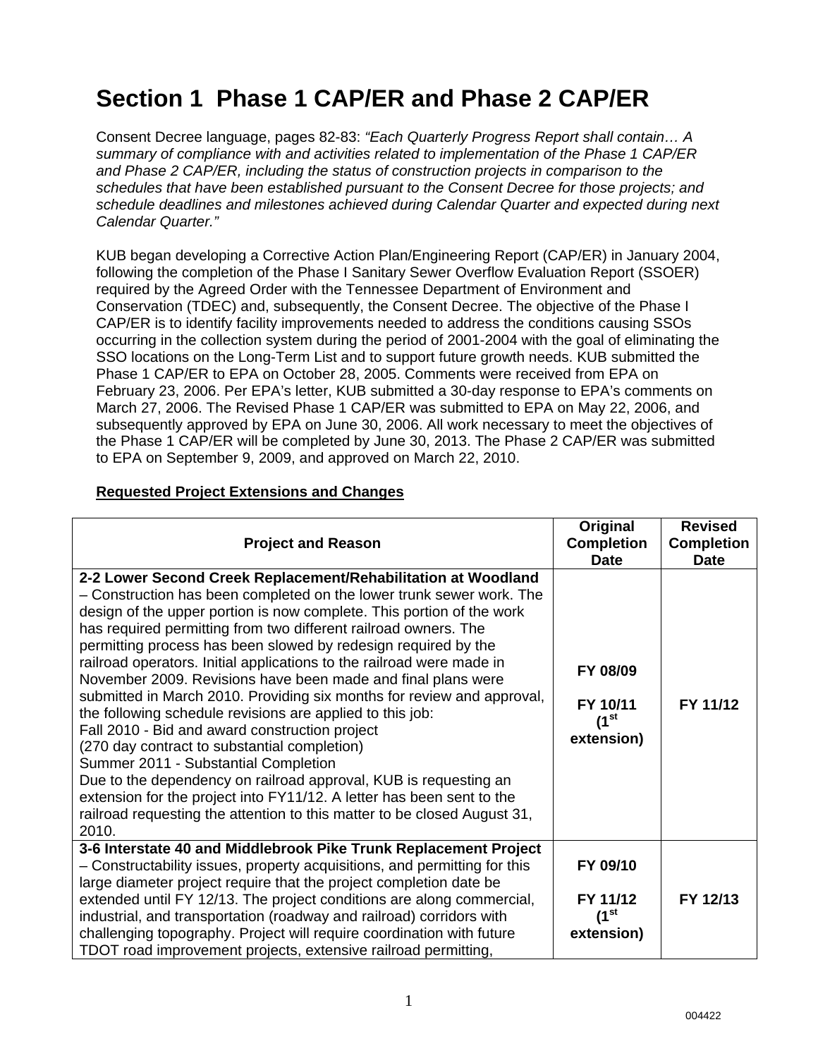# Section 1 Phase 1 CAP/ER and Phase 2 CAP/ER

Consent Decree language, pages 82-83: *"Each Quarterly Progress Report shall contain… A summary of compliance with and activities related to implementation of the Phase 1 CAP/ER and Phase 2 CAP/ER, including the status of construction projects in comparison to the schedules that have been established pursuant to the Consent Decree for those projects; and schedule deadlines and milestones achieved during Calendar Quarter and expected during next Calendar Quarter."*

KUB began developing a Corrective Action Plan/Engineering Report (CAP/ER) in January 2004, following the completion of the Phase I Sanitary Sewer Overflow Evaluation Report (SSOER) required by the Agreed Order with the Tennessee Department of Environment and Conservation (TDEC) and, subsequently, the Consent Decree. The objective of the Phase I CAP/ER is to identify facility improvements needed to address the conditions causing SSOs occurring in the collection system during the period of 2001-2004 with the goal of eliminating the SSO locations on the Long-Term List and to support future growth needs. KUB submitted the Phase 1 CAP/ER to EPA on October 28, 2005. Comments were received from EPA on February 23, 2006. Per EPA's letter, KUB submitted a 30-day response to EPA's comments on March 27, 2006. The Revised Phase 1 CAP/ER was submitted to EPA on May 22, 2006, and subsequently approved by EPA on June 30, 2006. All work necessary to meet the objectives of the Phase 1 CAP/ER will be completed by June 30, 2013. The Phase 2 CAP/ER was submitted to EPA on September 9, 2009, and approved on March 22, 2010.

**Requested Project Extensions and Changes**

| Project and Reason | Original Completion Date | Revised Completion Date |
|---|---|---|
| **2-2 Lower Second Creek Replacement/Rehabilitation at Woodland** – Construction has been completed on the lower trunk sewer work. The design of the upper portion is now complete. This portion of the work has required permitting from two different railroad owners. The permitting process has been slowed by redesign required by the railroad operators. Initial applications to the railroad were made in November 2009. Revisions have been made and final plans were submitted in March 2010. Providing six months for review and approval, the following schedule revisions are applied to this job:<br>Fall 2010 - Bid and award construction project<br>(270 day contract to substantial completion)<br>Summer 2011 - Substantial Completion<br>Due to the dependency on railroad approval, KUB is requesting an extension for the project into FY11/12. A letter has been sent to the railroad requesting the attention to this matter to be closed August 31, 2010. | **FY 08/09**<br><br>**FY 10/11 (1st extension)** | **FY 11/12** |
| **3-6 Interstate 40 and Middlebrook Pike Trunk Replacement Project** – Constructability issues, property acquisitions, and permitting for this large diameter project require that the project completion date be extended until FY 12/13. The project conditions are along commercial, industrial, and transportation (roadway and railroad) corridors with challenging topography. Project will require coordination with future TDOT road improvement projects, extensive railroad permitting, | **FY 09/10**<br><br>**FY 11/12 (1st extension)** | **FY 12/13** |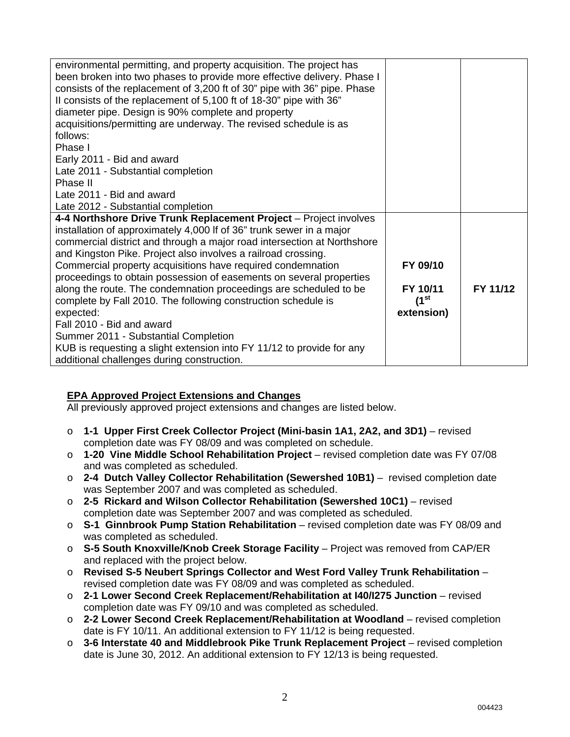| | | |
|---|---|---|
| environmental permitting, and property acquisition. The project has been broken into two phases to provide more effective delivery. Phase I consists of the replacement of 3,200 ft of 30" pipe with 36" pipe. Phase II consists of the replacement of 5,100 ft of 18-30" pipe with 36" diameter pipe. Design is 90% complete and property acquisitions/permitting are underway. The revised schedule is as follows:<br>Phase I<br>Early 2011 - Bid and award<br>Late 2011 - Substantial completion<br>Phase II<br>Late 2011 - Bid and award<br>Late 2012 - Substantial completion | | |
| **4-4 Northshore Drive Trunk Replacement Project** – Project involves installation of approximately 4,000 lf of 36" trunk sewer in a major commercial district and through a major road intersection at Northshore and Kingston Pike. Project also involves a railroad crossing. Commercial property acquisitions have required condemnation proceedings to obtain possession of easements on several properties along the route. The condemnation proceedings are scheduled to be complete by Fall 2010. The following construction schedule is expected:<br>Fall 2010 - Bid and award<br>Summer 2011 - Substantial Completion<br>KUB is requesting a slight extension into FY 11/12 to provide for any additional challenges during construction. | **FY 09/10**<br><br>**FY 10/11 (1st extension)** | **FY 11/12** |

**EPA Approved Project Extensions and Changes**

All previously approved project extensions and changes are listed below.

- **1-1 Upper First Creek Collector Project (Mini-basin 1A1, 2A2, and 3D1)** – revised completion date was FY 08/09 and was completed on schedule.
- **1-20 Vine Middle School Rehabilitation Project** – revised completion date was FY 07/08 and was completed as scheduled.
- **2-4 Dutch Valley Collector Rehabilitation (Sewershed 10B1)** – revised completion date was September 2007 and was completed as scheduled.
- **2-5 Rickard and Wilson Collector Rehabilitation (Sewershed 10C1)** – revised completion date was September 2007 and was completed as scheduled.
- **S-1 Ginnbrook Pump Station Rehabilitation** – revised completion date was FY 08/09 and was completed as scheduled.
- **S-5 South Knoxville/Knob Creek Storage Facility** – Project was removed from CAP/ER and replaced with the project below.
- **Revised S-5 Neubert Springs Collector and West Ford Valley Trunk Rehabilitation** – revised completion date was FY 08/09 and was completed as scheduled.
- **2-1 Lower Second Creek Replacement/Rehabilitation at I40/I275 Junction** – revised completion date was FY 09/10 and was completed as scheduled.
- **2-2 Lower Second Creek Replacement/Rehabilitation at Woodland** – revised completion date is FY 10/11. An additional extension to FY 11/12 is being requested.
- **3-6 Interstate 40 and Middlebrook Pike Trunk Replacement Project** – revised completion date is June 30, 2012. An additional extension to FY 12/13 is being requested.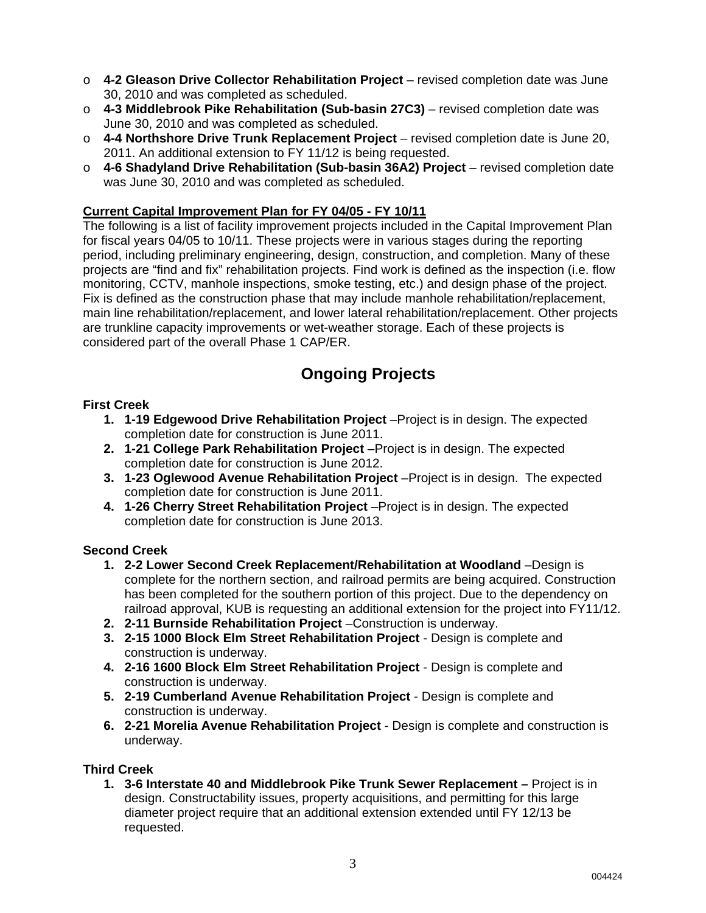- **4-2 Gleason Drive Collector Rehabilitation Project** – revised completion date was June 30, 2010 and was completed as scheduled.
- **4-3 Middlebrook Pike Rehabilitation (Sub-basin 27C3)** – revised completion date was June 30, 2010 and was completed as scheduled.
- **4-4 Northshore Drive Trunk Replacement Project** – revised completion date is June 20, 2011. An additional extension to FY 11/12 is being requested.
- **4-6 Shadyland Drive Rehabilitation (Sub-basin 36A2) Project** – revised completion date was June 30, 2010 and was completed as scheduled.

**Current Capital Improvement Plan for FY 04/05 - FY 10/11**

The following is a list of facility improvement projects included in the Capital Improvement Plan for fiscal years 04/05 to 10/11. These projects were in various stages during the reporting period, including preliminary engineering, design, construction, and completion. Many of these projects are "find and fix" rehabilitation projects. Find work is defined as the inspection (i.e. flow monitoring, CCTV, manhole inspections, smoke testing, etc.) and design phase of the project. Fix is defined as the construction phase that may include manhole rehabilitation/replacement, main line rehabilitation/replacement, and lower lateral rehabilitation/replacement. Other projects are trunkline capacity improvements or wet-weather storage. Each of these projects is considered part of the overall Phase 1 CAP/ER.

## Ongoing Projects

**First Creek**

1. **1-19 Edgewood Drive Rehabilitation Project** –Project is in design. The expected completion date for construction is June 2011.
2. **1-21 College Park Rehabilitation Project** –Project is in design. The expected completion date for construction is June 2012.
3. **1-23 Oglewood Avenue Rehabilitation Project** –Project is in design. The expected completion date for construction is June 2011.
4. **1-26 Cherry Street Rehabilitation Project** –Project is in design. The expected completion date for construction is June 2013.

**Second Creek**

1. **2-2 Lower Second Creek Replacement/Rehabilitation at Woodland** –Design is complete for the northern section, and railroad permits are being acquired. Construction has been completed for the southern portion of this project. Due to the dependency on railroad approval, KUB is requesting an additional extension for the project into FY11/12.
2. **2-11 Burnside Rehabilitation Project** –Construction is underway.
3. **2-15 1000 Block Elm Street Rehabilitation Project** - Design is complete and construction is underway.
4. **2-16 1600 Block Elm Street Rehabilitation Project** - Design is complete and construction is underway.
5. **2-19 Cumberland Avenue Rehabilitation Project** - Design is complete and construction is underway.
6. **2-21 Morelia Avenue Rehabilitation Project** - Design is complete and construction is underway.

**Third Creek**

1. **3-6 Interstate 40 and Middlebrook Pike Trunk Sewer Replacement –** Project is in design. Constructability issues, property acquisitions, and permitting for this large diameter project require that an additional extension extended until FY 12/13 be requested.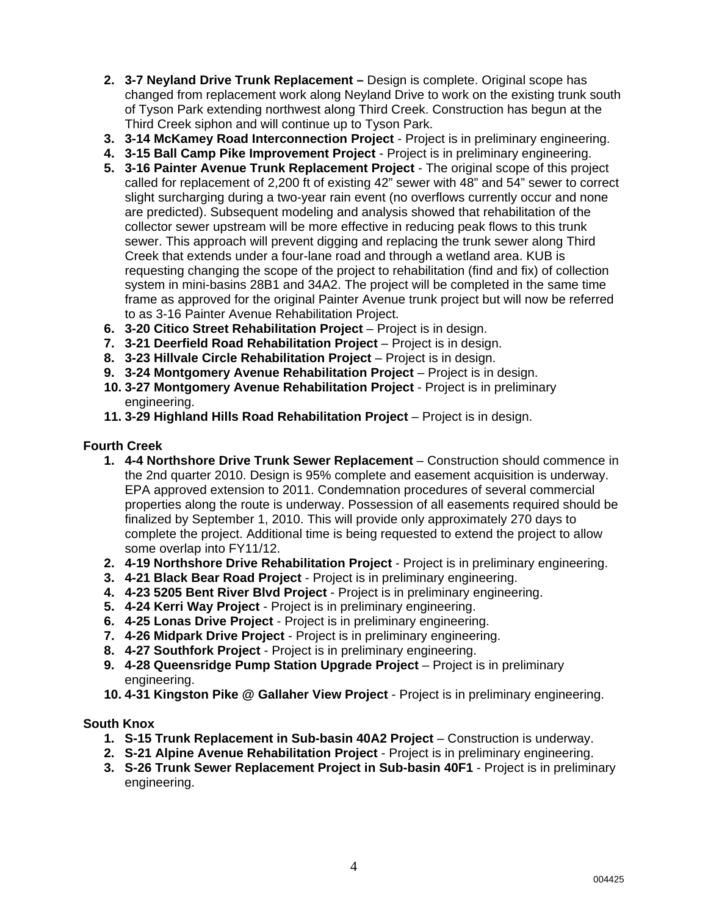2. **3-7 Neyland Drive Trunk Replacement –** Design is complete. Original scope has changed from replacement work along Neyland Drive to work on the existing trunk south of Tyson Park extending northwest along Third Creek. Construction has begun at the Third Creek siphon and will continue up to Tyson Park.
3. **3-14 McKamey Road Interconnection Project** - Project is in preliminary engineering.
4. **3-15 Ball Camp Pike Improvement Project** - Project is in preliminary engineering.
5. **3-16 Painter Avenue Trunk Replacement Project** - The original scope of this project called for replacement of 2,200 ft of existing 42" sewer with 48" and 54" sewer to correct slight surcharging during a two-year rain event (no overflows currently occur and none are predicted). Subsequent modeling and analysis showed that rehabilitation of the collector sewer upstream will be more effective in reducing peak flows to this trunk sewer. This approach will prevent digging and replacing the trunk sewer along Third Creek that extends under a four-lane road and through a wetland area. KUB is requesting changing the scope of the project to rehabilitation (find and fix) of collection system in mini-basins 28B1 and 34A2. The project will be completed in the same time frame as approved for the original Painter Avenue trunk project but will now be referred to as 3-16 Painter Avenue Rehabilitation Project.
6. **3-20 Citico Street Rehabilitation Project** – Project is in design.
7. **3-21 Deerfield Road Rehabilitation Project** – Project is in design.
8. **3-23 Hillvale Circle Rehabilitation Project** – Project is in design.
9. **3-24 Montgomery Avenue Rehabilitation Project** – Project is in design.
10. **3-27 Montgomery Avenue Rehabilitation Project** - Project is in preliminary engineering.
11. **3-29 Highland Hills Road Rehabilitation Project** – Project is in design.

**Fourth Creek**

1. **4-4 Northshore Drive Trunk Sewer Replacement** – Construction should commence in the 2nd quarter 2010. Design is 95% complete and easement acquisition is underway. EPA approved extension to 2011. Condemnation procedures of several commercial properties along the route is underway. Possession of all easements required should be finalized by September 1, 2010. This will provide only approximately 270 days to complete the project. Additional time is being requested to extend the project to allow some overlap into FY11/12.
2. **4-19 Northshore Drive Rehabilitation Project** - Project is in preliminary engineering.
3. **4-21 Black Bear Road Project** - Project is in preliminary engineering.
4. **4-23 5205 Bent River Blvd Project** - Project is in preliminary engineering.
5. **4-24 Kerri Way Project** - Project is in preliminary engineering.
6. **4-25 Lonas Drive Project** - Project is in preliminary engineering.
7. **4-26 Midpark Drive Project** - Project is in preliminary engineering.
8. **4-27 Southfork Project** - Project is in preliminary engineering.
9. **4-28 Queensridge Pump Station Upgrade Project** – Project is in preliminary engineering.
10. **4-31 Kingston Pike @ Gallaher View Project** - Project is in preliminary engineering.

**South Knox**

1. **S-15 Trunk Replacement in Sub-basin 40A2 Project** – Construction is underway.
2. **S-21 Alpine Avenue Rehabilitation Project** - Project is in preliminary engineering.
3. **S-26 Trunk Sewer Replacement Project in Sub-basin 40F1** - Project is in preliminary engineering.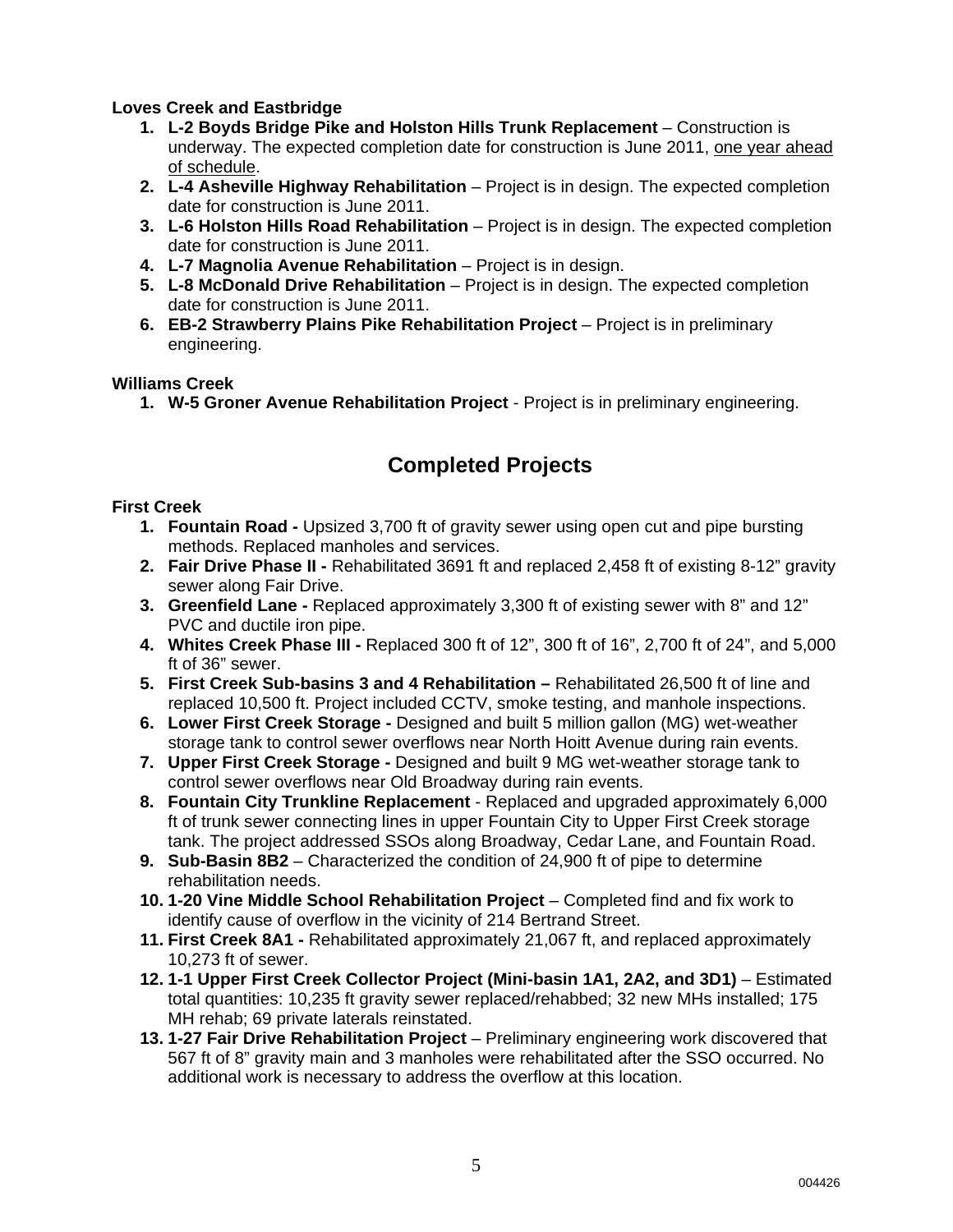**Loves Creek and Eastbridge**

1. **L-2 Boyds Bridge Pike and Holston Hills Trunk Replacement** – Construction is underway. The expected completion date for construction is June 2011, <u>one year ahead of schedule</u>.
2. **L-4 Asheville Highway Rehabilitation** – Project is in design. The expected completion date for construction is June 2011.
3. **L-6 Holston Hills Road Rehabilitation** – Project is in design. The expected completion date for construction is June 2011.
4. **L-7 Magnolia Avenue Rehabilitation** – Project is in design.
5. **L-8 McDonald Drive Rehabilitation** – Project is in design. The expected completion date for construction is June 2011.
6. **EB-2 Strawberry Plains Pike Rehabilitation Project** – Project is in preliminary engineering.

**Williams Creek**

1. **W-5 Groner Avenue Rehabilitation Project** - Project is in preliminary engineering.

## Completed Projects

**First Creek**

1. **Fountain Road -** Upsized 3,700 ft of gravity sewer using open cut and pipe bursting methods. Replaced manholes and services.
2. **Fair Drive Phase II -** Rehabilitated 3691 ft and replaced 2,458 ft of existing 8-12" gravity sewer along Fair Drive.
3. **Greenfield Lane -** Replaced approximately 3,300 ft of existing sewer with 8" and 12" PVC and ductile iron pipe.
4. **Whites Creek Phase III -** Replaced 300 ft of 12", 300 ft of 16", 2,700 ft of 24", and 5,000 ft of 36" sewer.
5. **First Creek Sub-basins 3 and 4 Rehabilitation –** Rehabilitated 26,500 ft of line and replaced 10,500 ft. Project included CCTV, smoke testing, and manhole inspections.
6. **Lower First Creek Storage -** Designed and built 5 million gallon (MG) wet-weather storage tank to control sewer overflows near North Hoitt Avenue during rain events.
7. **Upper First Creek Storage -** Designed and built 9 MG wet-weather storage tank to control sewer overflows near Old Broadway during rain events.
8. **Fountain City Trunkline Replacement** - Replaced and upgraded approximately 6,000 ft of trunk sewer connecting lines in upper Fountain City to Upper First Creek storage tank. The project addressed SSOs along Broadway, Cedar Lane, and Fountain Road.
9. **Sub-Basin 8B2** – Characterized the condition of 24,900 ft of pipe to determine rehabilitation needs.
10. **1-20 Vine Middle School Rehabilitation Project** – Completed find and fix work to identify cause of overflow in the vicinity of 214 Bertrand Street.
11. **First Creek 8A1 -** Rehabilitated approximately 21,067 ft, and replaced approximately 10,273 ft of sewer.
12. **1-1 Upper First Creek Collector Project (Mini-basin 1A1, 2A2, and 3D1)** – Estimated total quantities: 10,235 ft gravity sewer replaced/rehabbed; 32 new MHs installed; 175 MH rehab; 69 private laterals reinstated.
13. **1-27 Fair Drive Rehabilitation Project** – Preliminary engineering work discovered that 567 ft of 8" gravity main and 3 manholes were rehabilitated after the SSO occurred. No additional work is necessary to address the overflow at this location.

004426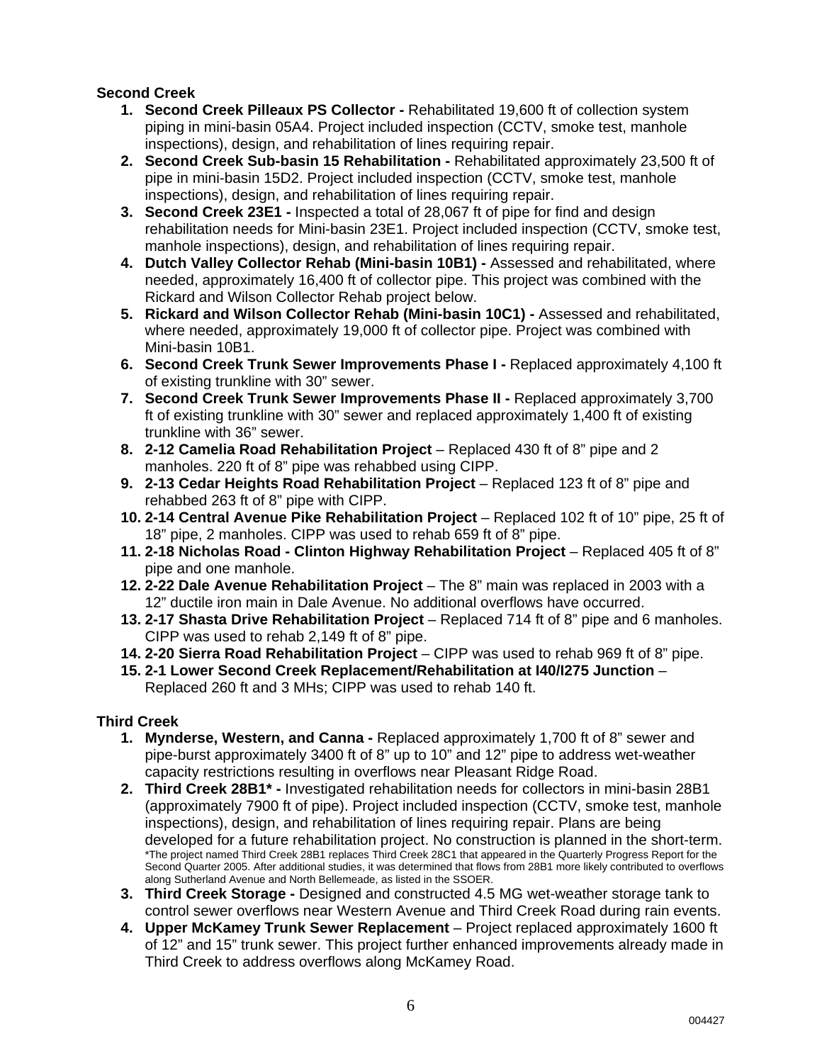**Second Creek**

1. **Second Creek Pilleaux PS Collector -** Rehabilitated 19,600 ft of collection system piping in mini-basin 05A4. Project included inspection (CCTV, smoke test, manhole inspections), design, and rehabilitation of lines requiring repair.
2. **Second Creek Sub-basin 15 Rehabilitation -** Rehabilitated approximately 23,500 ft of pipe in mini-basin 15D2. Project included inspection (CCTV, smoke test, manhole inspections), design, and rehabilitation of lines requiring repair.
3. **Second Creek 23E1 -** Inspected a total of 28,067 ft of pipe for find and design rehabilitation needs for Mini-basin 23E1. Project included inspection (CCTV, smoke test, manhole inspections), design, and rehabilitation of lines requiring repair.
4. **Dutch Valley Collector Rehab (Mini-basin 10B1) -** Assessed and rehabilitated, where needed, approximately 16,400 ft of collector pipe. This project was combined with the Rickard and Wilson Collector Rehab project below.
5. **Rickard and Wilson Collector Rehab (Mini-basin 10C1) -** Assessed and rehabilitated, where needed, approximately 19,000 ft of collector pipe. Project was combined with Mini-basin 10B1.
6. **Second Creek Trunk Sewer Improvements Phase I -** Replaced approximately 4,100 ft of existing trunkline with 30" sewer.
7. **Second Creek Trunk Sewer Improvements Phase II -** Replaced approximately 3,700 ft of existing trunkline with 30" sewer and replaced approximately 1,400 ft of existing trunkline with 36" sewer.
8. **2-12 Camelia Road Rehabilitation Project** – Replaced 430 ft of 8" pipe and 2 manholes. 220 ft of 8" pipe was rehabbed using CIPP.
9. **2-13 Cedar Heights Road Rehabilitation Project** – Replaced 123 ft of 8" pipe and rehabbed 263 ft of 8" pipe with CIPP.
10. **2-14 Central Avenue Pike Rehabilitation Project** – Replaced 102 ft of 10" pipe, 25 ft of 18" pipe, 2 manholes. CIPP was used to rehab 659 ft of 8" pipe.
11. **2-18 Nicholas Road - Clinton Highway Rehabilitation Project** – Replaced 405 ft of 8" pipe and one manhole.
12. **2-22 Dale Avenue Rehabilitation Project** – The 8" main was replaced in 2003 with a 12" ductile iron main in Dale Avenue. No additional overflows have occurred.
13. **2-17 Shasta Drive Rehabilitation Project** – Replaced 714 ft of 8" pipe and 6 manholes. CIPP was used to rehab 2,149 ft of 8" pipe.
14. **2-20 Sierra Road Rehabilitation Project** – CIPP was used to rehab 969 ft of 8" pipe.
15. **2-1 Lower Second Creek Replacement/Rehabilitation at I40/I275 Junction** – Replaced 260 ft and 3 MHs; CIPP was used to rehab 140 ft.

**Third Creek**

1. **Mynderse, Western, and Canna -** Replaced approximately 1,700 ft of 8" sewer and pipe-burst approximately 3400 ft of 8" up to 10" and 12" pipe to address wet-weather capacity restrictions resulting in overflows near Pleasant Ridge Road.
2. **Third Creek 28B1* -** Investigated rehabilitation needs for collectors in mini-basin 28B1 (approximately 7900 ft of pipe). Project included inspection (CCTV, smoke test, manhole inspections), design, and rehabilitation of lines requiring repair. Plans are being developed for a future rehabilitation project. No construction is planned in the short-term.
   *The project named Third Creek 28B1 replaces Third Creek 28C1 that appeared in the Quarterly Progress Report for the Second Quarter 2005. After additional studies, it was determined that flows from 28B1 more likely contributed to overflows along Sutherland Avenue and North Bellemeade, as listed in the SSOER.
3. **Third Creek Storage -** Designed and constructed 4.5 MG wet-weather storage tank to control sewer overflows near Western Avenue and Third Creek Road during rain events.
4. **Upper McKamey Trunk Sewer Replacement** – Project replaced approximately 1600 ft of 12" and 15" trunk sewer. This project further enhanced improvements already made in Third Creek to address overflows along McKamey Road.

004427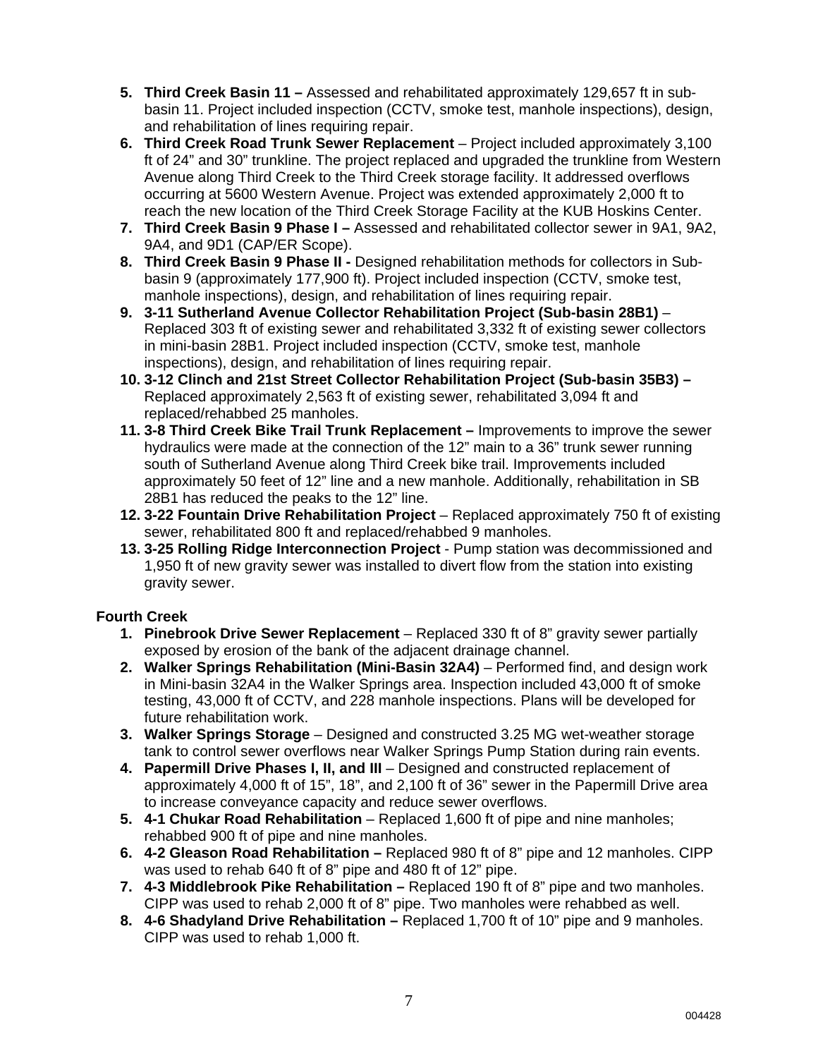5. **Third Creek Basin 11 –** Assessed and rehabilitated approximately 129,657 ft in sub-basin 11. Project included inspection (CCTV, smoke test, manhole inspections), design, and rehabilitation of lines requiring repair.
6. **Third Creek Road Trunk Sewer Replacement** – Project included approximately 3,100 ft of 24" and 30" trunkline. The project replaced and upgraded the trunkline from Western Avenue along Third Creek to the Third Creek storage facility. It addressed overflows occurring at 5600 Western Avenue. Project was extended approximately 2,000 ft to reach the new location of the Third Creek Storage Facility at the KUB Hoskins Center.
7. **Third Creek Basin 9 Phase I –** Assessed and rehabilitated collector sewer in 9A1, 9A2, 9A4, and 9D1 (CAP/ER Scope).
8. **Third Creek Basin 9 Phase II -** Designed rehabilitation methods for collectors in Sub-basin 9 (approximately 177,900 ft). Project included inspection (CCTV, smoke test, manhole inspections), design, and rehabilitation of lines requiring repair.
9. **3-11 Sutherland Avenue Collector Rehabilitation Project (Sub-basin 28B1)** – Replaced 303 ft of existing sewer and rehabilitated 3,332 ft of existing sewer collectors in mini-basin 28B1. Project included inspection (CCTV, smoke test, manhole inspections), design, and rehabilitation of lines requiring repair.
10. **3-12 Clinch and 21st Street Collector Rehabilitation Project (Sub-basin 35B3) –** Replaced approximately 2,563 ft of existing sewer, rehabilitated 3,094 ft and replaced/rehabbed 25 manholes.
11. **3-8 Third Creek Bike Trail Trunk Replacement –** Improvements to improve the sewer hydraulics were made at the connection of the 12" main to a 36" trunk sewer running south of Sutherland Avenue along Third Creek bike trail. Improvements included approximately 50 feet of 12" line and a new manhole. Additionally, rehabilitation in SB 28B1 has reduced the peaks to the 12" line.
12. **3-22 Fountain Drive Rehabilitation Project** – Replaced approximately 750 ft of existing sewer, rehabilitated 800 ft and replaced/rehabbed 9 manholes.
13. **3-25 Rolling Ridge Interconnection Project** - Pump station was decommissioned and 1,950 ft of new gravity sewer was installed to divert flow from the station into existing gravity sewer.

**Fourth Creek**

1. **Pinebrook Drive Sewer Replacement** – Replaced 330 ft of 8" gravity sewer partially exposed by erosion of the bank of the adjacent drainage channel.
2. **Walker Springs Rehabilitation (Mini-Basin 32A4)** – Performed find, and design work in Mini-basin 32A4 in the Walker Springs area. Inspection included 43,000 ft of smoke testing, 43,000 ft of CCTV, and 228 manhole inspections. Plans will be developed for future rehabilitation work.
3. **Walker Springs Storage** – Designed and constructed 3.25 MG wet-weather storage tank to control sewer overflows near Walker Springs Pump Station during rain events.
4. **Papermill Drive Phases I, II, and III** – Designed and constructed replacement of approximately 4,000 ft of 15", 18", and 2,100 ft of 36" sewer in the Papermill Drive area to increase conveyance capacity and reduce sewer overflows.
5. **4-1 Chukar Road Rehabilitation** – Replaced 1,600 ft of pipe and nine manholes; rehabbed 900 ft of pipe and nine manholes.
6. **4-2 Gleason Road Rehabilitation –** Replaced 980 ft of 8" pipe and 12 manholes. CIPP was used to rehab 640 ft of 8" pipe and 480 ft of 12" pipe.
7. **4-3 Middlebrook Pike Rehabilitation –** Replaced 190 ft of 8" pipe and two manholes. CIPP was used to rehab 2,000 ft of 8" pipe. Two manholes were rehabbed as well.
8. **4-6 Shadyland Drive Rehabilitation –** Replaced 1,700 ft of 10" pipe and 9 manholes. CIPP was used to rehab 1,000 ft.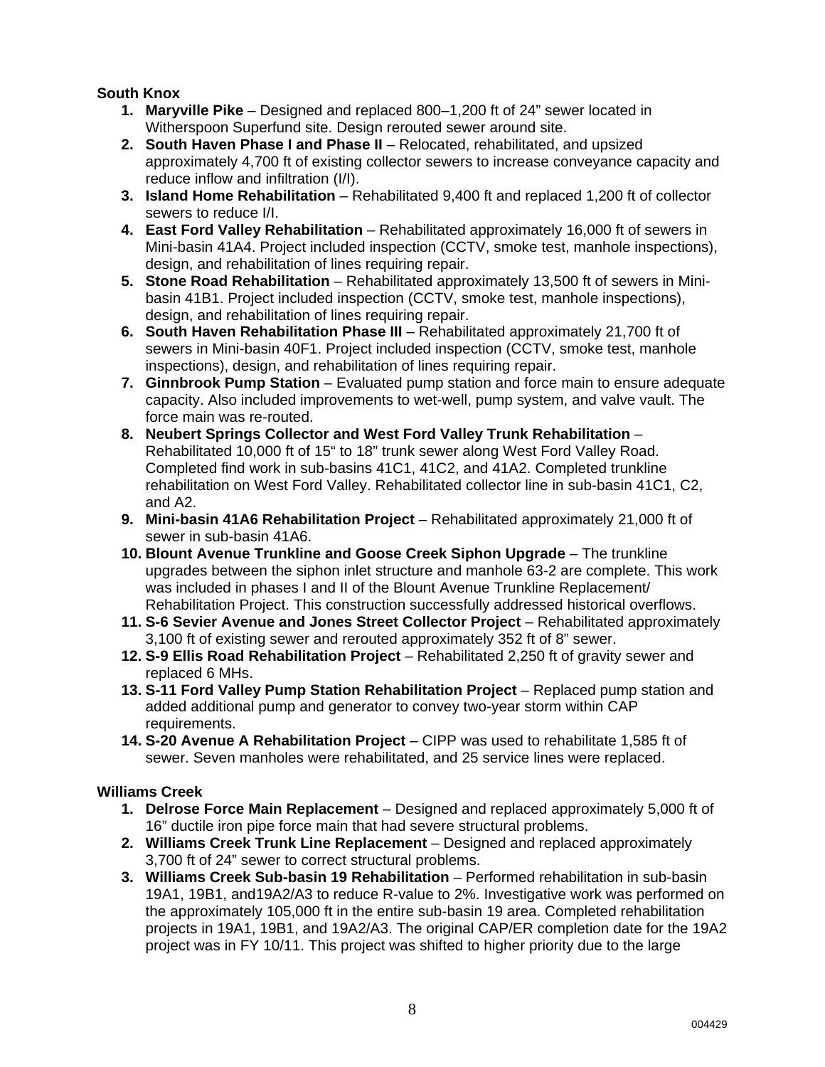**South Knox**

1. **Maryville Pike** – Designed and replaced 800–1,200 ft of 24" sewer located in Witherspoon Superfund site. Design rerouted sewer around site.
2. **South Haven Phase I and Phase II** – Relocated, rehabilitated, and upsized approximately 4,700 ft of existing collector sewers to increase conveyance capacity and reduce inflow and infiltration (I/I).
3. **Island Home Rehabilitation** – Rehabilitated 9,400 ft and replaced 1,200 ft of collector sewers to reduce I/I.
4. **East Ford Valley Rehabilitation** – Rehabilitated approximately 16,000 ft of sewers in Mini-basin 41A4. Project included inspection (CCTV, smoke test, manhole inspections), design, and rehabilitation of lines requiring repair.
5. **Stone Road Rehabilitation** – Rehabilitated approximately 13,500 ft of sewers in Mini-basin 41B1. Project included inspection (CCTV, smoke test, manhole inspections), design, and rehabilitation of lines requiring repair.
6. **South Haven Rehabilitation Phase III** – Rehabilitated approximately 21,700 ft of sewers in Mini-basin 40F1. Project included inspection (CCTV, smoke test, manhole inspections), design, and rehabilitation of lines requiring repair.
7. **Ginnbrook Pump Station** – Evaluated pump station and force main to ensure adequate capacity. Also included improvements to wet-well, pump system, and valve vault. The force main was re-routed.
8. **Neubert Springs Collector and West Ford Valley Trunk Rehabilitation** – Rehabilitated 10,000 ft of 15" to 18" trunk sewer along West Ford Valley Road. Completed find work in sub-basins 41C1, 41C2, and 41A2. Completed trunkline rehabilitation on West Ford Valley. Rehabilitated collector line in sub-basin 41C1, C2, and A2.
9. **Mini-basin 41A6 Rehabilitation Project** – Rehabilitated approximately 21,000 ft of sewer in sub-basin 41A6.
10. **Blount Avenue Trunkline and Goose Creek Siphon Upgrade** – The trunkline upgrades between the siphon inlet structure and manhole 63-2 are complete. This work was included in phases I and II of the Blount Avenue Trunkline Replacement/ Rehabilitation Project. This construction successfully addressed historical overflows.
11. **S-6 Sevier Avenue and Jones Street Collector Project** – Rehabilitated approximately 3,100 ft of existing sewer and rerouted approximately 352 ft of 8" sewer.
12. **S-9 Ellis Road Rehabilitation Project** – Rehabilitated 2,250 ft of gravity sewer and replaced 6 MHs.
13. **S-11 Ford Valley Pump Station Rehabilitation Project** – Replaced pump station and added additional pump and generator to convey two-year storm within CAP requirements.
14. **S-20 Avenue A Rehabilitation Project** – CIPP was used to rehabilitate 1,585 ft of sewer. Seven manholes were rehabilitated, and 25 service lines were replaced.

**Williams Creek**

1. **Delrose Force Main Replacement** – Designed and replaced approximately 5,000 ft of 16" ductile iron pipe force main that had severe structural problems.
2. **Williams Creek Trunk Line Replacement** – Designed and replaced approximately 3,700 ft of 24" sewer to correct structural problems.
3. **Williams Creek Sub-basin 19 Rehabilitation** – Performed rehabilitation in sub-basin 19A1, 19B1, and19A2/A3 to reduce R-value to 2%. Investigative work was performed on the approximately 105,000 ft in the entire sub-basin 19 area. Completed rehabilitation projects in 19A1, 19B1, and 19A2/A3. The original CAP/ER completion date for the 19A2 project was in FY 10/11. This project was shifted to higher priority due to the large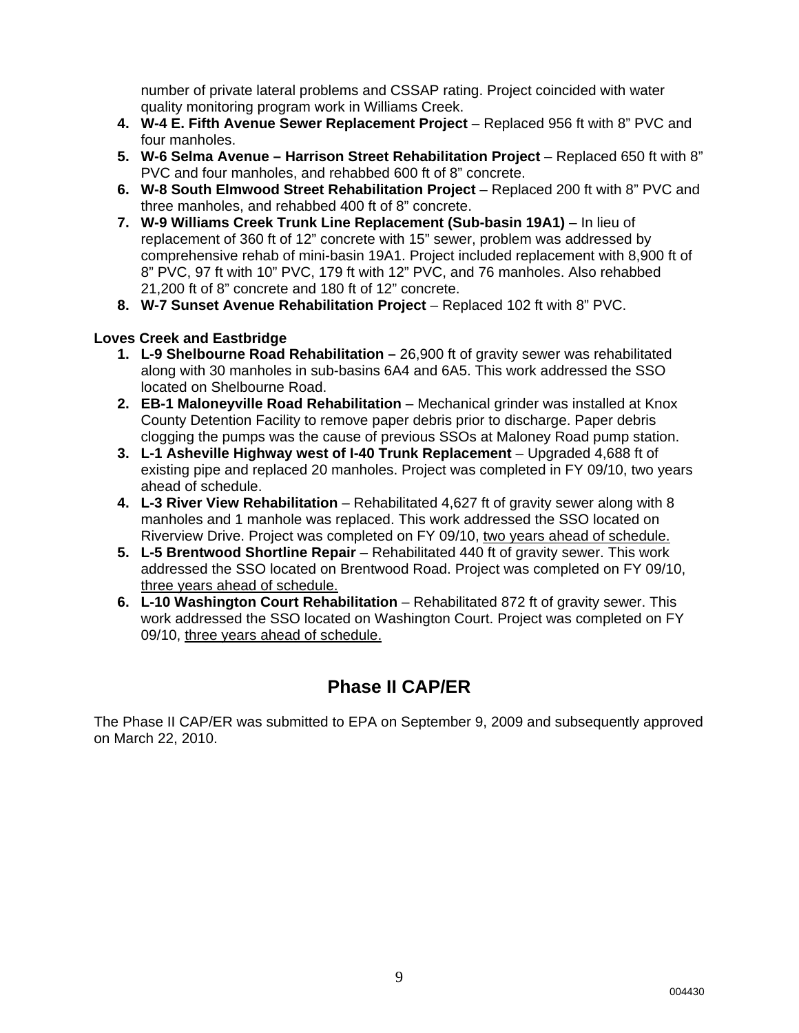number of private lateral problems and CSSAP rating. Project coincided with water quality monitoring program work in Williams Creek.

4. **W-4 E. Fifth Avenue Sewer Replacement Project** – Replaced 956 ft with 8” PVC and four manholes.
5. **W-6 Selma Avenue – Harrison Street Rehabilitation Project** – Replaced 650 ft with 8” PVC and four manholes, and rehabbed 600 ft of 8” concrete.
6. **W-8 South Elmwood Street Rehabilitation Project** – Replaced 200 ft with 8” PVC and three manholes, and rehabbed 400 ft of 8” concrete.
7. **W-9 Williams Creek Trunk Line Replacement (Sub-basin 19A1)** – In lieu of replacement of 360 ft of 12” concrete with 15” sewer, problem was addressed by comprehensive rehab of mini-basin 19A1. Project included replacement with 8,900 ft of 8” PVC, 97 ft with 10” PVC, 179 ft with 12” PVC, and 76 manholes. Also rehabbed 21,200 ft of 8” concrete and 180 ft of 12” concrete.
8. **W-7 Sunset Avenue Rehabilitation Project** – Replaced 102 ft with 8” PVC.

**Loves Creek and Eastbridge**

1. **L-9 Shelbourne Road Rehabilitation –** 26,900 ft of gravity sewer was rehabilitated along with 30 manholes in sub-basins 6A4 and 6A5. This work addressed the SSO located on Shelbourne Road.
2. **EB-1 Maloneyville Road Rehabilitation** – Mechanical grinder was installed at Knox County Detention Facility to remove paper debris prior to discharge. Paper debris clogging the pumps was the cause of previous SSOs at Maloney Road pump station.
3. **L-1 Asheville Highway west of I-40 Trunk Replacement** – Upgraded 4,688 ft of existing pipe and replaced 20 manholes. Project was completed in FY 09/10, two years ahead of schedule.
4. **L-3 River View Rehabilitation** – Rehabilitated 4,627 ft of gravity sewer along with 8 manholes and 1 manhole was replaced. This work addressed the SSO located on Riverview Drive. Project was completed on FY 09/10, two years ahead of schedule.
5. **L-5 Brentwood Shortline Repair** – Rehabilitated 440 ft of gravity sewer. This work addressed the SSO located on Brentwood Road. Project was completed on FY 09/10, three years ahead of schedule.
6. **L-10 Washington Court Rehabilitation** – Rehabilitated 872 ft of gravity sewer. This work addressed the SSO located on Washington Court. Project was completed on FY 09/10, three years ahead of schedule.

## Phase II CAP/ER

The Phase II CAP/ER was submitted to EPA on September 9, 2009 and subsequently approved on March 22, 2010.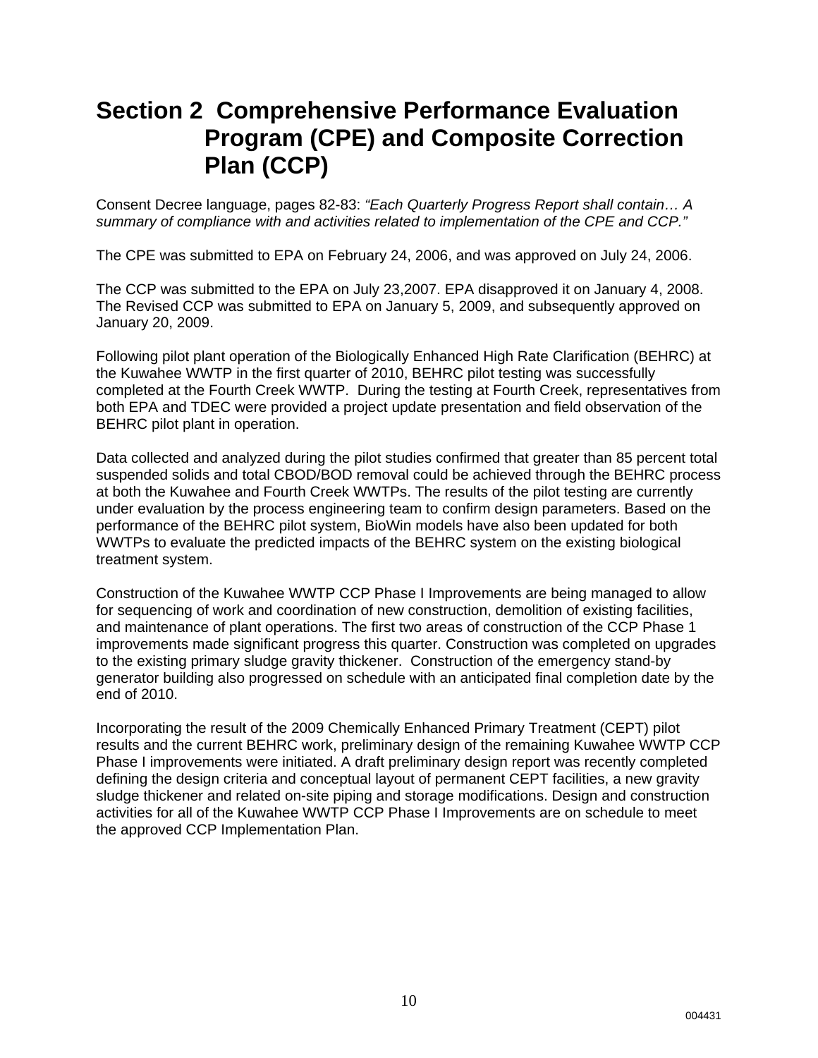# Section 2 Comprehensive Performance Evaluation Program (CPE) and Composite Correction Plan (CCP)

Consent Decree language, pages 82-83: *"Each Quarterly Progress Report shall contain… A summary of compliance with and activities related to implementation of the CPE and CCP."*

The CPE was submitted to EPA on February 24, 2006, and was approved on July 24, 2006.

The CCP was submitted to the EPA on July 23,2007. EPA disapproved it on January 4, 2008. The Revised CCP was submitted to EPA on January 5, 2009, and subsequently approved on January 20, 2009.

Following pilot plant operation of the Biologically Enhanced High Rate Clarification (BEHRC) at the Kuwahee WWTP in the first quarter of 2010, BEHRC pilot testing was successfully completed at the Fourth Creek WWTP. During the testing at Fourth Creek, representatives from both EPA and TDEC were provided a project update presentation and field observation of the BEHRC pilot plant in operation.

Data collected and analyzed during the pilot studies confirmed that greater than 85 percent total suspended solids and total CBOD/BOD removal could be achieved through the BEHRC process at both the Kuwahee and Fourth Creek WWTPs. The results of the pilot testing are currently under evaluation by the process engineering team to confirm design parameters. Based on the performance of the BEHRC pilot system, BioWin models have also been updated for both WWTPs to evaluate the predicted impacts of the BEHRC system on the existing biological treatment system.

Construction of the Kuwahee WWTP CCP Phase I Improvements are being managed to allow for sequencing of work and coordination of new construction, demolition of existing facilities, and maintenance of plant operations. The first two areas of construction of the CCP Phase 1 improvements made significant progress this quarter. Construction was completed on upgrades to the existing primary sludge gravity thickener. Construction of the emergency stand-by generator building also progressed on schedule with an anticipated final completion date by the end of 2010.

Incorporating the result of the 2009 Chemically Enhanced Primary Treatment (CEPT) pilot results and the current BEHRC work, preliminary design of the remaining Kuwahee WWTP CCP Phase I improvements were initiated. A draft preliminary design report was recently completed defining the design criteria and conceptual layout of permanent CEPT facilities, a new gravity sludge thickener and related on-site piping and storage modifications. Design and construction activities for all of the Kuwahee WWTP CCP Phase I Improvements are on schedule to meet the approved CCP Implementation Plan.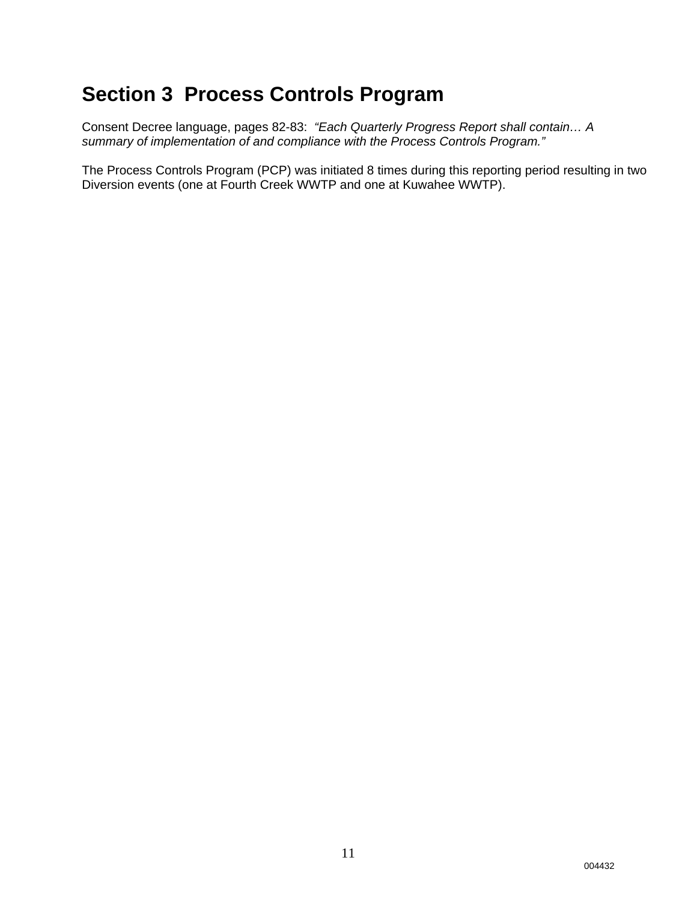# Section 3 Process Controls Program

Consent Decree language, pages 82-83: *"Each Quarterly Progress Report shall contain… A summary of implementation of and compliance with the Process Controls Program."*

The Process Controls Program (PCP) was initiated 8 times during this reporting period resulting in two Diversion events (one at Fourth Creek WWTP and one at Kuwahee WWTP).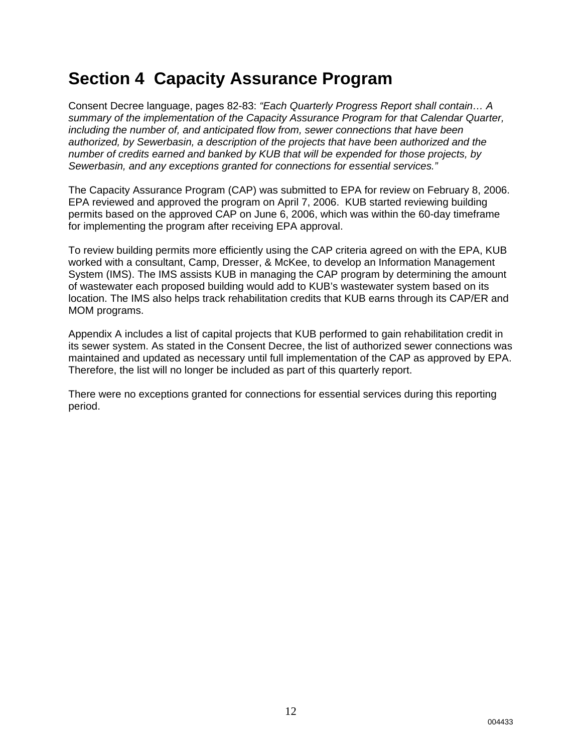# Section 4 Capacity Assurance Program

Consent Decree language, pages 82-83: *"Each Quarterly Progress Report shall contain… A summary of the implementation of the Capacity Assurance Program for that Calendar Quarter, including the number of, and anticipated flow from, sewer connections that have been authorized, by Sewerbasin, a description of the projects that have been authorized and the number of credits earned and banked by KUB that will be expended for those projects, by Sewerbasin, and any exceptions granted for connections for essential services."*

The Capacity Assurance Program (CAP) was submitted to EPA for review on February 8, 2006. EPA reviewed and approved the program on April 7, 2006. KUB started reviewing building permits based on the approved CAP on June 6, 2006, which was within the 60-day timeframe for implementing the program after receiving EPA approval.

To review building permits more efficiently using the CAP criteria agreed on with the EPA, KUB worked with a consultant, Camp, Dresser, & McKee, to develop an Information Management System (IMS). The IMS assists KUB in managing the CAP program by determining the amount of wastewater each proposed building would add to KUB's wastewater system based on its location. The IMS also helps track rehabilitation credits that KUB earns through its CAP/ER and MOM programs.

Appendix A includes a list of capital projects that KUB performed to gain rehabilitation credit in its sewer system. As stated in the Consent Decree, the list of authorized sewer connections was maintained and updated as necessary until full implementation of the CAP as approved by EPA. Therefore, the list will no longer be included as part of this quarterly report.

There were no exceptions granted for connections for essential services during this reporting period.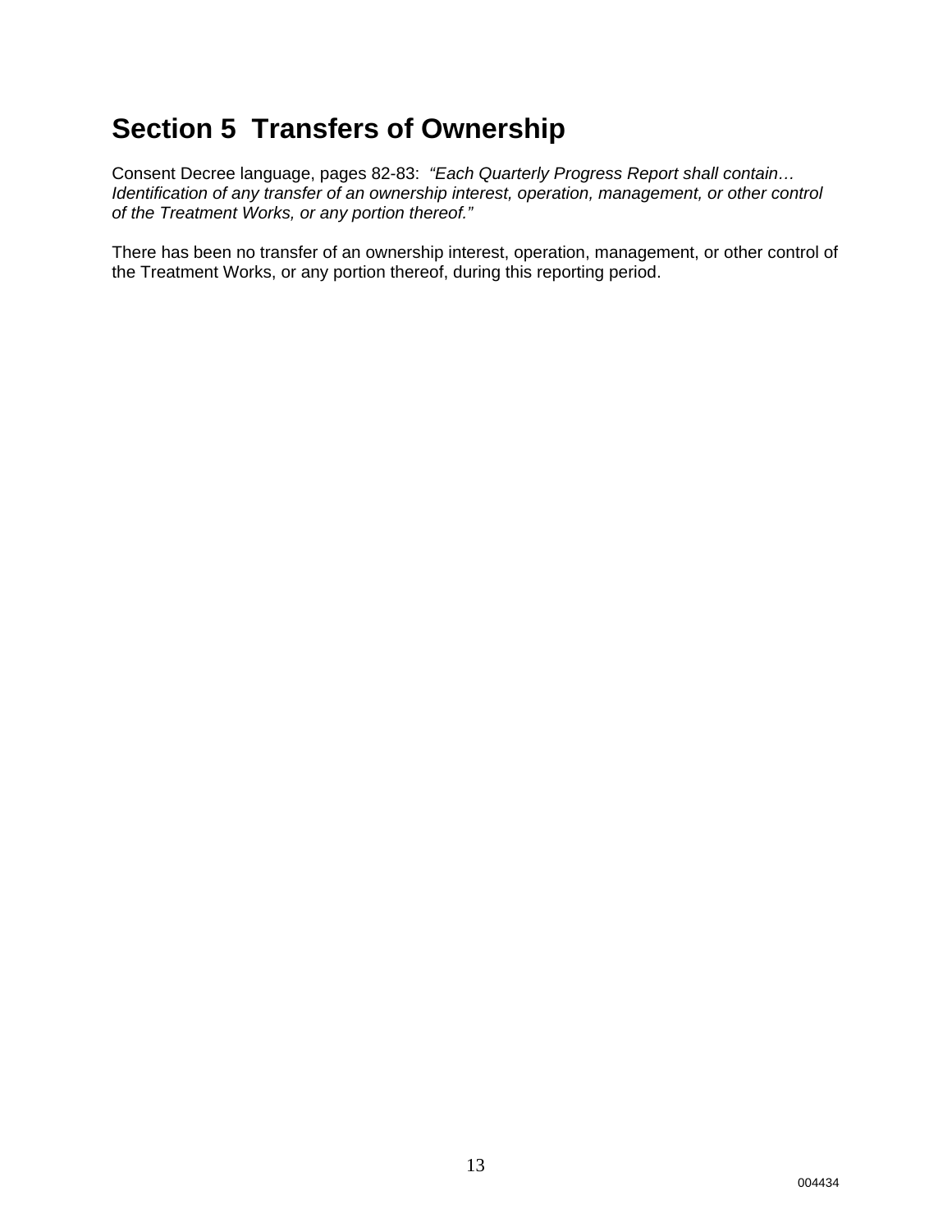# Section 5 Transfers of Ownership

Consent Decree language, pages 82-83: *"Each Quarterly Progress Report shall contain… Identification of any transfer of an ownership interest, operation, management, or other control of the Treatment Works, or any portion thereof."*

There has been no transfer of an ownership interest, operation, management, or other control of the Treatment Works, or any portion thereof, during this reporting period.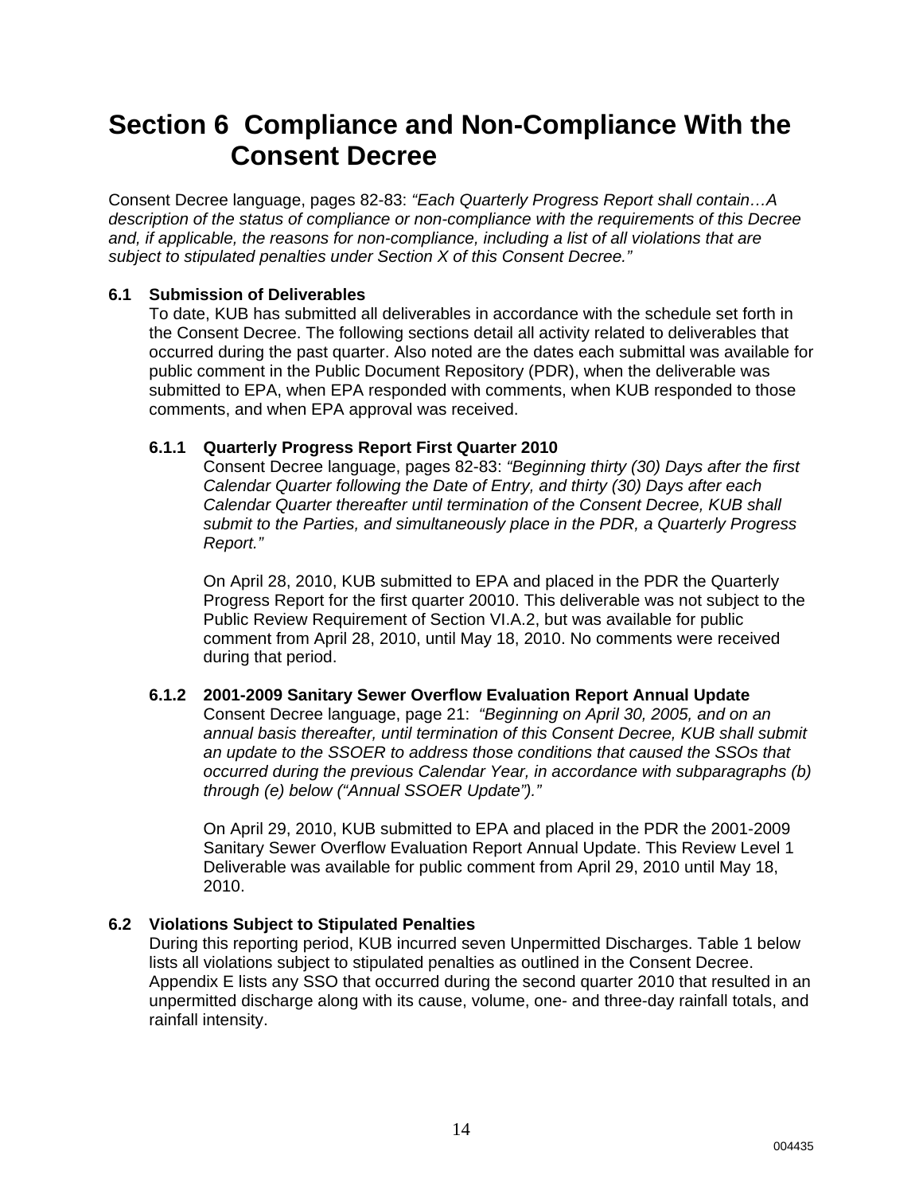# Section 6 Compliance and Non-Compliance With the Consent Decree

Consent Decree language, pages 82-83: *"Each Quarterly Progress Report shall contain…A description of the status of compliance or non-compliance with the requirements of this Decree and, if applicable, the reasons for non-compliance, including a list of all violations that are subject to stipulated penalties under Section X of this Consent Decree."*

## 6.1 Submission of Deliverables

To date, KUB has submitted all deliverables in accordance with the schedule set forth in the Consent Decree. The following sections detail all activity related to deliverables that occurred during the past quarter. Also noted are the dates each submittal was available for public comment in the Public Document Repository (PDR), when the deliverable was submitted to EPA, when EPA responded with comments, when KUB responded to those comments, and when EPA approval was received.

### 6.1.1 Quarterly Progress Report First Quarter 2010

Consent Decree language, pages 82-83: *"Beginning thirty (30) Days after the first Calendar Quarter following the Date of Entry, and thirty (30) Days after each Calendar Quarter thereafter until termination of the Consent Decree, KUB shall submit to the Parties, and simultaneously place in the PDR, a Quarterly Progress Report."*

On April 28, 2010, KUB submitted to EPA and placed in the PDR the Quarterly Progress Report for the first quarter 20010. This deliverable was not subject to the Public Review Requirement of Section VI.A.2, but was available for public comment from April 28, 2010, until May 18, 2010. No comments were received during that period.

### 6.1.2 2001-2009 Sanitary Sewer Overflow Evaluation Report Annual Update

Consent Decree language, page 21: *"Beginning on April 30, 2005, and on an annual basis thereafter, until termination of this Consent Decree, KUB shall submit an update to the SSOER to address those conditions that caused the SSOs that occurred during the previous Calendar Year, in accordance with subparagraphs (b) through (e) below ("Annual SSOER Update")."*

On April 29, 2010, KUB submitted to EPA and placed in the PDR the 2001-2009 Sanitary Sewer Overflow Evaluation Report Annual Update. This Review Level 1 Deliverable was available for public comment from April 29, 2010 until May 18, 2010.

## 6.2 Violations Subject to Stipulated Penalties

During this reporting period, KUB incurred seven Unpermitted Discharges. Table 1 below lists all violations subject to stipulated penalties as outlined in the Consent Decree. Appendix E lists any SSO that occurred during the second quarter 2010 that resulted in an unpermitted discharge along with its cause, volume, one- and three-day rainfall totals, and rainfall intensity.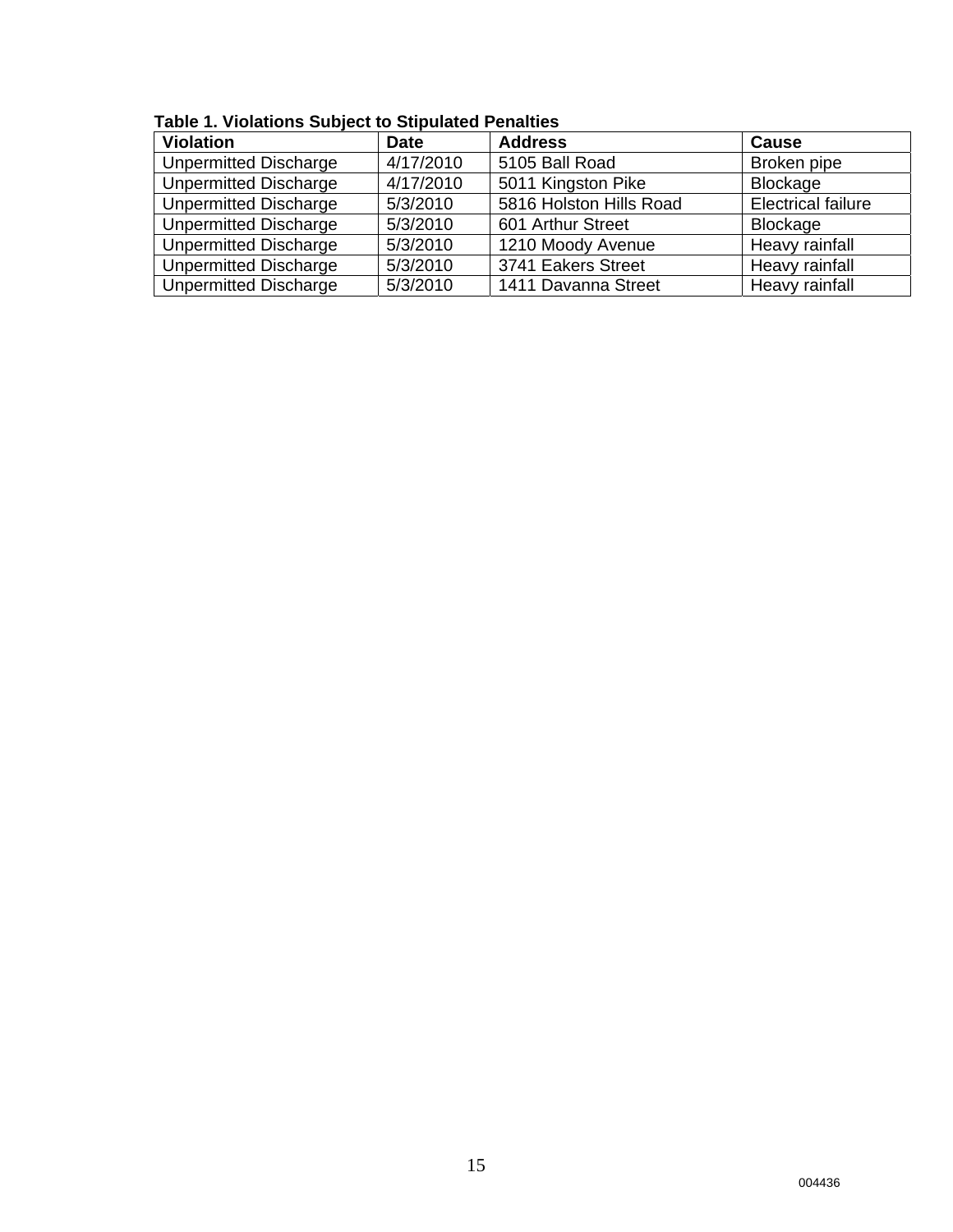**Table 1. Violations Subject to Stipulated Penalties**

| Violation | Date | Address | Cause |
|---|---|---|---|
| Unpermitted Discharge | 4/17/2010 | 5105 Ball Road | Broken pipe |
| Unpermitted Discharge | 4/17/2010 | 5011 Kingston Pike | Blockage |
| Unpermitted Discharge | 5/3/2010 | 5816 Holston Hills Road | Electrical failure |
| Unpermitted Discharge | 5/3/2010 | 601 Arthur Street | Blockage |
| Unpermitted Discharge | 5/3/2010 | 1210 Moody Avenue | Heavy rainfall |
| Unpermitted Discharge | 5/3/2010 | 3741 Eakers Street | Heavy rainfall |
| Unpermitted Discharge | 5/3/2010 | 1411 Davanna Street | Heavy rainfall |

004436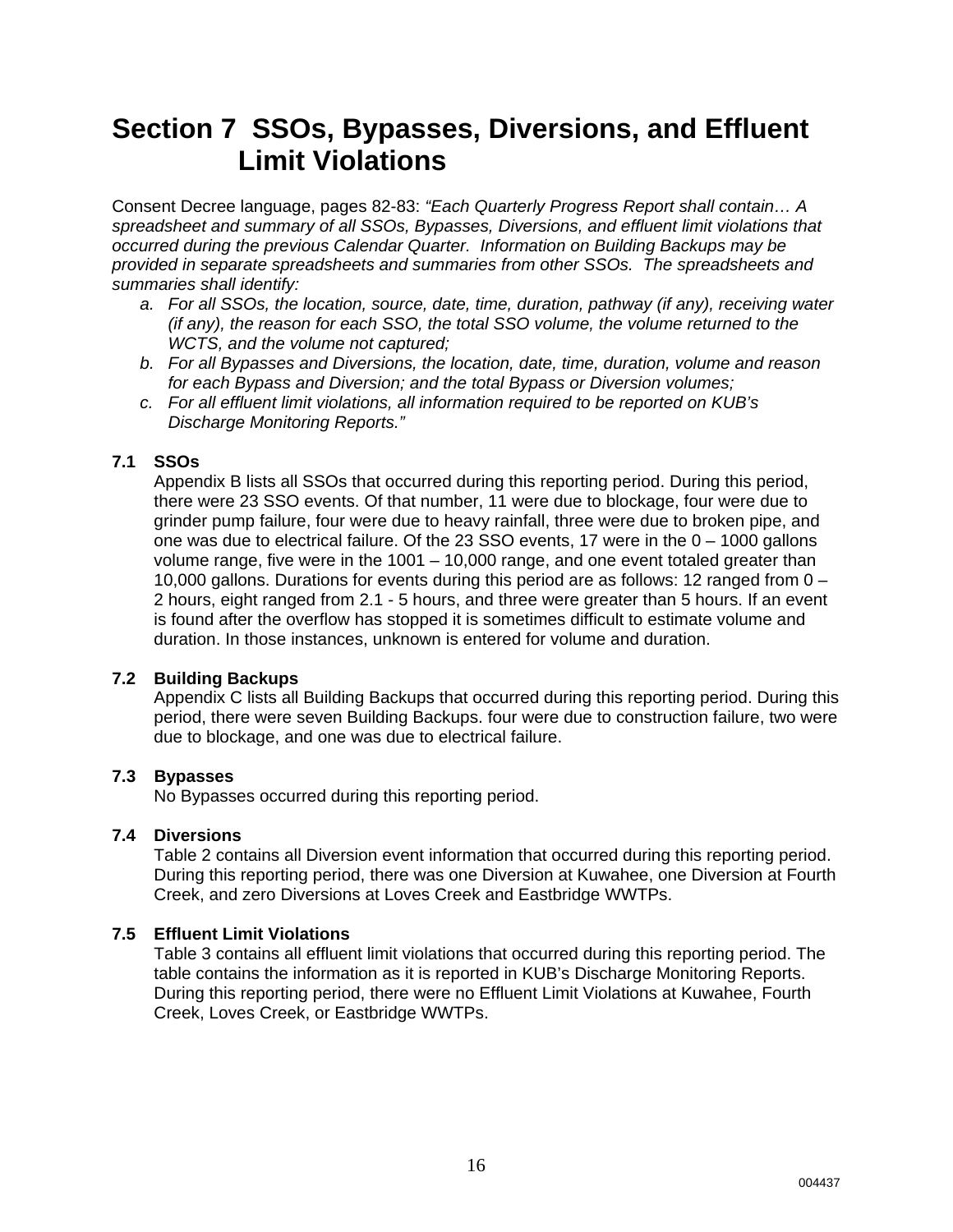# Section 7 SSOs, Bypasses, Diversions, and Effluent Limit Violations

Consent Decree language, pages 82-83: *"Each Quarterly Progress Report shall contain… A spreadsheet and summary of all SSOs, Bypasses, Diversions, and effluent limit violations that occurred during the previous Calendar Quarter. Information on Building Backups may be provided in separate spreadsheets and summaries from other SSOs. The spreadsheets and summaries shall identify:*

*a. For all SSOs, the location, source, date, time, duration, pathway (if any), receiving water (if any), the reason for each SSO, the total SSO volume, the volume returned to the WCTS, and the volume not captured;*

*b. For all Bypasses and Diversions, the location, date, time, duration, volume and reason for each Bypass and Diversion; and the total Bypass or Diversion volumes;*

*c. For all effluent limit violations, all information required to be reported on KUB's Discharge Monitoring Reports."*

## 7.1 SSOs

Appendix B lists all SSOs that occurred during this reporting period. During this period, there were 23 SSO events. Of that number, 11 were due to blockage, four were due to grinder pump failure, four were due to heavy rainfall, three were due to broken pipe, and one was due to electrical failure. Of the 23 SSO events, 17 were in the 0 – 1000 gallons volume range, five were in the 1001 – 10,000 range, and one event totaled greater than 10,000 gallons. Durations for events during this period are as follows: 12 ranged from 0 – 2 hours, eight ranged from 2.1 - 5 hours, and three were greater than 5 hours. If an event is found after the overflow has stopped it is sometimes difficult to estimate volume and duration. In those instances, unknown is entered for volume and duration.

## 7.2 Building Backups

Appendix C lists all Building Backups that occurred during this reporting period. During this period, there were seven Building Backups. four were due to construction failure, two were due to blockage, and one was due to electrical failure.

## 7.3 Bypasses

No Bypasses occurred during this reporting period.

## 7.4 Diversions

Table 2 contains all Diversion event information that occurred during this reporting period. During this reporting period, there was one Diversion at Kuwahee, one Diversion at Fourth Creek, and zero Diversions at Loves Creek and Eastbridge WWTPs.

## 7.5 Effluent Limit Violations

Table 3 contains all effluent limit violations that occurred during this reporting period. The table contains the information as it is reported in KUB's Discharge Monitoring Reports. During this reporting period, there were no Effluent Limit Violations at Kuwahee, Fourth Creek, Loves Creek, or Eastbridge WWTPs.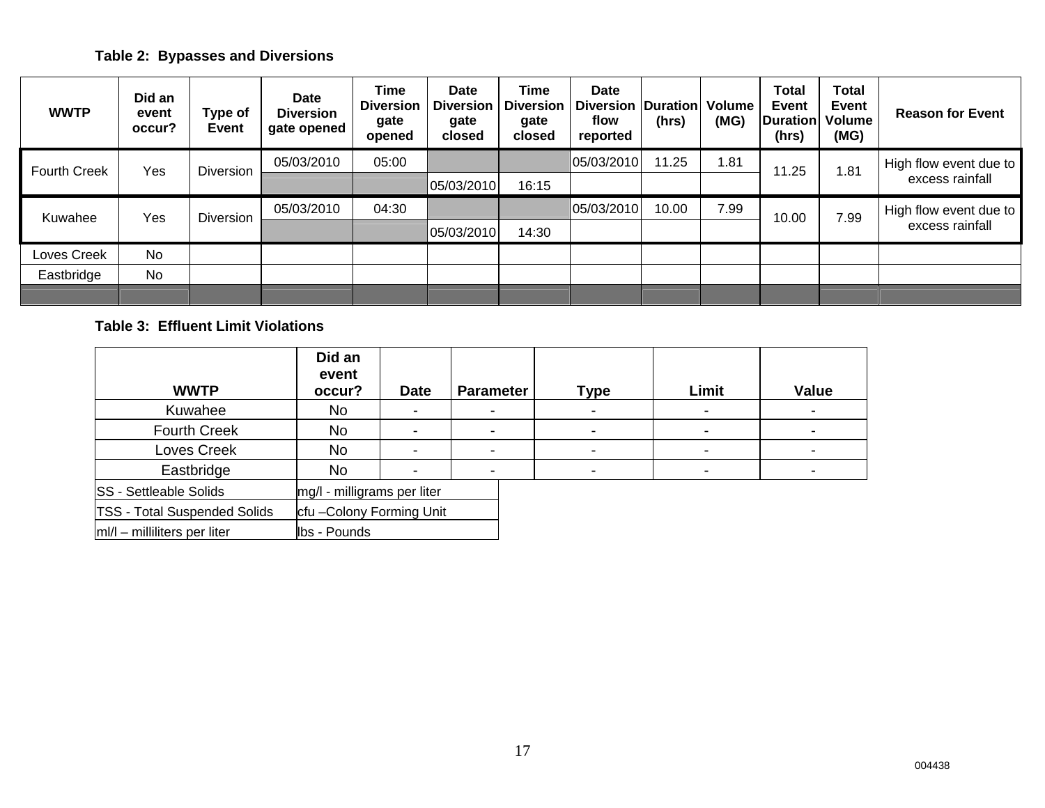**Table 2: Bypasses and Diversions**

| WWTP | Did an event occur? | Type of Event | Date Diversion gate opened | Time Diversion gate opened | Date Diversion gate closed | Time Diversion gate closed | Date Diversion flow reported | Duration (hrs) | Volume (MG) | Total Event Duration (hrs) | Total Event Volume (MG) | Reason for Event |
|---|---|---|---|---|---|---|---|---|---|---|---|---|
| Fourth Creek | Yes | Diversion | 05/03/2010 | 05:00 | | | 05/03/2010 | 11.25 | 1.81 | 11.25 | 1.81 | High flow event due to excess rainfall |
| | | | | | 05/03/2010 | 16:15 | | | | | | |
| Kuwahee | Yes | Diversion | 05/03/2010 | 04:30 | | | 05/03/2010 | 10.00 | 7.99 | 10.00 | 7.99 | High flow event due to excess rainfall |
| | | | | | 05/03/2010 | 14:30 | | | | | | |
| Loves Creek | No | | | | | | | | | | | |
| Eastbridge | No | | | | | | | | | | | |

**Table 3: Effluent Limit Violations**

| WWTP | Did an event occur? | Date | Parameter | Type | Limit | Value |
|---|---|---|---|---|---|---|
| Kuwahee | No | - | - | - | - | - |
| Fourth Creek | No | - | - | - | - | - |
| Loves Creek | No | - | - | - | - | - |
| Eastbridge | No | - | - | - | - | - |

| | |
|---|---|
| SS - Settleable Solids | mg/l - milligrams per liter |
| TSS - Total Suspended Solids | cfu –Colony Forming Unit |
| ml/l – milliliters per liter | lbs - Pounds |

004438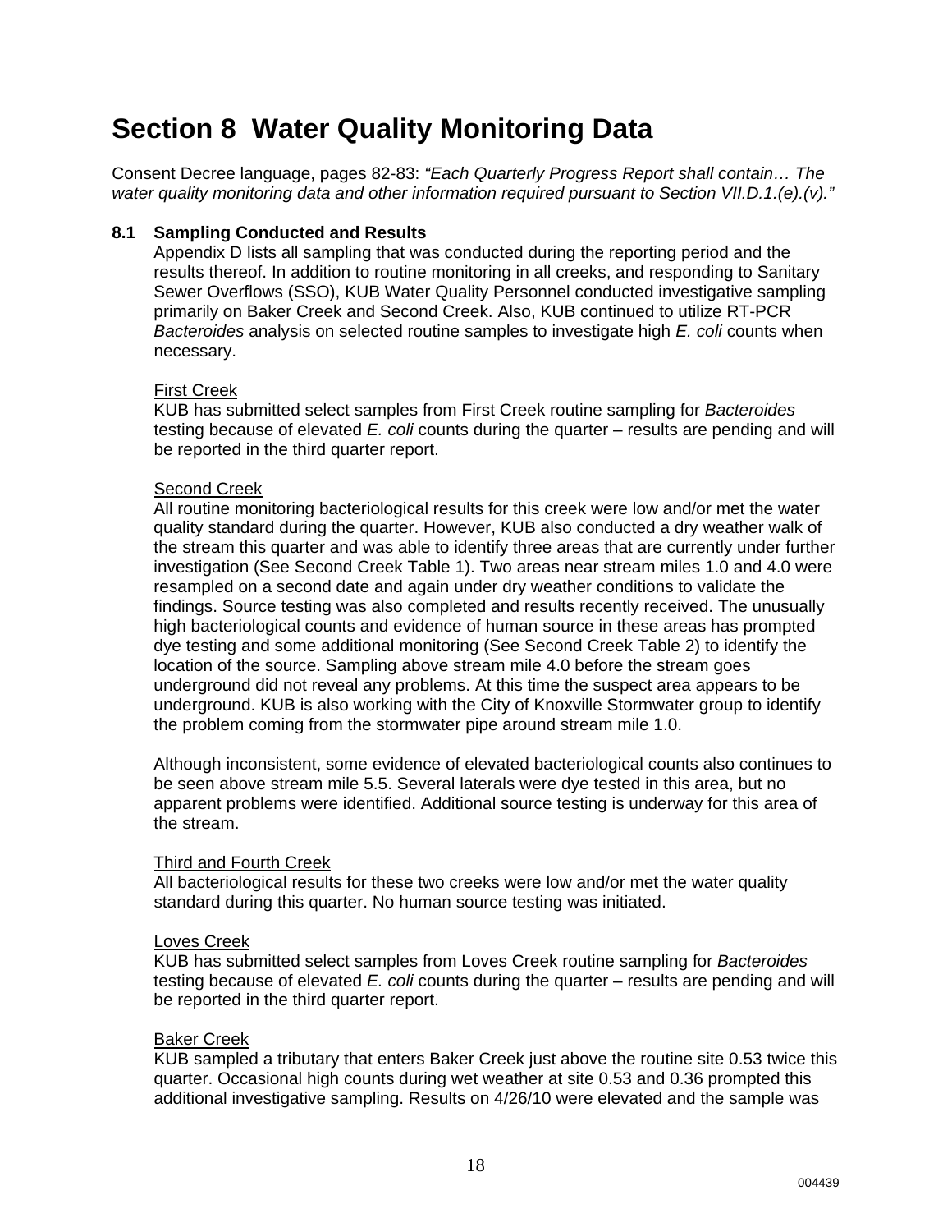# Section 8 Water Quality Monitoring Data

Consent Decree language, pages 82-83: *"Each Quarterly Progress Report shall contain… The water quality monitoring data and other information required pursuant to Section VII.D.1.(e).(v)."*

## 8.1 Sampling Conducted and Results

Appendix D lists all sampling that was conducted during the reporting period and the results thereof. In addition to routine monitoring in all creeks, and responding to Sanitary Sewer Overflows (SSO), KUB Water Quality Personnel conducted investigative sampling primarily on Baker Creek and Second Creek. Also, KUB continued to utilize RT-PCR *Bacteroides* analysis on selected routine samples to investigate high *E. coli* counts when necessary.

First Creek

KUB has submitted select samples from First Creek routine sampling for *Bacteroides* testing because of elevated *E. coli* counts during the quarter – results are pending and will be reported in the third quarter report.

Second Creek

All routine monitoring bacteriological results for this creek were low and/or met the water quality standard during the quarter. However, KUB also conducted a dry weather walk of the stream this quarter and was able to identify three areas that are currently under further investigation (See Second Creek Table 1). Two areas near stream miles 1.0 and 4.0 were resampled on a second date and again under dry weather conditions to validate the findings. Source testing was also completed and results recently received. The unusually high bacteriological counts and evidence of human source in these areas has prompted dye testing and some additional monitoring (See Second Creek Table 2) to identify the location of the source. Sampling above stream mile 4.0 before the stream goes underground did not reveal any problems. At this time the suspect area appears to be underground. KUB is also working with the City of Knoxville Stormwater group to identify the problem coming from the stormwater pipe around stream mile 1.0.

Although inconsistent, some evidence of elevated bacteriological counts also continues to be seen above stream mile 5.5. Several laterals were dye tested in this area, but no apparent problems were identified. Additional source testing is underway for this area of the stream.

Third and Fourth Creek

All bacteriological results for these two creeks were low and/or met the water quality standard during this quarter. No human source testing was initiated.

Loves Creek

KUB has submitted select samples from Loves Creek routine sampling for *Bacteroides* testing because of elevated *E. coli* counts during the quarter – results are pending and will be reported in the third quarter report.

Baker Creek

KUB sampled a tributary that enters Baker Creek just above the routine site 0.53 twice this quarter. Occasional high counts during wet weather at site 0.53 and 0.36 prompted this additional investigative sampling. Results on 4/26/10 were elevated and the sample was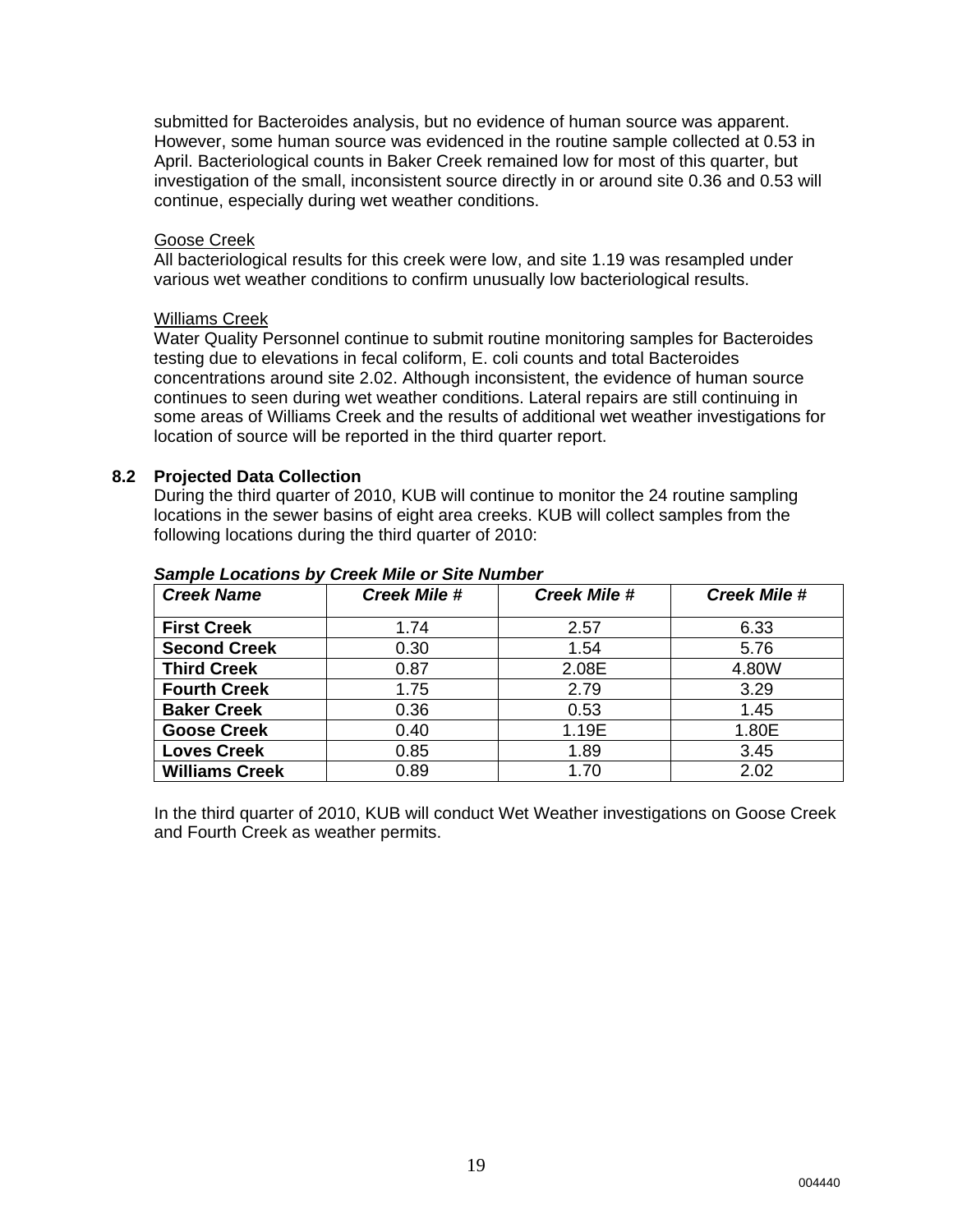submitted for Bacteroides analysis, but no evidence of human source was apparent. However, some human source was evidenced in the routine sample collected at 0.53 in April. Bacteriological counts in Baker Creek remained low for most of this quarter, but investigation of the small, inconsistent source directly in or around site 0.36 and 0.53 will continue, especially during wet weather conditions.

Goose Creek

All bacteriological results for this creek were low, and site 1.19 was resampled under various wet weather conditions to confirm unusually low bacteriological results.

Williams Creek

Water Quality Personnel continue to submit routine monitoring samples for Bacteroides testing due to elevations in fecal coliform, E. coli counts and total Bacteroides concentrations around site 2.02. Although inconsistent, the evidence of human source continues to seen during wet weather conditions. Lateral repairs are still continuing in some areas of Williams Creek and the results of additional wet weather investigations for location of source will be reported in the third quarter report.

## 8.2 Projected Data Collection

During the third quarter of 2010, KUB will continue to monitor the 24 routine sampling locations in the sewer basins of eight area creeks. KUB will collect samples from the following locations during the third quarter of 2010:

***Sample Locations by Creek Mile or Site Number***

| *Creek Name* | *Creek Mile #* | *Creek Mile #* | *Creek Mile #* |
|---|---|---|---|
| **First Creek** | 1.74 | 2.57 | 6.33 |
| **Second Creek** | 0.30 | 1.54 | 5.76 |
| **Third Creek** | 0.87 | 2.08E | 4.80W |
| **Fourth Creek** | 1.75 | 2.79 | 3.29 |
| **Baker Creek** | 0.36 | 0.53 | 1.45 |
| **Goose Creek** | 0.40 | 1.19E | 1.80E |
| **Loves Creek** | 0.85 | 1.89 | 3.45 |
| **Williams Creek** | 0.89 | 1.70 | 2.02 |

In the third quarter of 2010, KUB will conduct Wet Weather investigations on Goose Creek and Fourth Creek as weather permits.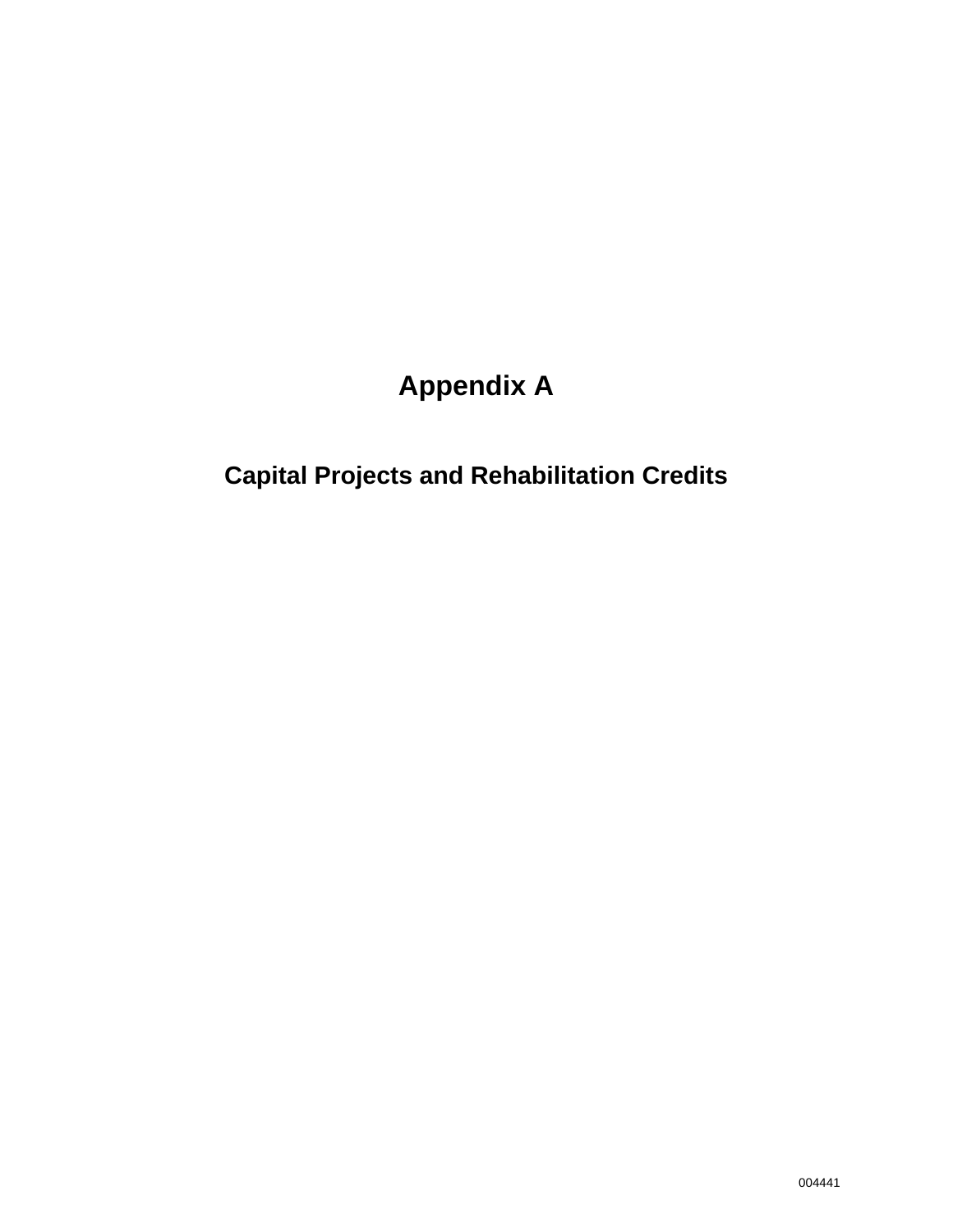# Appendix A

## Capital Projects and Rehabilitation Credits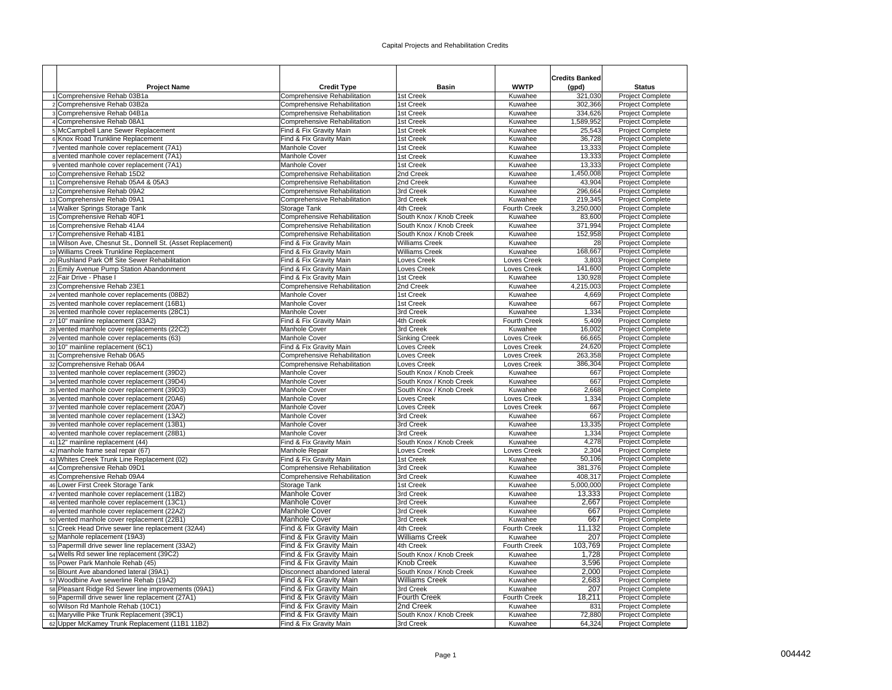Capital Projects and Rehabilitation Credits

| | Project Name | Credit Type | Basin | WWTP | Credits Banked (gpd) | Status |
|---|---|---|---|---|---|---|
| 1 | Comprehensive Rehab 03B1a | Comprehensive Rehabilitation | 1st Creek | Kuwahee | 321,030 | Project Complete |
| 2 | Comprehensive Rehab 03B2a | Comprehensive Rehabilitation | 1st Creek | Kuwahee | 302,366 | Project Complete |
| 3 | Comprehensive Rehab 04B1a | Comprehensive Rehabilitation | 1st Creek | Kuwahee | 334,626 | Project Complete |
| 4 | Comprehensive Rehab 08A1 | Comprehensive Rehabilitation | 1st Creek | Kuwahee | 1,589,952 | Project Complete |
| 5 | McCampbell Lane Sewer Replacement | Find & Fix Gravity Main | 1st Creek | Kuwahee | 25,543 | Project Complete |
| 6 | Knox Road Trunkline Replacement | Find & Fix Gravity Main | 1st Creek | Kuwahee | 36,728 | Project Complete |
| 7 | vented manhole cover replacement (7A1) | Manhole Cover | 1st Creek | Kuwahee | 13,333 | Project Complete |
| 8 | vented manhole cover replacement (7A1) | Manhole Cover | 1st Creek | Kuwahee | 13,333 | Project Complete |
| 9 | vented manhole cover replacement (7A1) | Manhole Cover | 1st Creek | Kuwahee | 13,333 | Project Complete |
| 10 | Comprehensive Rehab 15D2 | Comprehensive Rehabilitation | 2nd Creek | Kuwahee | 1,450,008 | Project Complete |
| 11 | Comprehensive Rehab 05A4 & 05A3 | Comprehensive Rehabilitation | 2nd Creek | Kuwahee | 43,904 | Project Complete |
| 12 | Comprehensive Rehab 09A2 | Comprehensive Rehabilitation | 3rd Creek | Kuwahee | 296,664 | Project Complete |
| 13 | Comprehensive Rehab 09A1 | Comprehensive Rehabilitation | 3rd Creek | Kuwahee | 219,345 | Project Complete |
| 14 | Walker Springs Storage Tank | Storage Tank | 4th Creek | Fourth Creek | 3,250,000 | Project Complete |
| 15 | Comprehensive Rehab 40F1 | Comprehensive Rehabilitation | South Knox / Knob Creek | Kuwahee | 83,600 | Project Complete |
| 16 | Comprehensive Rehab 41A4 | Comprehensive Rehabilitation | South Knox / Knob Creek | Kuwahee | 371,994 | Project Complete |
| 17 | Comprehensive Rehab 41B1 | Comprehensive Rehabilitation | South Knox / Knob Creek | Kuwahee | 152,958 | Project Complete |
| 18 | Wilson Ave, Chesnut St., Donnell St. (Asset Replacement) | Find & Fix Gravity Main | Williams Creek | Kuwahee | 28 | Project Complete |
| 19 | Williams Creek Trunkline Replacement | Find & Fix Gravity Main | Williams Creek | Kuwahee | 168,667 | Project Complete |
| 20 | Rushland Park Off Site Sewer Rehabilitation | Find & Fix Gravity Main | Loves Creek | Loves Creek | 3,803 | Project Complete |
| 21 | Emily Avenue Pump Station Abandonment | Find & Fix Gravity Main | Loves Creek | Loves Creek | 141,600 | Project Complete |
| 22 | Fair Drive - Phase I | Find & Fix Gravity Main | 1st Creek | Kuwahee | 130,928 | Project Complete |
| 23 | Comprehensive Rehab 23E1 | Comprehensive Rehabilitation | 2nd Creek | Kuwahee | 4,215,003 | Project Complete |
| 24 | vented manhole cover replacements (08B2) | Manhole Cover | 1st Creek | Kuwahee | 4,669 | Project Complete |
| 25 | vented manhole cover replacement (16B1) | Manhole Cover | 1st Creek | Kuwahee | 667 | Project Complete |
| 26 | vented manhole cover replacements (28C1) | Manhole Cover | 3rd Creek | Kuwahee | 1,334 | Project Complete |
| 27 | 10" mainline replacement (33A2) | Find & Fix Gravity Main | 4th Creek | Fourth Creek | 5,409 | Project Complete |
| 28 | vented manhole cover replacements (22C2) | Manhole Cover | 3rd Creek | Kuwahee | 16,002 | Project Complete |
| 29 | vented manhole cover replacements (63) | Manhole Cover | Sinking Creek | Loves Creek | 66,665 | Project Complete |
| 30 | 10" mainline replacement (6C1) | Find & Fix Gravity Main | Loves Creek | Loves Creek | 24,620 | Project Complete |
| 31 | Comprehensive Rehab 06A5 | Comprehensive Rehabilitation | Loves Creek | Loves Creek | 263,358 | Project Complete |
| 32 | Comprehensive Rehab 06A4 | Comprehensive Rehabilitation | Loves Creek | Loves Creek | 386,304 | Project Complete |
| 33 | vented manhole cover replacement (39D2) | Manhole Cover | South Knox / Knob Creek | Kuwahee | 667 | Project Complete |
| 34 | vented manhole cover replacement (39D4) | Manhole Cover | South Knox / Knob Creek | Kuwahee | 667 | Project Complete |
| 35 | vented manhole cover replacement (39D3) | Manhole Cover | South Knox / Knob Creek | Kuwahee | 2,668 | Project Complete |
| 36 | vented manhole cover replacement (20A6) | Manhole Cover | Loves Creek | Loves Creek | 1,334 | Project Complete |
| 37 | vented manhole cover replacement (20A7) | Manhole Cover | Loves Creek | Loves Creek | 667 | Project Complete |
| 38 | vented manhole cover replacement (13A2) | Manhole Cover | 3rd Creek | Kuwahee | 667 | Project Complete |
| 39 | vented manhole cover replacement (13B1) | Manhole Cover | 3rd Creek | Kuwahee | 13,335 | Project Complete |
| 40 | vented manhole cover replacement (28B1) | Manhole Cover | 3rd Creek | Kuwahee | 1,334 | Project Complete |
| 41 | 12" mainline replacement (44) | Find & Fix Gravity Main | South Knox / Knob Creek | Kuwahee | 4,278 | Project Complete |
| 42 | manhole frame seal repair (67) | Manhole Repair | Loves Creek | Loves Creek | 2,304 | Project Complete |
| 43 | Whites Creek Trunk Line Replacement (02) | Find & Fix Gravity Main | 1st Creek | Kuwahee | 50,106 | Project Complete |
| 44 | Comprehensive Rehab 09D1 | Comprehensive Rehabilitation | 3rd Creek | Kuwahee | 381,376 | Project Complete |
| 45 | Comprehensive Rehab 09A4 | Comprehensive Rehabilitation | 3rd Creek | Kuwahee | 408,317 | Project Complete |
| 46 | Lower First Creek Storage Tank | Storage Tank | 1st Creek | Kuwahee | 5,000,000 | Project Complete |
| 47 | vented manhole cover replacement (11B2) | Manhole Cover | 3rd Creek | Kuwahee | 13,333 | Project Complete |
| 48 | vented manhole cover replacement (13C1) | Manhole Cover | 3rd Creek | Kuwahee | 2,667 | Project Complete |
| 49 | vented manhole cover replacement (22A2) | Manhole Cover | 3rd Creek | Kuwahee | 667 | Project Complete |
| 50 | vented manhole cover replacement (22B1) | Manhole Cover | 3rd Creek | Kuwahee | 667 | Project Complete |
| 51 | Creek Head Drive sewer line replacement (32A4) | Find & Fix Gravity Main | 4th Creek | Fourth Creek | 11,132 | Project Complete |
| 52 | Manhole replacement (19A3) | Find & Fix Gravity Main | Williams Creek | Kuwahee | 207 | Project Complete |
| 53 | Papermill drive sewer line replacement (33A2) | Find & Fix Gravity Main | 4th Creek | Fourth Creek | 103,769 | Project Complete |
| 54 | Wells Rd sewer line replacement (39C2) | Find & Fix Gravity Main | South Knox / Knob Creek | Kuwahee | 1,728 | Project Complete |
| 55 | Power Park Manhole Rehab (45) | Find & Fix Gravity Main | Knob Creek | Kuwahee | 3,596 | Project Complete |
| 56 | Blount Ave abandoned lateral (39A1) | Disconnect abandoned lateral | South Knox / Knob Creek | Kuwahee | 2,000 | Project Complete |
| 57 | Woodbine Ave sewerline Rehab (19A2) | Find & Fix Gravity Main | Williams Creek | Kuwahee | 2,683 | Project Complete |
| 58 | Pleasant Ridge Rd Sewer line improvements (09A1) | Find & Fix Gravity Main | 3rd Creek | Kuwahee | 207 | Project Complete |
| 59 | Papermill drive sewer line replacement (27A1) | Find & Fix Gravity Main | Fourth Creek | Fourth Creek | 18,211 | Project Complete |
| 60 | Wilson Rd Manhole Rehab (10C1) | Find & Fix Gravity Main | 2nd Creek | Kuwahee | 831 | Project Complete |
| 61 | Maryville Pike Trunk Replacement (39C1) | Find & Fix Gravity Main | South Knox / Knob Creek | Kuwahee | 72,880 | Project Complete |
| 62 | Upper McKamey Trunk Replacement (11B1 11B2) | Find & Fix Gravity Main | 3rd Creek | Kuwahee | 64,324 | Project Complete |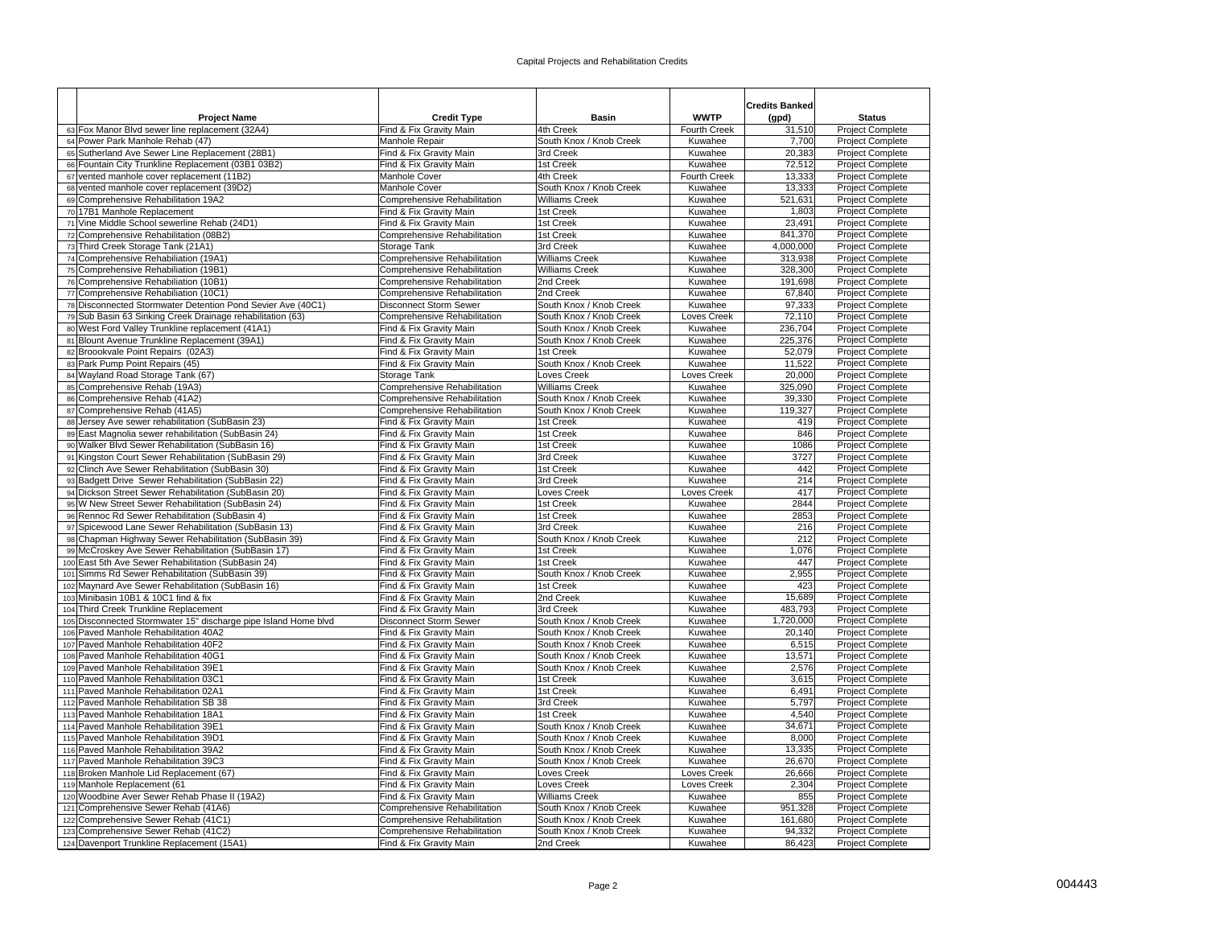Capital Projects and Rehabilitation Credits

| | Project Name | Credit Type | Basin | WWTP | Credits Banked (gpd) | Status |
|---|---|---|---|---|---|---|
| 63 | Fox Manor Blvd sewer line replacement (32A4) | Find & Fix Gravity Main | 4th Creek | Fourth Creek | 31,510 | Project Complete |
| 64 | Power Park Manhole Rehab (47) | Manhole Repair | South Knox / Knob Creek | Kuwahee | 7,700 | Project Complete |
| 65 | Sutherland Ave Sewer Line Replacement (28B1) | Find & Fix Gravity Main | 3rd Creek | Kuwahee | 20,383 | Project Complete |
| 66 | Fountain City Trunkline Replacement (03B1 03B2) | Find & Fix Gravity Main | 1st Creek | Kuwahee | 72,512 | Project Complete |
| 67 | vented manhole cover replacement (11B2) | Manhole Cover | 4th Creek | Fourth Creek | 13,333 | Project Complete |
| 68 | vented manhole cover replacement (39D2) | Manhole Cover | South Knox / Knob Creek | Kuwahee | 13,333 | Project Complete |
| 69 | Comprehensive Rehabilitation 19A2 | Comprehensive Rehabilitation | Williams Creek | Kuwahee | 521,631 | Project Complete |
| 70 | 17B1 Manhole Replacement | Find & Fix Gravity Main | 1st Creek | Kuwahee | 1,803 | Project Complete |
| 71 | Vine Middle School sewerline Rehab (24D1) | Find & Fix Gravity Main | 1st Creek | Kuwahee | 23,491 | Project Complete |
| 72 | Comprehensive Rehabilitation (08B2) | Comprehensive Rehabilitation | 1st Creek | Kuwahee | 841,370 | Project Complete |
| 73 | Third Creek Storage Tank (21A1) | Storage Tank | 3rd Creek | Kuwahee | 4,000,000 | Project Complete |
| 74 | Comprehensive Rehabiliation (19A1) | Comprehensive Rehabilitation | Williams Creek | Kuwahee | 313,938 | Project Complete |
| 75 | Comprehensive Rehabiliation (19B1) | Comprehensive Rehabilitation | Williams Creek | Kuwahee | 328,300 | Project Complete |
| 76 | Comprehensive Rehabiliation (10B1) | Comprehensive Rehabilitation | 2nd Creek | Kuwahee | 191,698 | Project Complete |
| 77 | Comprehensive Rehabiliation (10C1) | Comprehensive Rehabilitation | 2nd Creek | Kuwahee | 67,840 | Project Complete |
| 78 | Disconnected Stormwater Detention Pond Sevier Ave (40C1) | Disconnect Storm Sewer | South Knox / Knob Creek | Kuwahee | 97,333 | Project Complete |
| 79 | Sub Basin 63 Sinking Creek Drainage rehabilitation (63) | Comprehensive Rehabilitation | South Knox / Knob Creek | Loves Creek | 72,110 | Project Complete |
| 80 | West Ford Valley Trunkline replacement (41A1) | Find & Fix Gravity Main | South Knox / Knob Creek | Kuwahee | 236,704 | Project Complete |
| 81 | Blount Avenue Trunkline Replacement (39A1) | Find & Fix Gravity Main | South Knox / Knob Creek | Kuwahee | 225,376 | Project Complete |
| 82 | Broookvale Point Repairs (02A3) | Find & Fix Gravity Main | 1st Creek | Kuwahee | 52,079 | Project Complete |
| 83 | Park Pump Point Repairs (45) | Find & Fix Gravity Main | South Knox / Knob Creek | Kuwahee | 11,522 | Project Complete |
| 84 | Wayland Road Storage Tank (67) | Storage Tank | Loves Creek | Loves Creek | 20,000 | Project Complete |
| 85 | Comprehensive Rehab (19A3) | Comprehensive Rehabilitation | Williams Creek | Kuwahee | 325,090 | Project Complete |
| 86 | Comprehensive Rehab (41A2) | Comprehensive Rehabilitation | South Knox / Knob Creek | Kuwahee | 39,330 | Project Complete |
| 87 | Comprehensive Rehab (41A5) | Comprehensive Rehabilitation | South Knox / Knob Creek | Kuwahee | 119,327 | Project Complete |
| 88 | Jersey Ave sewer rehabilitation (SubBasin 23) | Find & Fix Gravity Main | 1st Creek | Kuwahee | 419 | Project Complete |
| 89 | East Magnolia sewer rehabilitation (SubBasin 24) | Find & Fix Gravity Main | 1st Creek | Kuwahee | 846 | Project Complete |
| 90 | Walker Blvd Sewer Rehabilitation (SubBasin 16) | Find & Fix Gravity Main | 1st Creek | Kuwahee | 1086 | Project Complete |
| 91 | Kingston Court Sewer Rehabilitation (SubBasin 29) | Find & Fix Gravity Main | 3rd Creek | Kuwahee | 3727 | Project Complete |
| 92 | Clinch Ave Sewer Rehabilitation (SubBasin 30) | Find & Fix Gravity Main | 1st Creek | Kuwahee | 442 | Project Complete |
| 93 | Badgett Drive Sewer Rehabilitation (SubBasin 22) | Find & Fix Gravity Main | 3rd Creek | Kuwahee | 214 | Project Complete |
| 94 | Dickson Street Sewer Rehabilitation (SubBasin 20) | Find & Fix Gravity Main | Loves Creek | Loves Creek | 417 | Project Complete |
| 95 | W New Street Sewer Rehabilitation (SubBasin 24) | Find & Fix Gravity Main | 1st Creek | Kuwahee | 2844 | Project Complete |
| 96 | Rennoc Rd Sewer Rehabilitation (SubBasin 4) | Find & Fix Gravity Main | 1st Creek | Kuwahee | 2853 | Project Complete |
| 97 | Spicewood Lane Sewer Rehabilitation (SubBasin 13) | Find & Fix Gravity Main | 3rd Creek | Kuwahee | 216 | Project Complete |
| 98 | Chapman Highway Sewer Rehabilitation (SubBasin 39) | Find & Fix Gravity Main | South Knox / Knob Creek | Kuwahee | 212 | Project Complete |
| 99 | McCroskey Ave Sewer Rehabilitation (SubBasin 17) | Find & Fix Gravity Main | 1st Creek | Kuwahee | 1,076 | Project Complete |
| 100 | East 5th Ave Sewer Rehabilitation (SubBasin 24) | Find & Fix Gravity Main | 1st Creek | Kuwahee | 447 | Project Complete |
| 101 | Simms Rd Sewer Rehabilitation (SubBasin 39) | Find & Fix Gravity Main | South Knox / Knob Creek | Kuwahee | 2,955 | Project Complete |
| 102 | Maynard Ave Sewer Rehabilitation (SubBasin 16) | Find & Fix Gravity Main | 1st Creek | Kuwahee | 423 | Project Complete |
| 103 | Minibasin 10B1 & 10C1 find & fix | Find & Fix Gravity Main | 2nd Creek | Kuwahee | 15,689 | Project Complete |
| 104 | Third Creek Trunkline Replacement | Find & Fix Gravity Main | 3rd Creek | Kuwahee | 483,793 | Project Complete |
| 105 | Disconnected Stormwater 15" discharge pipe Island Home blvd | Disconnect Storm Sewer | South Knox / Knob Creek | Kuwahee | 1,720,000 | Project Complete |
| 106 | Paved Manhole Rehabilitation 40A2 | Find & Fix Gravity Main | South Knox / Knob Creek | Kuwahee | 20,140 | Project Complete |
| 107 | Paved Manhole Rehabilitation 40F2 | Find & Fix Gravity Main | South Knox / Knob Creek | Kuwahee | 6,515 | Project Complete |
| 108 | Paved Manhole Rehabilitation 40G1 | Find & Fix Gravity Main | South Knox / Knob Creek | Kuwahee | 13,571 | Project Complete |
| 109 | Paved Manhole Rehabilitation 39E1 | Find & Fix Gravity Main | South Knox / Knob Creek | Kuwahee | 2,576 | Project Complete |
| 110 | Paved Manhole Rehabilitation 03C1 | Find & Fix Gravity Main | 1st Creek | Kuwahee | 3,615 | Project Complete |
| 111 | Paved Manhole Rehabilitation 02A1 | Find & Fix Gravity Main | 1st Creek | Kuwahee | 6,491 | Project Complete |
| 112 | Paved Manhole Rehabilitation SB 38 | Find & Fix Gravity Main | 3rd Creek | Kuwahee | 5,797 | Project Complete |
| 113 | Paved Manhole Rehabilitation 18A1 | Find & Fix Gravity Main | 1st Creek | Kuwahee | 4,540 | Project Complete |
| 114 | Paved Manhole Rehabilitation 39E1 | Find & Fix Gravity Main | South Knox / Knob Creek | Kuwahee | 34,671 | Project Complete |
| 115 | Paved Manhole Rehabilitation 39D1 | Find & Fix Gravity Main | South Knox / Knob Creek | Kuwahee | 8,000 | Project Complete |
| 116 | Paved Manhole Rehabilitation 39A2 | Find & Fix Gravity Main | South Knox / Knob Creek | Kuwahee | 13,335 | Project Complete |
| 117 | Paved Manhole Rehabilitation 39C3 | Find & Fix Gravity Main | South Knox / Knob Creek | Kuwahee | 26,670 | Project Complete |
| 118 | Broken Manhole Lid Replacement (67) | Find & Fix Gravity Main | Loves Creek | Loves Creek | 26,666 | Project Complete |
| 119 | Manhole Replacement (61 | Find & Fix Gravity Main | Loves Creek | Loves Creek | 2,304 | Project Complete |
| 120 | Woodbine Aver Sewer Rehab Phase II (19A2) | Find & Fix Gravity Main | Williams Creek | Kuwahee | 855 | Project Complete |
| 121 | Comprehensive Sewer Rehab (41A6) | Comprehensive Rehabilitation | South Knox / Knob Creek | Kuwahee | 951,328 | Project Complete |
| 122 | Comprehensive Sewer Rehab (41C1) | Comprehensive Rehabilitation | South Knox / Knob Creek | Kuwahee | 161,680 | Project Complete |
| 123 | Comprehensive Sewer Rehab (41C2) | Comprehensive Rehabilitation | South Knox / Knob Creek | Kuwahee | 94,332 | Project Complete |
| 124 | Davenport Trunkline Replacement (15A1) | Find & Fix Gravity Main | 2nd Creek | Kuwahee | 86,423 | Project Complete |

004443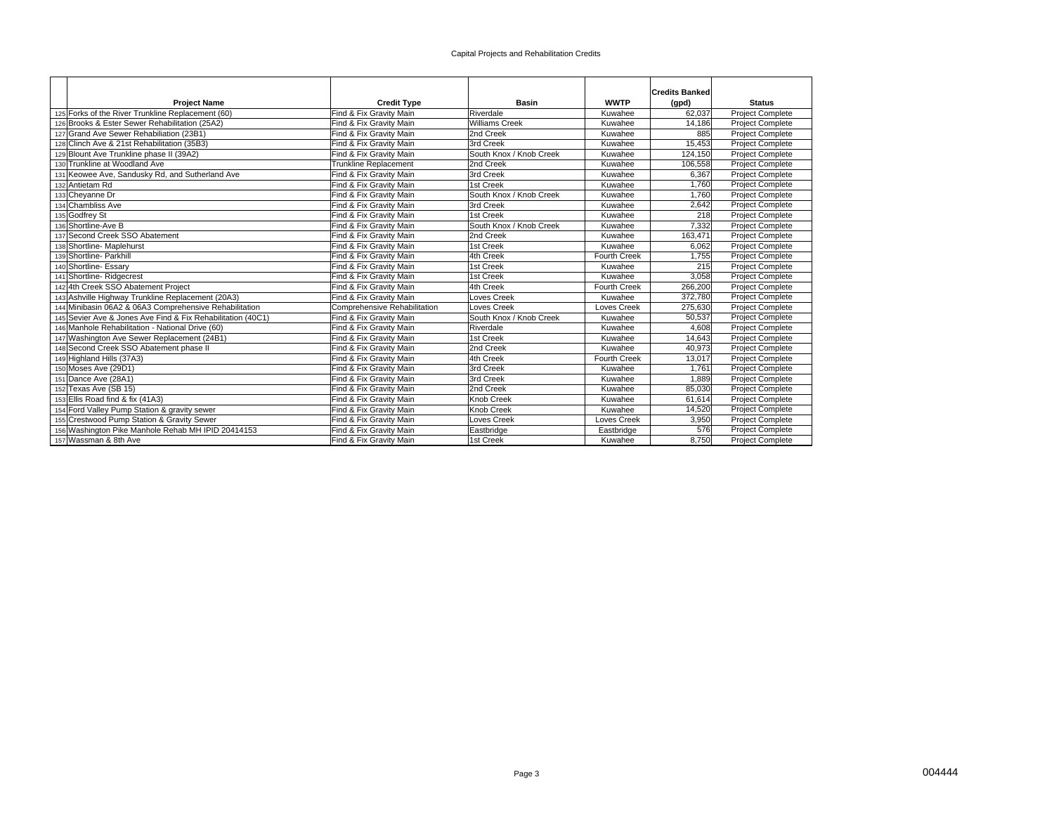Capital Projects and Rehabilitation Credits

| | Project Name | Credit Type | Basin | WWTP | Credits Banked (gpd) | Status |
|---|---|---|---|---|---|---|
| 125 | Forks of the River Trunkline Replacement (60) | Find & Fix Gravity Main | Riverdale | Kuwahee | 62,037 | Project Complete |
| 126 | Brooks & Ester Sewer Rehabilitation (25A2) | Find & Fix Gravity Main | Williams Creek | Kuwahee | 14,186 | Project Complete |
| 127 | Grand Ave Sewer Rehabiliation (23B1) | Find & Fix Gravity Main | 2nd Creek | Kuwahee | 885 | Project Complete |
| 128 | Clinch Ave & 21st Rehabilitation (35B3) | Find & Fix Gravity Main | 3rd Creek | Kuwahee | 15,453 | Project Complete |
| 129 | Blount Ave Trunkline phase II (39A2) | Find & Fix Gravity Main | South Knox / Knob Creek | Kuwahee | 124,150 | Project Complete |
| 130 | Trunkline at Woodland Ave | Trunkline Replacement | 2nd Creek | Kuwahee | 106,558 | Project Complete |
| 131 | Keowee Ave, Sandusky Rd, and Sutherland Ave | Find & Fix Gravity Main | 3rd Creek | Kuwahee | 6,367 | Project Complete |
| 132 | Antietam Rd | Find & Fix Gravity Main | 1st Creek | Kuwahee | 1,760 | Project Complete |
| 133 | Cheyanne Dr | Find & Fix Gravity Main | South Knox / Knob Creek | Kuwahee | 1,760 | Project Complete |
| 134 | Chambliss Ave | Find & Fix Gravity Main | 3rd Creek | Kuwahee | 2,642 | Project Complete |
| 135 | Godfrey St | Find & Fix Gravity Main | 1st Creek | Kuwahee | 218 | Project Complete |
| 136 | Shortline-Ave B | Find & Fix Gravity Main | South Knox / Knob Creek | Kuwahee | 7,332 | Project Complete |
| 137 | Second Creek SSO Abatement | Find & Fix Gravity Main | 2nd Creek | Kuwahee | 163,471 | Project Complete |
| 138 | Shortline- Maplehurst | Find & Fix Gravity Main | 1st Creek | Kuwahee | 6,062 | Project Complete |
| 139 | Shortline- Parkhill | Find & Fix Gravity Main | 4th Creek | Fourth Creek | 1,755 | Project Complete |
| 140 | Shortline- Essary | Find & Fix Gravity Main | 1st Creek | Kuwahee | 215 | Project Complete |
| 141 | Shortline- Ridgecrest | Find & Fix Gravity Main | 1st Creek | Kuwahee | 3,058 | Project Complete |
| 142 | 4th Creek SSO Abatement Project | Find & Fix Gravity Main | 4th Creek | Fourth Creek | 266,200 | Project Complete |
| 143 | Ashville Highway Trunkline Replacement (20A3) | Find & Fix Gravity Main | Loves Creek | Kuwahee | 372,780 | Project Complete |
| 144 | Minibasin 06A2 & 06A3 Comprehensive Rehabilitation | Comprehensive Rehabilitation | Loves Creek | Loves Creek | 275,630 | Project Complete |
| 145 | Sevier Ave & Jones Ave Find & Fix Rehabilitation (40C1) | Find & Fix Gravity Main | South Knox / Knob Creek | Kuwahee | 50,537 | Project Complete |
| 146 | Manhole Rehabilitation - National Drive (60) | Find & Fix Gravity Main | Riverdale | Kuwahee | 4,608 | Project Complete |
| 147 | Washington Ave Sewer Replacement (24B1) | Find & Fix Gravity Main | 1st Creek | Kuwahee | 14,643 | Project Complete |
| 148 | Second Creek SSO Abatement phase II | Find & Fix Gravity Main | 2nd Creek | Kuwahee | 40,973 | Project Complete |
| 149 | Highland Hills (37A3) | Find & Fix Gravity Main | 4th Creek | Fourth Creek | 13,017 | Project Complete |
| 150 | Moses Ave (29D1) | Find & Fix Gravity Main | 3rd Creek | Kuwahee | 1,761 | Project Complete |
| 151 | Dance Ave (28A1) | Find & Fix Gravity Main | 3rd Creek | Kuwahee | 1,889 | Project Complete |
| 152 | Texas Ave (SB 15) | Find & Fix Gravity Main | 2nd Creek | Kuwahee | 85,030 | Project Complete |
| 153 | Ellis Road find & fix (41A3) | Find & Fix Gravity Main | Knob Creek | Kuwahee | 61,614 | Project Complete |
| 154 | Ford Valley Pump Station & gravity sewer | Find & Fix Gravity Main | Knob Creek | Kuwahee | 14,520 | Project Complete |
| 155 | Crestwood Pump Station & Gravity Sewer | Find & Fix Gravity Main | Loves Creek | Loves Creek | 3,950 | Project Complete |
| 156 | Washington Pike Manhole Rehab MH IPID 20414153 | Find & Fix Gravity Main | Eastbridge | Eastbridge | 576 | Project Complete |
| 157 | Wassman & 8th Ave | Find & Fix Gravity Main | 1st Creek | Kuwahee | 8,750 | Project Complete |

004444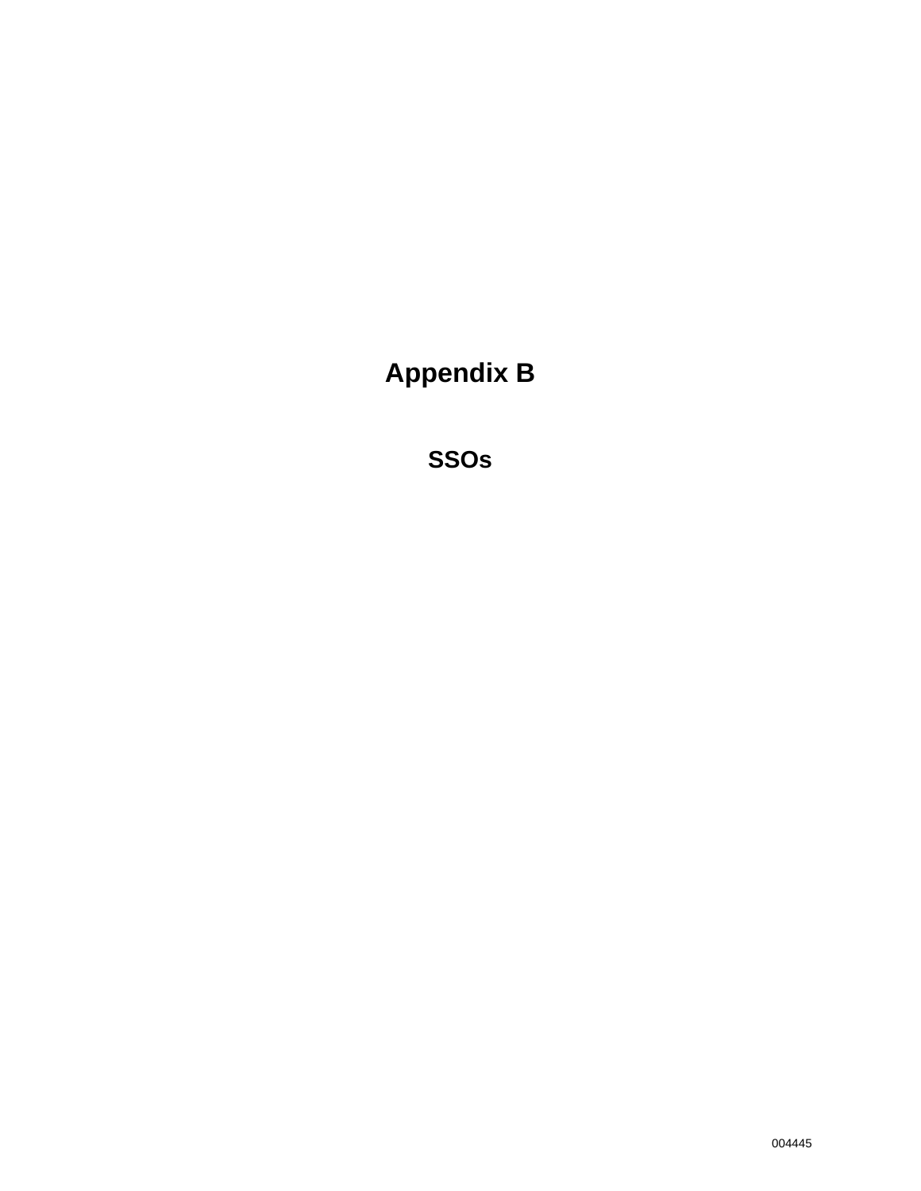# Appendix B

## SSOs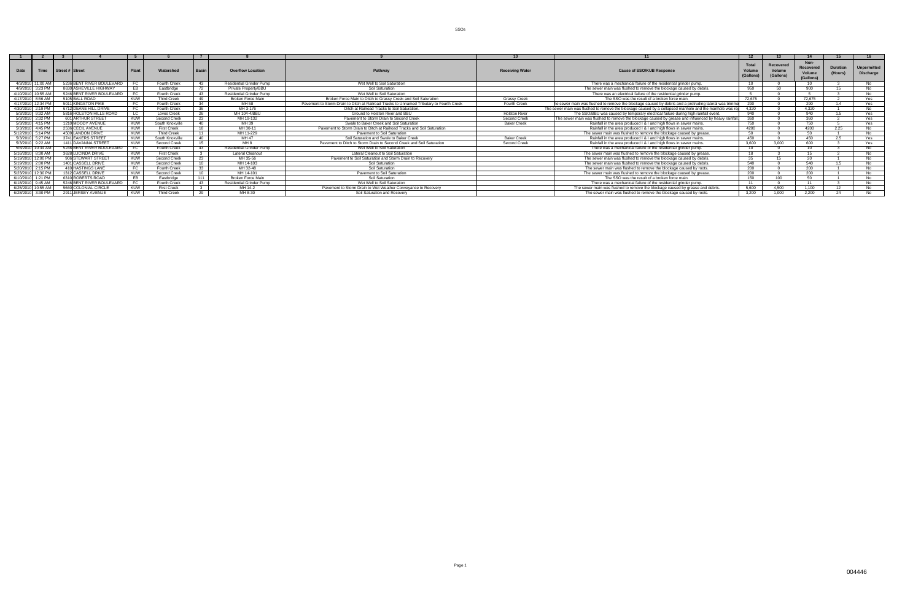# SSOs

| 1 | 2 | 3 | 4 | 5 | 6 | 7 | 8 | 9 | 10 | 11 | 12 | 13 | 14 | 15 | 16 |
|---|---|---|---|---|---|---|---|---|---|---|---|---|---|---|---|
| Date | Time | Street # | Street | Plant | Watershed | Basin | Overflow Location | Pathway | Receiving Water | Cause of SSO/KUB Response | Total Volume (Gallons) | Recovered Volume (Gallons) | Non-Recovered Volume (Gallons) | Duration (Hours) | Unpermitted Discharge |
| 4/3/2010 | 11:00 AM | 5236 | BENT RIVER BOULEVARD | FC | Fourth Creek | 43 | Residential Grinder Pump | Wet Well to Soil Saturation | | There was a mechanical failure of the residential grinder pump. | 10 | 0 | 10 | 3 | No |
| 4/9/2010 | 3:23 PM | 8630 | ASHEVILLE HIGHWAY | EB | Eastbridge | 72 | Private Property/BBU | Soil Saturation | | The sewer main was flushed to remove the blockage caused by debris. | 950 | 50 | 900 | 15 | No |
| 4/10/2010 | 10:55 AM | 5246 | BENT RIVER BOULEVARD | FC | Fourth Creek | 43 | Residential Grinder Pump | Wet Well to Soil Saturation | | There was an electrical failure of the residential grinder pump. | 5 | 0 | 5 | 3 | No |
| 4/17/2010 | 8:56 AM | 5105 | BALL ROAD | KUW | Third Creek | 49 | Broken Force Main | Broken Force Main to Ditch to Grassy Creek and Soil Saturation | Grassy Creek | The SSO was the result of a broken force main. | 72,675 | 0 | 72,675 | 2 | Yes |
| 4/17/2010 | 12:34 PM | 5011 | KINGSTON PIKE | FC | Fourth Creek | 34 | MH 58 | Pavement to Storm Drain to Ditch at Railroad Tracks to Unnamed Tributary to Fourth Creek | Fourth Creek | he sewer main was flushed to remove the blockage caused by debris and a protruding lateral was trimme | 290 | 0 | 290 | 1.4 | Yes |
| 4/30/2010 | 2:19 PM | 6712 | DEANE HILL DRIVE | FC | Fourth Creek | 36 | MH 3-176 | Ditch at Railroad Tracks to Soil Saturation | | The sewer main was flushed to remove the blockage caused by a collapsed manhole and the manhole was re | 4,320 | 0 | 4,320 | 1 | No |
| 5/3/2010 | 9:32 AM | 5816 | HOLSTON HILLS ROAD | LC | Loves Creek | 26 | MH 104-4/BBU | Ground to Holston River and BBU | Holston River | The SSO/BBU was caused by temporary electrical failure during high rainfall event. | 940 | 0 | 940 | 1.5 | Yes |
| 5/3/2010 | 2:32 PM | 601 | ARTHUR STREET | KUW | Second Creek | 23 | MH 19-132 | Pavement to Storm Drain to Second Creek | Second Creek | The sewer main was flushed to remove the blockage caused by grease and influenced by heavy rainfall. | 360 | 0 | 360 | 2 | Yes |
| 5/3/2010 | 4:15 PM | 1210 | MOODY AVENUE | KUW | South Knoxville | 40 | MH 39 | Swale to Baker Creek and Soil Saturation | Baker Creek | Rainfall in the area produced I & I and high flows in sewer mains. | 750 | 0 | 750 | 5 | Yes |
| 5/3/2010 | 4:45 PM | 2536 | CECIL AVENUE | KUW | First Creek | 18 | MH 30-11 | Pavement to Storm Drain to Ditch at Railroad Tracks and Soil Saturation | | Rainfall in the area produced I & I and high flows in sewer mains. | 4200 | 0 | 4200 | 2.25 | No |
| 5/12/2010 | 5:14 PM | 4509 | LANDON DRIVE | KUW | Third Creek | 11 | MH 11-229 | Pavement to Soil Saturation | | The sewer main was flushed to remove the blockage caused by grease. | 50 | 0 | 50 | 1 | No |
| 5/3/2010 | 5:27 PM | 3741 | EAKERS STREET | KUW | South Knoxville | 40 | MH 47 | Soil Saturation and Swale to Baker Creek | Baker Creek | Rainfall in the area produced I & I and high flows in sewer mains. | 450 | 0 | 450 | 2.5 | Yes |
| 5/3/2010 | 9:22 AM | 1411 | DAVANNA STREET | KUW | Second Creek | 15 | MH 8 | Pavement to Ditch to Storm Drain to Second Creek and Soil Saturation | Second Creek | Rainfall in the area produced I & I and high flows in sewer mains. | 3,600 | 3,000 | 600 | 3 | Yes |
| 5/6/2010 | 10:34 AM | 5246 | BENT RIVER BOULEVARD | FC | Fourth Creek | 43 | Residential Grinder Pump | Wet Well to Soil Saturation | | There was a mechanical failure of the residential grinder pump. | 10 | 0 | 10 | 3 | No |
| 5/18/2010 | 8:30 AM | 3628 | LUCINDA DRIVE | KUW | First Creek | 3 | Lateral Cleanout | Lateral Cleanout to Soil Saturation | | The sewer main was flushed to remove the blockage caused by grease. | 18 | 3 | 15 | 2 | No |
| 5/19/2010 | 12:00 PM | 906 | STEWART STREET | KUW | Second Creek | 23 | MH 35-56 | Pavement to Soil Saturation and Storm Drain to Recovery | | The sewer main was flushed to remove the blockage caused by debris. | 35 | 15 | 20 | 1 | No |
| 5/19/2010 | 2:00 PM | 1401 | CASSELL DRIVE | KUW | Second Creek | 10 | MH 14-103 | Soil Saturation | | The sewer main was flushed to remove the blockage caused by debris. | 540 | 0 | 540 | 1.5 | No |
| 5/20/2010 | 2:15 PM | 410 | HASTINGS LANE | FC | Fourth Creek | 33 | MH 32-48 | Soil Saturation | | The sewer main was flushed to remove the blockage caused by roots. | 200 | 0 | 200 | 1 | No |
| 5/23/2010 | 12:30 PM | 1312 | CASSELL DRIVE | KUW | Second Creek | 10 | MH 14-101 | Pavement to Soil Saturation | | The sewer main was flushed to remove the blockage caused by grease. | 200 | 0 | 200 | 1 | No |
| 6/10/2010 | 1:21 PM | 6310 | ROBERTS ROAD | EB | Eastbridge | 111 | Broken Force Main | Soil Saturation | | The SSO was the result of a broken force main. | 150 | 100 | 50 | 1 | No |
| 6/18/2010 | 9:45 AM | 5248 | BENT RIVER BOULEVARD | FC | Fourth Creek | 43 | Residential Grinder Pump | Wet Well to Soil Saturation | | There was a mechanical failure of the residential grinder pump. | 11 | 0 | 11 | 3 | No |
| 6/25/2010 | 10:55 AM | 5660 | COLONIAL CIRCLE | KUW | First Creek | 3 | MH 14-2 | Pavement to Storm Drain to Wet Weather Conveyance to Recovery | | The sewer main was flushed to remove the blockage caused by grease and debris. | 5,600 | 4,500 | 1,100 | 12 | No |
| 6/28/2010 | 3:30 PM | 2911 | JERSEY AVENUE | KUW | Third Creek | 29 | MH 8-30 | Soil Saturation and Recovery | | The sewer main was flushed to remove the blockage caused by roots. | 3,200 | 1,000 | 2,200 | 24 | No |

004446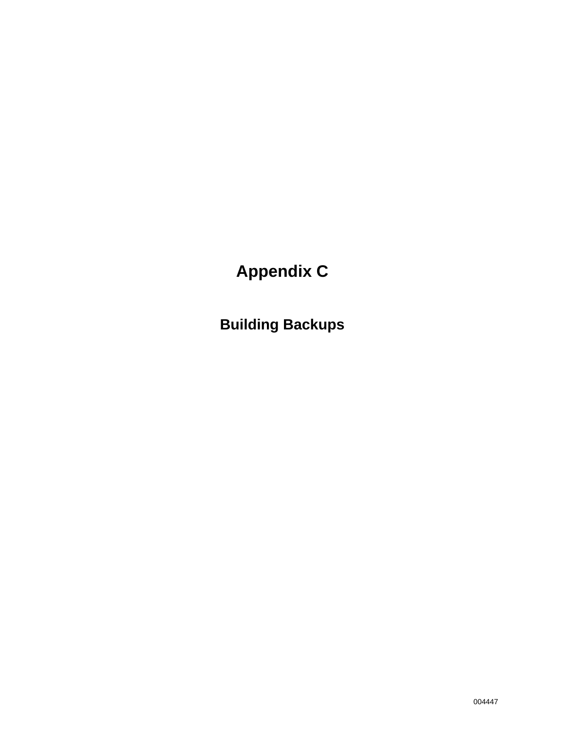# Appendix C

## Building Backups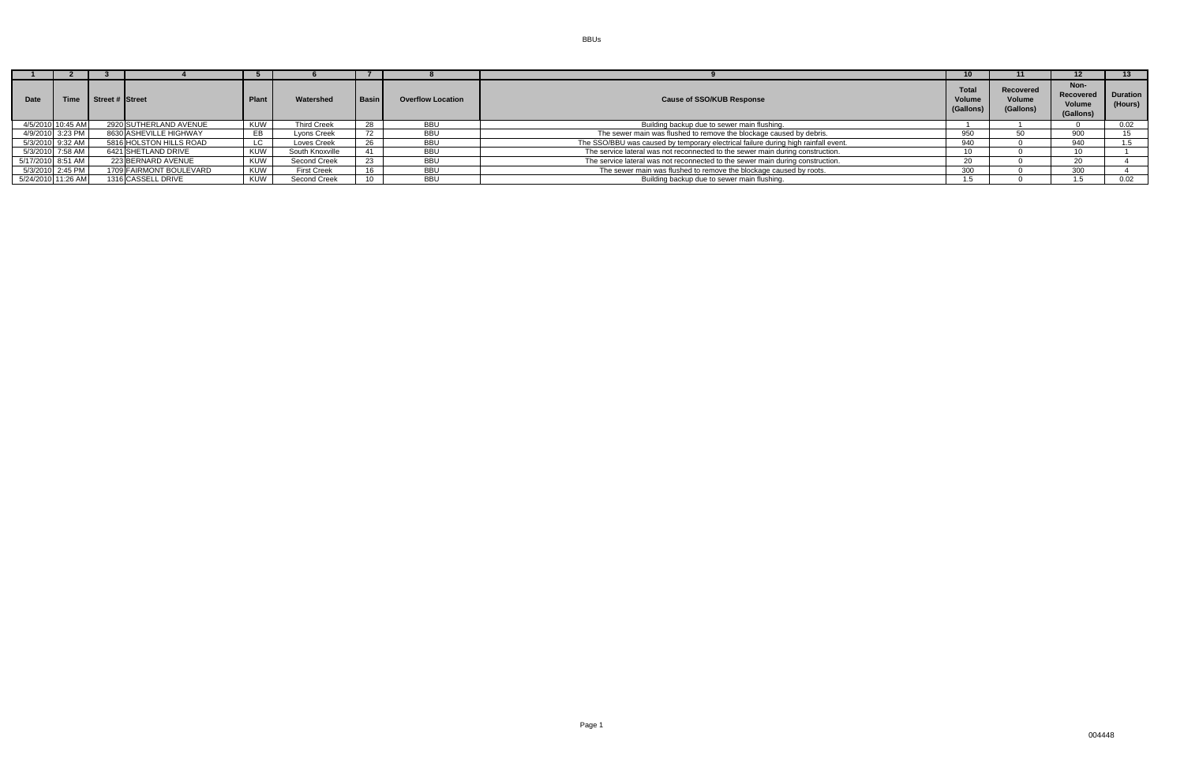| 1 | 2 | 3 | 4 | 5 | 6 | 7 | 8 | 9 | 10 | 11 | 12 | 13 |
|---|---|---|---|---|---|---|---|---|---|---|---|---|
| Date | Time | Street # | Street | Plant | Watershed | Basin | Overflow Location | Cause of SSO/KUB Response | Total Volume (Gallons) | Recovered Volume (Gallons) | Non-Recovered Volume (Gallons) | Duration (Hours) |
| 4/5/2010 | 10:45 AM | 2920 | SUTHERLAND AVENUE | KUW | Third Creek | 28 | BBU | Building backup due to sewer main flushing. | 1 | 1 | 0 | 0.02 |
| 4/9/2010 | 3:23 PM | 8630 | ASHEVILLE HIGHWAY | EB | Lyons Creek | 72 | BBU | The sewer main was flushed to remove the blockage caused by debris. | 950 | 50 | 900 | 15 |
| 5/3/2010 | 9:32 AM | 5816 | HOLSTON HILLS ROAD | LC | Loves Creek | 26 | BBU | The SSO/BBU was caused by temporary electrical failure during high rainfall event. | 940 | 0 | 940 | 1.5 |
| 5/3/2010 | 7:58 AM | 6421 | SHETLAND DRIVE | KUW | South Knoxville | 41 | BBU | The service lateral was not reconnected to the sewer main during construction. | 10 | 0 | 10 | 1 |
| 5/17/2010 | 8:51 AM | 223 | BERNARD AVENUE | KUW | Second Creek | 23 | BBU | The service lateral was not reconnected to the sewer main during construction. | 20 | 0 | 20 | 4 |
| 5/3/2010 | 2:45 PM | 1709 | FAIRMONT BOULEVARD | KUW | First Creek | 16 | BBU | The sewer main was flushed to remove the blockage caused by roots. | 300 | 0 | 300 | 4 |
| 5/24/2010 | 11:26 AM | 1316 | CASSELL DRIVE | KUW | Second Creek | 10 | BBU | Building backup due to sewer main flushing. | 1.5 | 0 | 1.5 | 0.02 |

004448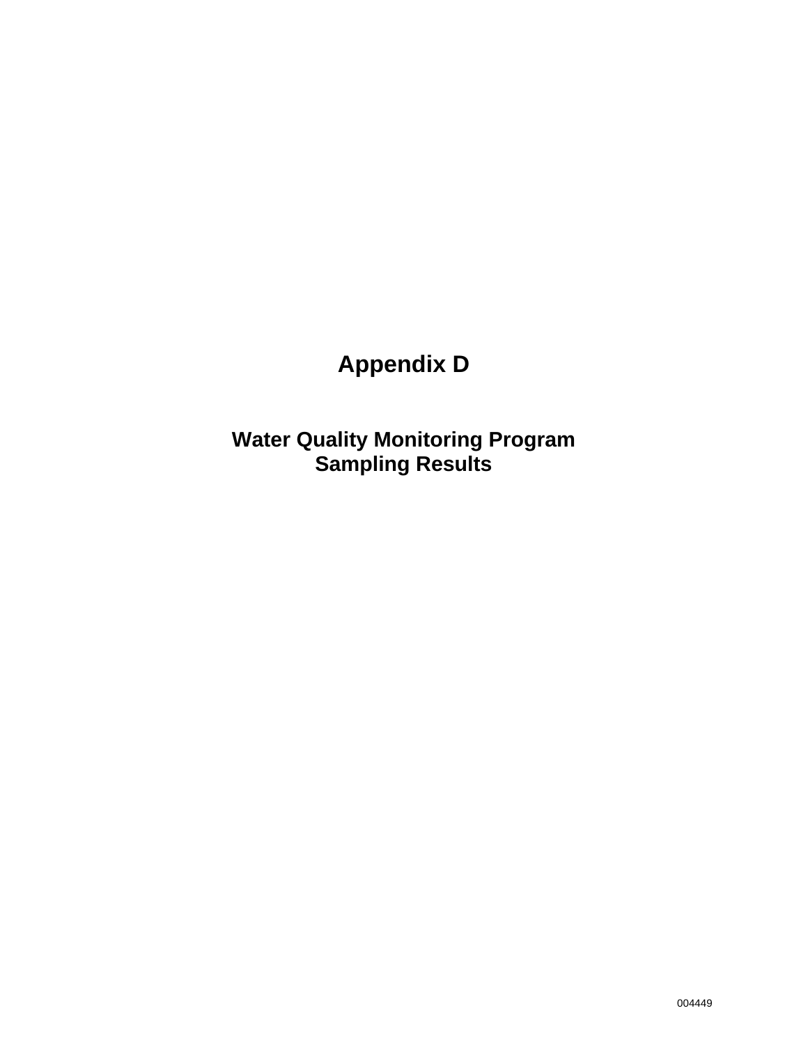# Appendix D

## Water Quality Monitoring Program
## Sampling Results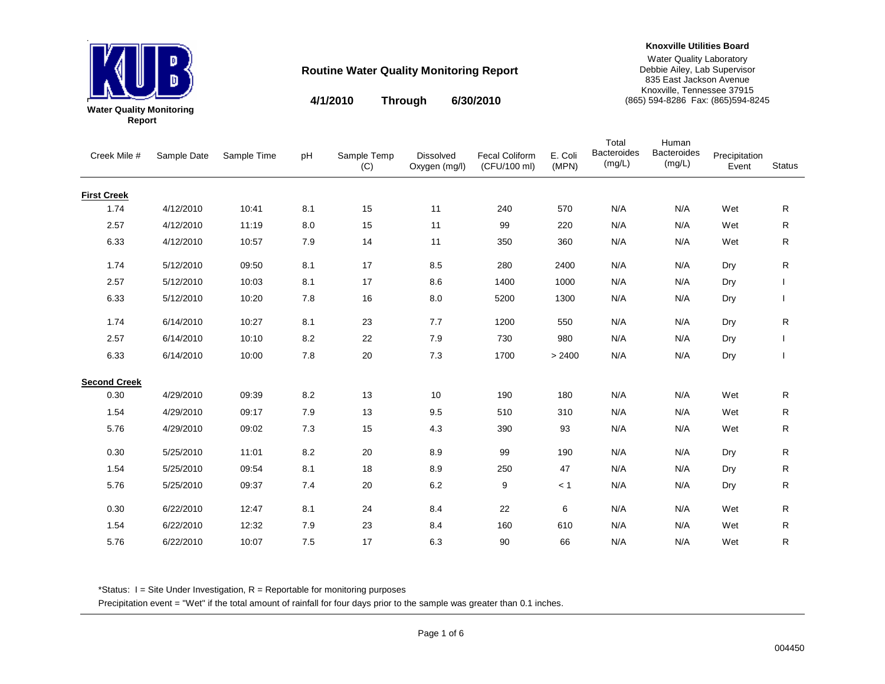KUB

**Water Quality Monitoring Report**

## Routine Water Quality Monitoring Report

**4/1/2010 Through 6/30/2010**

**Knoxville Utilities Board**
Water Quality Laboratory
Debbie Ailey, Lab Supervisor
835 East Jackson Avenue
Knoxville, Tennessee 37915
(865) 594-8286 Fax: (865)594-8245

| Creek Mile # | Sample Date | Sample Time | pH | Sample Temp (C) | Dissolved Oxygen (mg/l) | Fecal Coliform (CFU/100 ml) | E. Coli (MPN) | Total Bacteroides (mg/L) | Human Bacteroides (mg/L) | Precipitation Event | Status |
|---|---|---|---|---|---|---|---|---|---|---|---|
| **First Creek** | | | | | | | | | | | |
| 1.74 | 4/12/2010 | 10:41 | 8.1 | 15 | 11 | 240 | 570 | N/A | N/A | Wet | R |
| 2.57 | 4/12/2010 | 11:19 | 8.0 | 15 | 11 | 99 | 220 | N/A | N/A | Wet | R |
| 6.33 | 4/12/2010 | 10:57 | 7.9 | 14 | 11 | 350 | 360 | N/A | N/A | Wet | R |
| 1.74 | 5/12/2010 | 09:50 | 8.1 | 17 | 8.5 | 280 | 2400 | N/A | N/A | Dry | R |
| 2.57 | 5/12/2010 | 10:03 | 8.1 | 17 | 8.6 | 1400 | 1000 | N/A | N/A | Dry | I |
| 6.33 | 5/12/2010 | 10:20 | 7.8 | 16 | 8.0 | 5200 | 1300 | N/A | N/A | Dry | I |
| 1.74 | 6/14/2010 | 10:27 | 8.1 | 23 | 7.7 | 1200 | 550 | N/A | N/A | Dry | R |
| 2.57 | 6/14/2010 | 10:10 | 8.2 | 22 | 7.9 | 730 | 980 | N/A | N/A | Dry | I |
| 6.33 | 6/14/2010 | 10:00 | 7.8 | 20 | 7.3 | 1700 | > 2400 | N/A | N/A | Dry | I |
| **Second Creek** | | | | | | | | | | | |
| 0.30 | 4/29/2010 | 09:39 | 8.2 | 13 | 10 | 190 | 180 | N/A | N/A | Wet | R |
| 1.54 | 4/29/2010 | 09:17 | 7.9 | 13 | 9.5 | 510 | 310 | N/A | N/A | Wet | R |
| 5.76 | 4/29/2010 | 09:02 | 7.3 | 15 | 4.3 | 390 | 93 | N/A | N/A | Wet | R |
| 0.30 | 5/25/2010 | 11:01 | 8.2 | 20 | 8.9 | 99 | 190 | N/A | N/A | Dry | R |
| 1.54 | 5/25/2010 | 09:54 | 8.1 | 18 | 8.9 | 250 | 47 | N/A | N/A | Dry | R |
| 5.76 | 5/25/2010 | 09:37 | 7.4 | 20 | 6.2 | 9 | < 1 | N/A | N/A | Dry | R |
| 0.30 | 6/22/2010 | 12:47 | 8.1 | 24 | 8.4 | 22 | 6 | N/A | N/A | Wet | R |
| 1.54 | 6/22/2010 | 12:32 | 7.9 | 23 | 8.4 | 160 | 610 | N/A | N/A | Wet | R |
| 5.76 | 6/22/2010 | 10:07 | 7.5 | 17 | 6.3 | 90 | 66 | N/A | N/A | Wet | R |

*Status: I = Site Under Investigation, R = Reportable for monitoring purposes

Precipitation event = "Wet" if the total amount of rainfall for four days prior to the sample was greater than 0.1 inches.

004450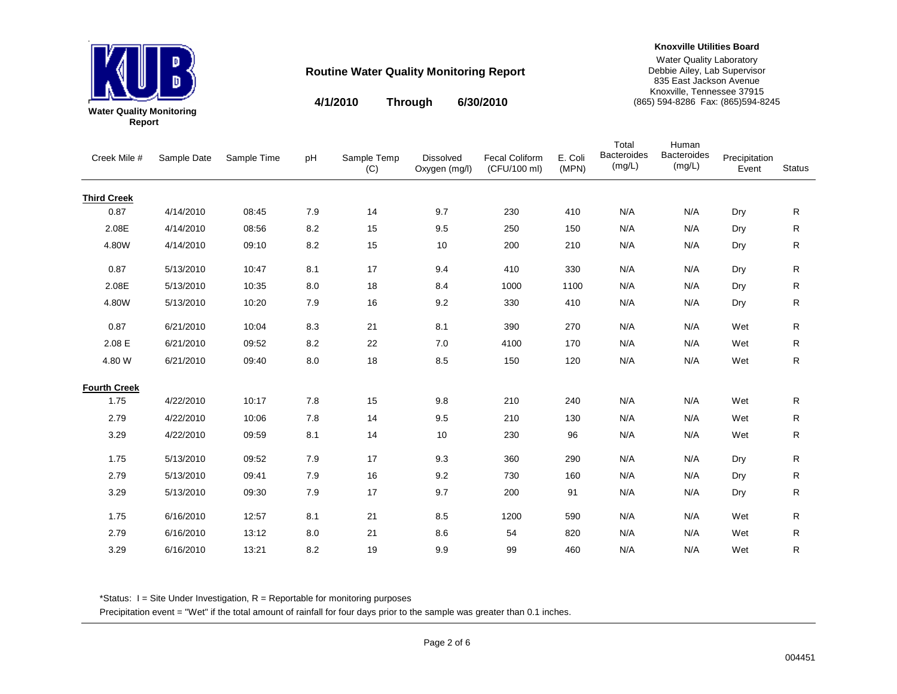**KUB**

**Water Quality Monitoring Report**

## Routine Water Quality Monitoring Report

**4/1/2010 Through 6/30/2010**

**Knoxville Utilities Board**
Water Quality Laboratory
Debbie Ailey, Lab Supervisor
835 East Jackson Avenue
Knoxville, Tennessee 37915
(865) 594-8286 Fax: (865)594-8245

| Creek Mile # | Sample Date | Sample Time | pH | Sample Temp (C) | Dissolved Oxygen (mg/l) | Fecal Coliform (CFU/100 ml) | E. Coli (MPN) | Total Bacteroides (mg/L) | Human Bacteroides (mg/L) | Precipitation Event | Status |
|---|---|---|---|---|---|---|---|---|---|---|---|
| **Third Creek** | | | | | | | | | | | |
| 0.87 | 4/14/2010 | 08:45 | 7.9 | 14 | 9.7 | 230 | 410 | N/A | N/A | Dry | R |
| 2.08E | 4/14/2010 | 08:56 | 8.2 | 15 | 9.5 | 250 | 150 | N/A | N/A | Dry | R |
| 4.80W | 4/14/2010 | 09:10 | 8.2 | 15 | 10 | 200 | 210 | N/A | N/A | Dry | R |
| 0.87 | 5/13/2010 | 10:47 | 8.1 | 17 | 9.4 | 410 | 330 | N/A | N/A | Dry | R |
| 2.08E | 5/13/2010 | 10:35 | 8.0 | 18 | 8.4 | 1000 | 1100 | N/A | N/A | Dry | R |
| 4.80W | 5/13/2010 | 10:20 | 7.9 | 16 | 9.2 | 330 | 410 | N/A | N/A | Dry | R |
| 0.87 | 6/21/2010 | 10:04 | 8.3 | 21 | 8.1 | 390 | 270 | N/A | N/A | Wet | R |
| 2.08 E | 6/21/2010 | 09:52 | 8.2 | 22 | 7.0 | 4100 | 170 | N/A | N/A | Wet | R |
| 4.80 W | 6/21/2010 | 09:40 | 8.0 | 18 | 8.5 | 150 | 120 | N/A | N/A | Wet | R |
| **Fourth Creek** | | | | | | | | | | | |
| 1.75 | 4/22/2010 | 10:17 | 7.8 | 15 | 9.8 | 210 | 240 | N/A | N/A | Wet | R |
| 2.79 | 4/22/2010 | 10:06 | 7.8 | 14 | 9.5 | 210 | 130 | N/A | N/A | Wet | R |
| 3.29 | 4/22/2010 | 09:59 | 8.1 | 14 | 10 | 230 | 96 | N/A | N/A | Wet | R |
| 1.75 | 5/13/2010 | 09:52 | 7.9 | 17 | 9.3 | 360 | 290 | N/A | N/A | Dry | R |
| 2.79 | 5/13/2010 | 09:41 | 7.9 | 16 | 9.2 | 730 | 160 | N/A | N/A | Dry | R |
| 3.29 | 5/13/2010 | 09:30 | 7.9 | 17 | 9.7 | 200 | 91 | N/A | N/A | Dry | R |
| 1.75 | 6/16/2010 | 12:57 | 8.1 | 21 | 8.5 | 1200 | 590 | N/A | N/A | Wet | R |
| 2.79 | 6/16/2010 | 13:12 | 8.0 | 21 | 8.6 | 54 | 820 | N/A | N/A | Wet | R |
| 3.29 | 6/16/2010 | 13:21 | 8.2 | 19 | 9.9 | 99 | 460 | N/A | N/A | Wet | R |

*Status: I = Site Under Investigation, R = Reportable for monitoring purposes

Precipitation event = "Wet" if the total amount of rainfall for four days prior to the sample was greater than 0.1 inches.

004451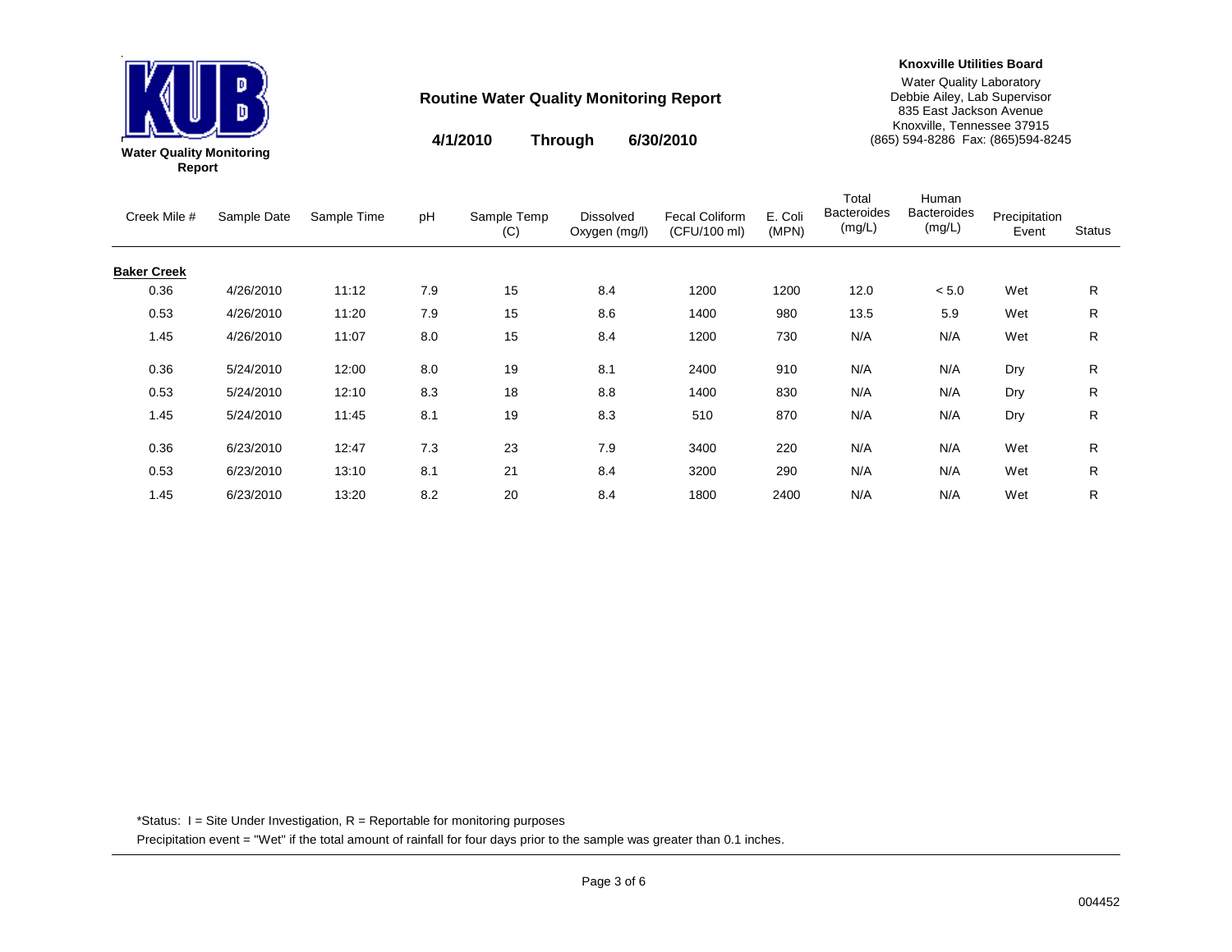**Water Quality Monitoring Report**

## Routine Water Quality Monitoring Report

**4/1/2010 Through 6/30/2010**

**Knoxville Utilities Board**
Water Quality Laboratory
Debbie Ailey, Lab Supervisor
835 East Jackson Avenue
Knoxville, Tennessee 37915
(865) 594-8286 Fax: (865)594-8245

| Creek Mile # | Sample Date | Sample Time | pH | Sample Temp (C) | Dissolved Oxygen (mg/l) | Fecal Coliform (CFU/100 ml) | E. Coli (MPN) | Total Bacteroides (mg/L) | Human Bacteroides (mg/L) | Precipitation Event | Status |
|---|---|---|---|---|---|---|---|---|---|---|---|
| **Baker Creek** | | | | | | | | | | | |
| 0.36 | 4/26/2010 | 11:12 | 7.9 | 15 | 8.4 | 1200 | 1200 | 12.0 | < 5.0 | Wet | R |
| 0.53 | 4/26/2010 | 11:20 | 7.9 | 15 | 8.6 | 1400 | 980 | 13.5 | 5.9 | Wet | R |
| 1.45 | 4/26/2010 | 11:07 | 8.0 | 15 | 8.4 | 1200 | 730 | N/A | N/A | Wet | R |
| 0.36 | 5/24/2010 | 12:00 | 8.0 | 19 | 8.1 | 2400 | 910 | N/A | N/A | Dry | R |
| 0.53 | 5/24/2010 | 12:10 | 8.3 | 18 | 8.8 | 1400 | 830 | N/A | N/A | Dry | R |
| 1.45 | 5/24/2010 | 11:45 | 8.1 | 19 | 8.3 | 510 | 870 | N/A | N/A | Dry | R |
| 0.36 | 6/23/2010 | 12:47 | 7.3 | 23 | 7.9 | 3400 | 220 | N/A | N/A | Wet | R |
| 0.53 | 6/23/2010 | 13:10 | 8.1 | 21 | 8.4 | 3200 | 290 | N/A | N/A | Wet | R |
| 1.45 | 6/23/2010 | 13:20 | 8.2 | 20 | 8.4 | 1800 | 2400 | N/A | N/A | Wet | R |

*Status: I = Site Under Investigation, R = Reportable for monitoring purposes

Precipitation event = "Wet" if the total amount of rainfall for four days prior to the sample was greater than 0.1 inches.

004452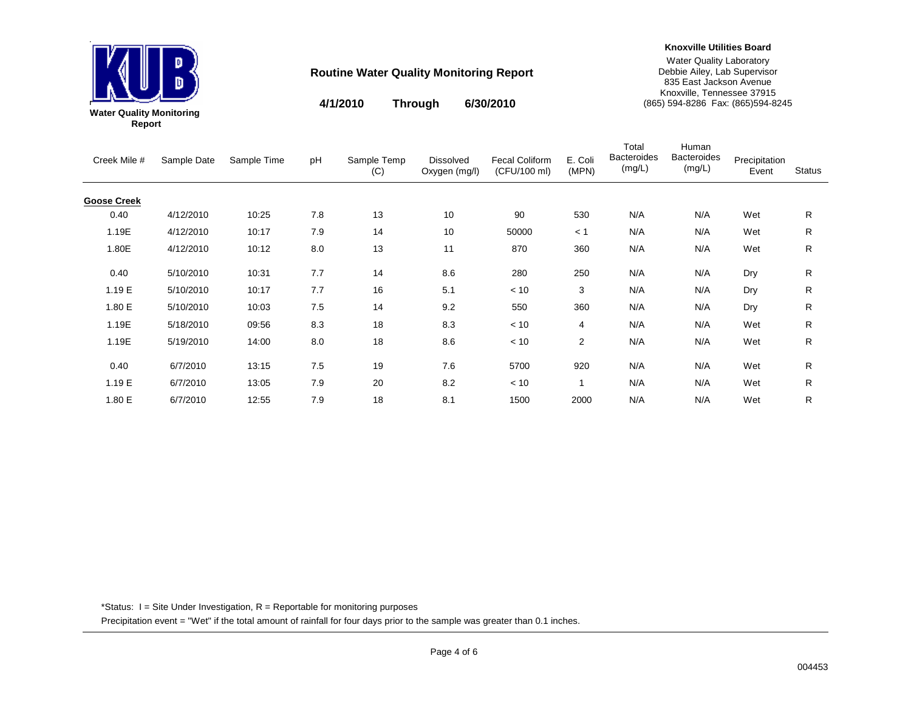KUB

**Water Quality Monitoring Report**

## Routine Water Quality Monitoring Report

**4/1/2010 Through 6/30/2010**

**Knoxville Utilities Board**
Water Quality Laboratory
Debbie Ailey, Lab Supervisor
835 East Jackson Avenue
Knoxville, Tennessee 37915
(865) 594-8286 Fax: (865)594-8245

| Creek Mile # | Sample Date | Sample Time | pH | Sample Temp (C) | Dissolved Oxygen (mg/l) | Fecal Coliform (CFU/100 ml) | E. Coli (MPN) | Total Bacteroides (mg/L) | Human Bacteroides (mg/L) | Precipitation Event | Status |
|---|---|---|---|---|---|---|---|---|---|---|---|
| **Goose Creek** | | | | | | | | | | | |
| 0.40 | 4/12/2010 | 10:25 | 7.8 | 13 | 10 | 90 | 530 | N/A | N/A | Wet | R |
| 1.19E | 4/12/2010 | 10:17 | 7.9 | 14 | 10 | 50000 | < 1 | N/A | N/A | Wet | R |
| 1.80E | 4/12/2010 | 10:12 | 8.0 | 13 | 11 | 870 | 360 | N/A | N/A | Wet | R |
| 0.40 | 5/10/2010 | 10:31 | 7.7 | 14 | 8.6 | 280 | 250 | N/A | N/A | Dry | R |
| 1.19 E | 5/10/2010 | 10:17 | 7.7 | 16 | 5.1 | < 10 | 3 | N/A | N/A | Dry | R |
| 1.80 E | 5/10/2010 | 10:03 | 7.5 | 14 | 9.2 | 550 | 360 | N/A | N/A | Dry | R |
| 1.19E | 5/18/2010 | 09:56 | 8.3 | 18 | 8.3 | < 10 | 4 | N/A | N/A | Wet | R |
| 1.19E | 5/19/2010 | 14:00 | 8.0 | 18 | 8.6 | < 10 | 2 | N/A | N/A | Wet | R |
| 0.40 | 6/7/2010 | 13:15 | 7.5 | 19 | 7.6 | 5700 | 920 | N/A | N/A | Wet | R |
| 1.19 E | 6/7/2010 | 13:05 | 7.9 | 20 | 8.2 | < 10 | 1 | N/A | N/A | Wet | R |
| 1.80 E | 6/7/2010 | 12:55 | 7.9 | 18 | 8.1 | 1500 | 2000 | N/A | N/A | Wet | R |

*Status: I = Site Under Investigation, R = Reportable for monitoring purposes

Precipitation event = "Wet" if the total amount of rainfall for four days prior to the sample was greater than 0.1 inches.

004453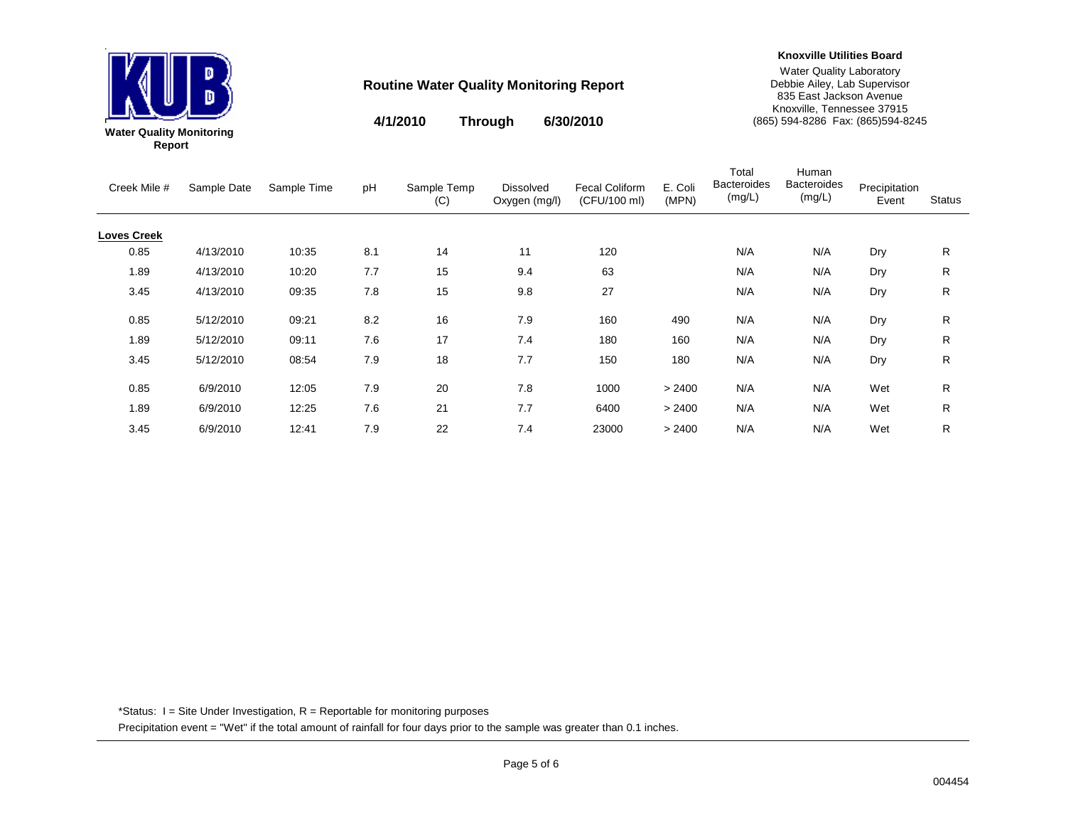**Water Quality Monitoring Report**

## Routine Water Quality Monitoring Report

**4/1/2010 Through 6/30/2010**

**Knoxville Utilities Board**
Water Quality Laboratory
Debbie Ailey, Lab Supervisor
835 East Jackson Avenue
Knoxville, Tennessee 37915
(865) 594-8286 Fax: (865)594-8245

| Creek Mile # | Sample Date | Sample Time | pH | Sample Temp (C) | Dissolved Oxygen (mg/l) | Fecal Coliform (CFU/100 ml) | E. Coli (MPN) | Total Bacteroides (mg/L) | Human Bacteroides (mg/L) | Precipitation Event | Status |
|---|---|---|---|---|---|---|---|---|---|---|---|
| **Loves Creek** | | | | | | | | | | | |
| 0.85 | 4/13/2010 | 10:35 | 8.1 | 14 | 11 | 120 | | N/A | N/A | Dry | R |
| 1.89 | 4/13/2010 | 10:20 | 7.7 | 15 | 9.4 | 63 | | N/A | N/A | Dry | R |
| 3.45 | 4/13/2010 | 09:35 | 7.8 | 15 | 9.8 | 27 | | N/A | N/A | Dry | R |
| 0.85 | 5/12/2010 | 09:21 | 8.2 | 16 | 7.9 | 160 | 490 | N/A | N/A | Dry | R |
| 1.89 | 5/12/2010 | 09:11 | 7.6 | 17 | 7.4 | 180 | 160 | N/A | N/A | Dry | R |
| 3.45 | 5/12/2010 | 08:54 | 7.9 | 18 | 7.7 | 150 | 180 | N/A | N/A | Dry | R |
| 0.85 | 6/9/2010 | 12:05 | 7.9 | 20 | 7.8 | 1000 | > 2400 | N/A | N/A | Wet | R |
| 1.89 | 6/9/2010 | 12:25 | 7.6 | 21 | 7.7 | 6400 | > 2400 | N/A | N/A | Wet | R |
| 3.45 | 6/9/2010 | 12:41 | 7.9 | 22 | 7.4 | 23000 | > 2400 | N/A | N/A | Wet | R |

*Status: I = Site Under Investigation, R = Reportable for monitoring purposes

Precipitation event = "Wet" if the total amount of rainfall for four days prior to the sample was greater than 0.1 inches.

004454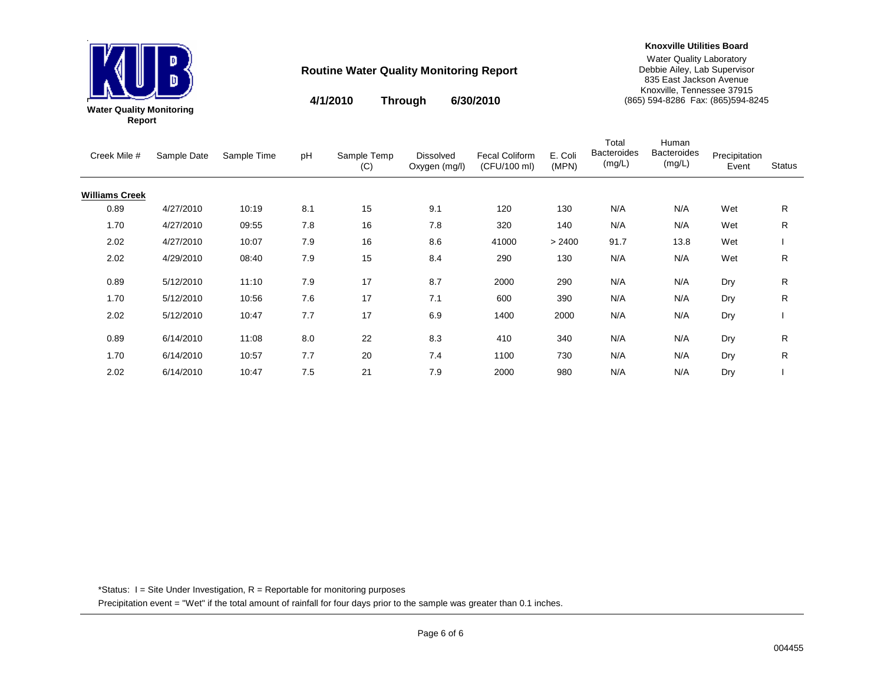**Water Quality Monitoring Report**

## Routine Water Quality Monitoring Report

**4/1/2010 Through 6/30/2010**

**Knoxville Utilities Board**
Water Quality Laboratory
Debbie Ailey, Lab Supervisor
835 East Jackson Avenue
Knoxville, Tennessee 37915
(865) 594-8286 Fax: (865)594-8245

| Creek Mile # | Sample Date | Sample Time | pH | Sample Temp (C) | Dissolved Oxygen (mg/l) | Fecal Coliform (CFU/100 ml) | E. Coli (MPN) | Total Bacteroides (mg/L) | Human Bacteroides (mg/L) | Precipitation Event | Status |
|---|---|---|---|---|---|---|---|---|---|---|---|
| **Williams Creek** | | | | | | | | | | | |
| 0.89 | 4/27/2010 | 10:19 | 8.1 | 15 | 9.1 | 120 | 130 | N/A | N/A | Wet | R |
| 1.70 | 4/27/2010 | 09:55 | 7.8 | 16 | 7.8 | 320 | 140 | N/A | N/A | Wet | R |
| 2.02 | 4/27/2010 | 10:07 | 7.9 | 16 | 8.6 | 41000 | > 2400 | 91.7 | 13.8 | Wet | I |
| 2.02 | 4/29/2010 | 08:40 | 7.9 | 15 | 8.4 | 290 | 130 | N/A | N/A | Wet | R |
| 0.89 | 5/12/2010 | 11:10 | 7.9 | 17 | 8.7 | 2000 | 290 | N/A | N/A | Dry | R |
| 1.70 | 5/12/2010 | 10:56 | 7.6 | 17 | 7.1 | 600 | 390 | N/A | N/A | Dry | R |
| 2.02 | 5/12/2010 | 10:47 | 7.7 | 17 | 6.9 | 1400 | 2000 | N/A | N/A | Dry | I |
| 0.89 | 6/14/2010 | 11:08 | 8.0 | 22 | 8.3 | 410 | 340 | N/A | N/A | Dry | R |
| 1.70 | 6/14/2010 | 10:57 | 7.7 | 20 | 7.4 | 1100 | 730 | N/A | N/A | Dry | R |
| 2.02 | 6/14/2010 | 10:47 | 7.5 | 21 | 7.9 | 2000 | 980 | N/A | N/A | Dry | I |

*Status: I = Site Under Investigation, R = Reportable for monitoring purposes

Precipitation event = "Wet" if the total amount of rainfall for four days prior to the sample was greater than 0.1 inches.

004455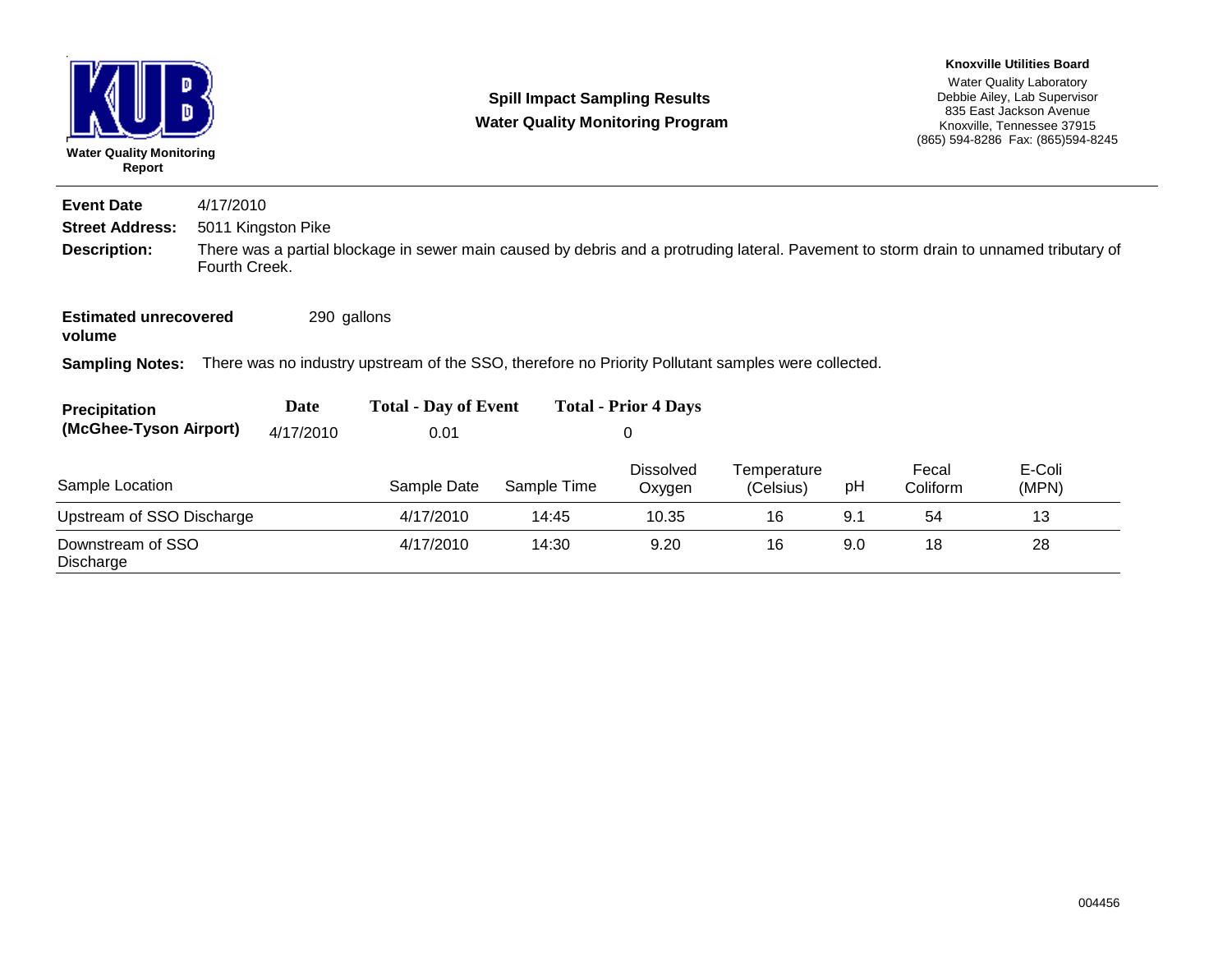**KUB**

**Water Quality Monitoring Report**

**Spill Impact Sampling Results**
**Water Quality Monitoring Program**

**Knoxville Utilities Board**
Water Quality Laboratory
Debbie Ailey, Lab Supervisor
835 East Jackson Avenue
Knoxville, Tennessee 37915
(865) 594-8286 Fax: (865)594-8245

---

**Event Date** 4/17/2010

**Street Address:** 5011 Kingston Pike

**Description:** There was a partial blockage in sewer main caused by debris and a protruding lateral. Pavement to storm drain to unnamed tributary of Fourth Creek.

**Estimated unrecovered volume** 290 gallons

**Sampling Notes:** There was no industry upstream of the SSO, therefore no Priority Pollutant samples were collected.

| Precipitation (McGhee-Tyson Airport) | Date | Total - Day of Event | Total - Prior 4 Days |
|---|---|---|---|
| | 4/17/2010 | 0.01 | 0 |

| Sample Location | Sample Date | Sample Time | Dissolved Oxygen | Temperature (Celsius) | pH | Fecal Coliform | E-Coli (MPN) |
|---|---|---|---|---|---|---|---|
| Upstream of SSO Discharge | 4/17/2010 | 14:45 | 10.35 | 16 | 9.1 | 54 | 13 |
| Downstream of SSO Discharge | 4/17/2010 | 14:30 | 9.20 | 16 | 9.0 | 18 | 28 |

004456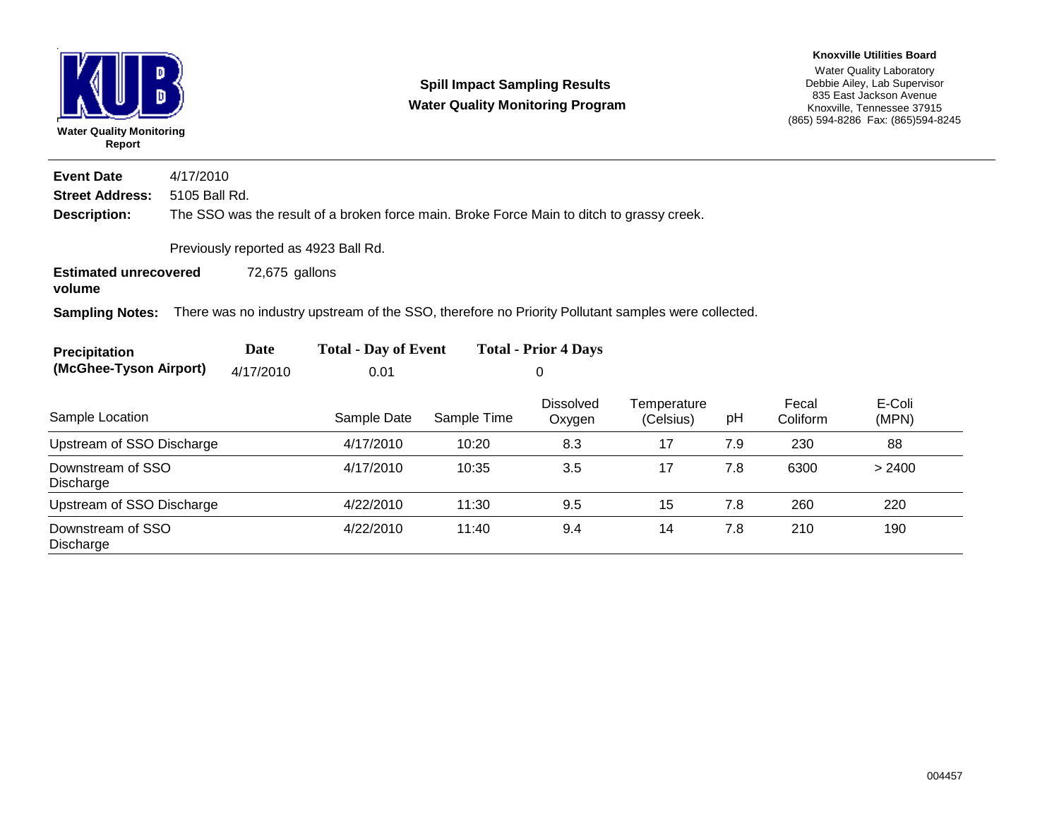**KUB**

**Water Quality Monitoring Report**

## Spill Impact Sampling Results
## Water Quality Monitoring Program

**Knoxville Utilities Board**
Water Quality Laboratory
Debbie Ailey, Lab Supervisor
835 East Jackson Avenue
Knoxville, Tennessee 37915
(865) 594-8286 Fax: (865)594-8245

**Event Date** 4/17/2010

**Street Address:** 5105 Ball Rd.

**Description:** The SSO was the result of a broken force main. Broke Force Main to ditch to grassy creek.

Previously reported as 4923 Ball Rd.

**Estimated unrecovered volume** 72,675 gallons

**Sampling Notes:** There was no industry upstream of the SSO, therefore no Priority Pollutant samples were collected.

| Precipitation (McGhee-Tyson Airport) | Date | Total - Day of Event | Total - Prior 4 Days |
|---|---|---|---|
| | 4/17/2010 | 0.01 | 0 |

| Sample Location | Sample Date | Sample Time | Dissolved Oxygen | Temperature (Celsius) | pH | Fecal Coliform | E-Coli (MPN) |
|---|---|---|---|---|---|---|---|
| Upstream of SSO Discharge | 4/17/2010 | 10:20 | 8.3 | 17 | 7.9 | 230 | 88 |
| Downstream of SSO Discharge | 4/17/2010 | 10:35 | 3.5 | 17 | 7.8 | 6300 | > 2400 |
| Upstream of SSO Discharge | 4/22/2010 | 11:30 | 9.5 | 15 | 7.8 | 260 | 220 |
| Downstream of SSO Discharge | 4/22/2010 | 11:40 | 9.4 | 14 | 7.8 | 210 | 190 |

004457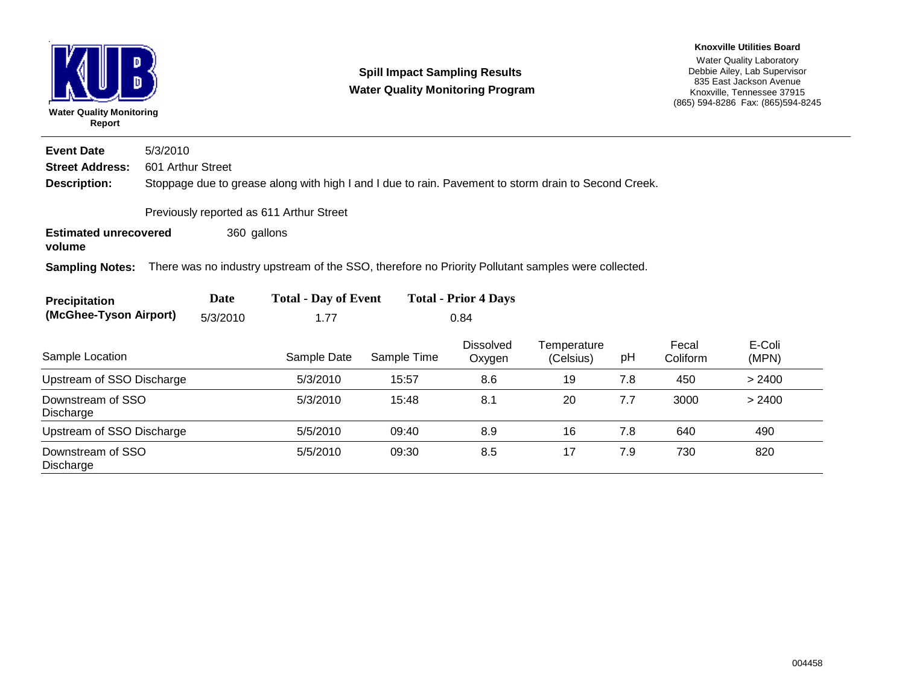**KUB**

**Water Quality Monitoring Report**

## Spill Impact Sampling Results
## Water Quality Monitoring Program

**Knoxville Utilities Board**
Water Quality Laboratory
Debbie Ailey, Lab Supervisor
835 East Jackson Avenue
Knoxville, Tennessee 37915
(865) 594-8286 Fax: (865)594-8245

**Event Date** 5/3/2010

**Street Address:** 601 Arthur Street

**Description:** Stoppage due to grease along with high I and I due to rain. Pavement to storm drain to Second Creek.

Previously reported as 611 Arthur Street

**Estimated unrecovered volume** 360 gallons

**Sampling Notes:** There was no industry upstream of the SSO, therefore no Priority Pollutant samples were collected.

| Precipitation (McGhee-Tyson Airport) | Date | Total - Day of Event | Total - Prior 4 Days |
|---|---|---|---|
| | 5/3/2010 | 1.77 | 0.84 |

| Sample Location | Sample Date | Sample Time | Dissolved Oxygen | Temperature (Celsius) | pH | Fecal Coliform | E-Coli (MPN) |
|---|---|---|---|---|---|---|---|
| Upstream of SSO Discharge | 5/3/2010 | 15:57 | 8.6 | 19 | 7.8 | 450 | > 2400 |
| Downstream of SSO Discharge | 5/3/2010 | 15:48 | 8.1 | 20 | 7.7 | 3000 | > 2400 |
| Upstream of SSO Discharge | 5/5/2010 | 09:40 | 8.9 | 16 | 7.8 | 640 | 490 |
| Downstream of SSO Discharge | 5/5/2010 | 09:30 | 8.5 | 17 | 7.9 | 730 | 820 |

004458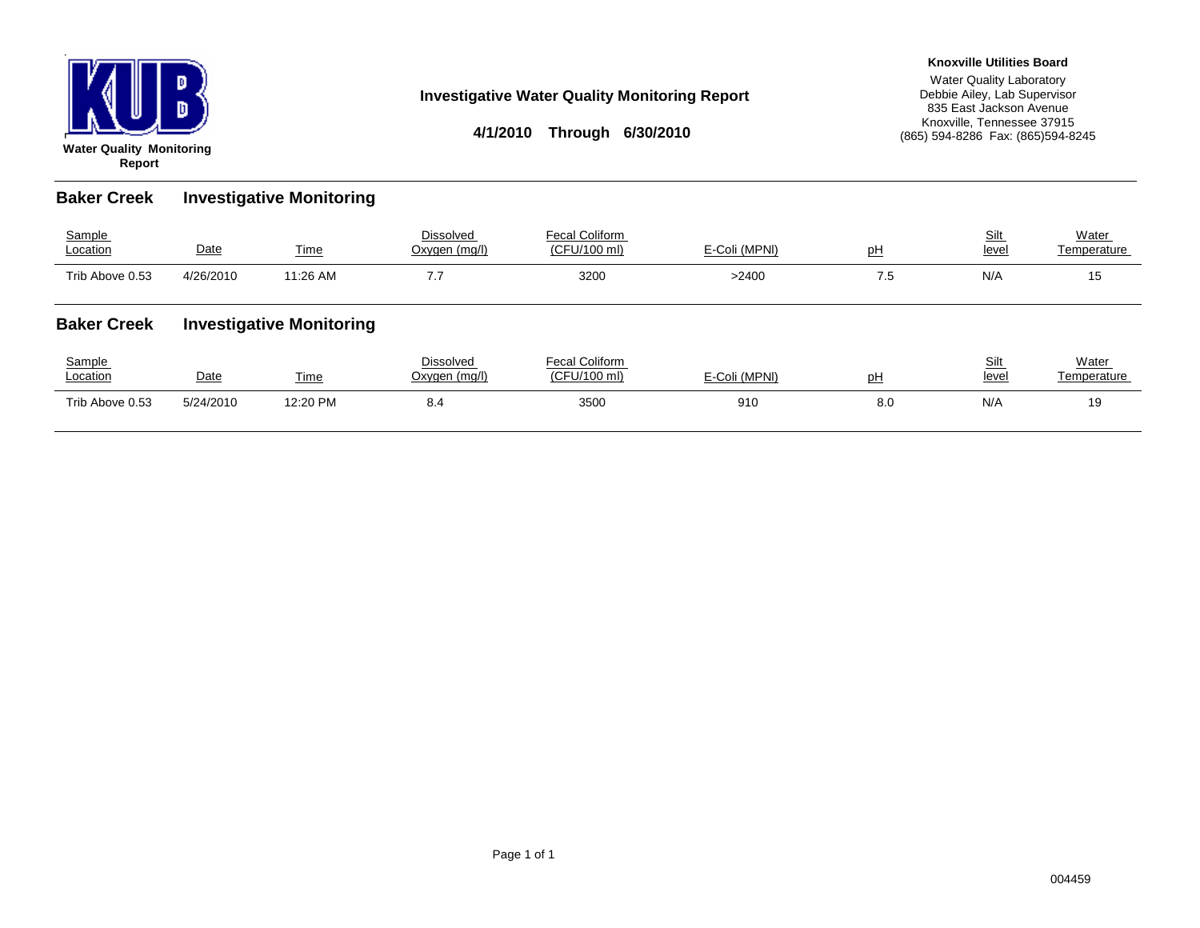KUB

**Water Quality Monitoring Report**

# Investigative Water Quality Monitoring Report

**4/1/2010 Through 6/30/2010**

**Knoxville Utilities Board**
Water Quality Laboratory
Debbie Ailey, Lab Supervisor
835 East Jackson Avenue
Knoxville, Tennessee 37915
(865) 594-8286 Fax: (865)594-8245

## Baker Creek Investigative Monitoring

| Sample Location | Date | Time | Dissolved Oxygen (mg/l) | Fecal Coliform (CFU/100 ml) | E-Coli (MPNl) | pH | Silt level | Water Temperature |
|---|---|---|---|---|---|---|---|---|
| Trib Above 0.53 | 4/26/2010 | 11:26 AM | 7.7 | 3200 | >2400 | 7.5 | N/A | 15 |

## Baker Creek Investigative Monitoring

| Sample Location | Date | Time | Dissolved Oxygen (mg/l) | Fecal Coliform (CFU/100 ml) | E-Coli (MPNl) | pH | Silt level | Water Temperature |
|---|---|---|---|---|---|---|---|---|
| Trib Above 0.53 | 5/24/2010 | 12:20 PM | 8.4 | 3500 | 910 | 8.0 | N/A | 19 |

004459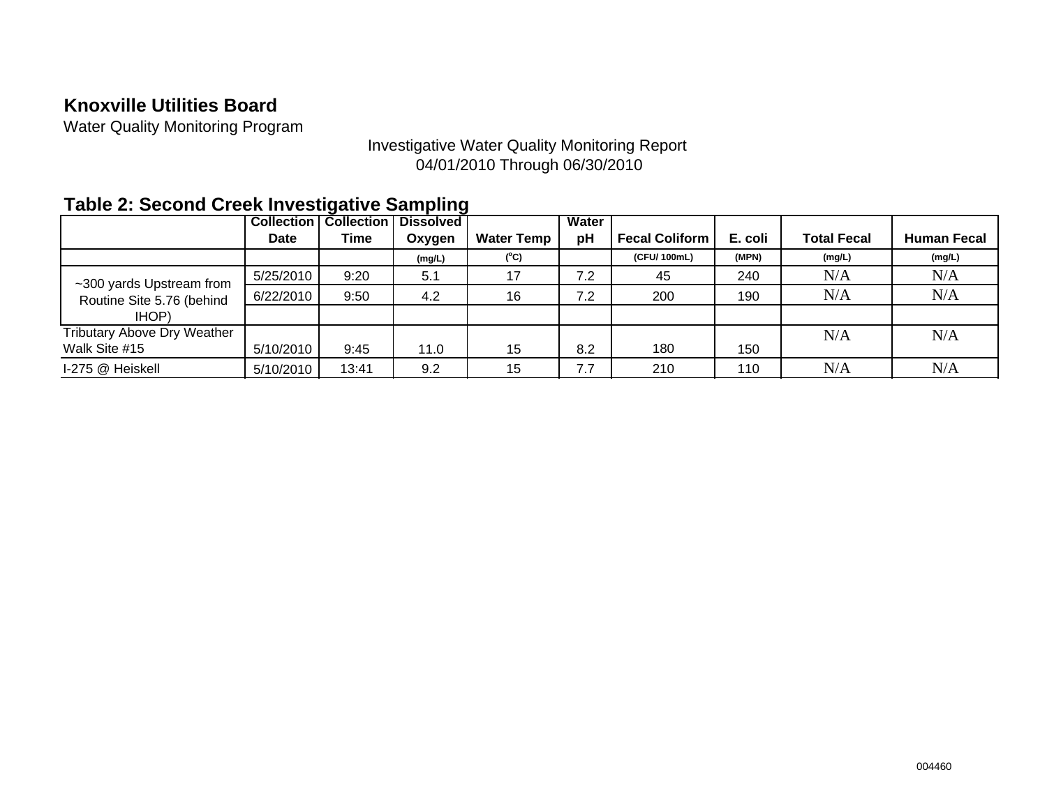## Knoxville Utilities Board

Water Quality Monitoring Program

Investigative Water Quality Monitoring Report
04/01/2010 Through 06/30/2010

### Table 2: Second Creek Investigative Sampling

| | Collection Date | Collection Time | Dissolved Oxygen | Water Temp | Water pH | Fecal Coliform | E. coli | Total Fecal | Human Fecal |
|---|---|---|---|---|---|---|---|---|---|
| | | | (mg/L) | ($^{o}$C) | | (CFU/ 100mL) | (MPN) | (mg/L) | (mg/L) |
| ~300 yards Upstream from Routine Site 5.76 (behind IHOP) | 5/25/2010 | 9:20 | 5.1 | 17 | 7.2 | 45 | 240 | N/A | N/A |
| | 6/22/2010 | 9:50 | 4.2 | 16 | 7.2 | 200 | 190 | N/A | N/A |
| | | | | | | | | | |
| Tributary Above Dry Weather Walk Site #15 | 5/10/2010 | 9:45 | 11.0 | 15 | 8.2 | 180 | 150 | N/A | N/A |
| I-275 @ Heiskell | 5/10/2010 | 13:41 | 9.2 | 15 | 7.7 | 210 | 110 | N/A | N/A |

004460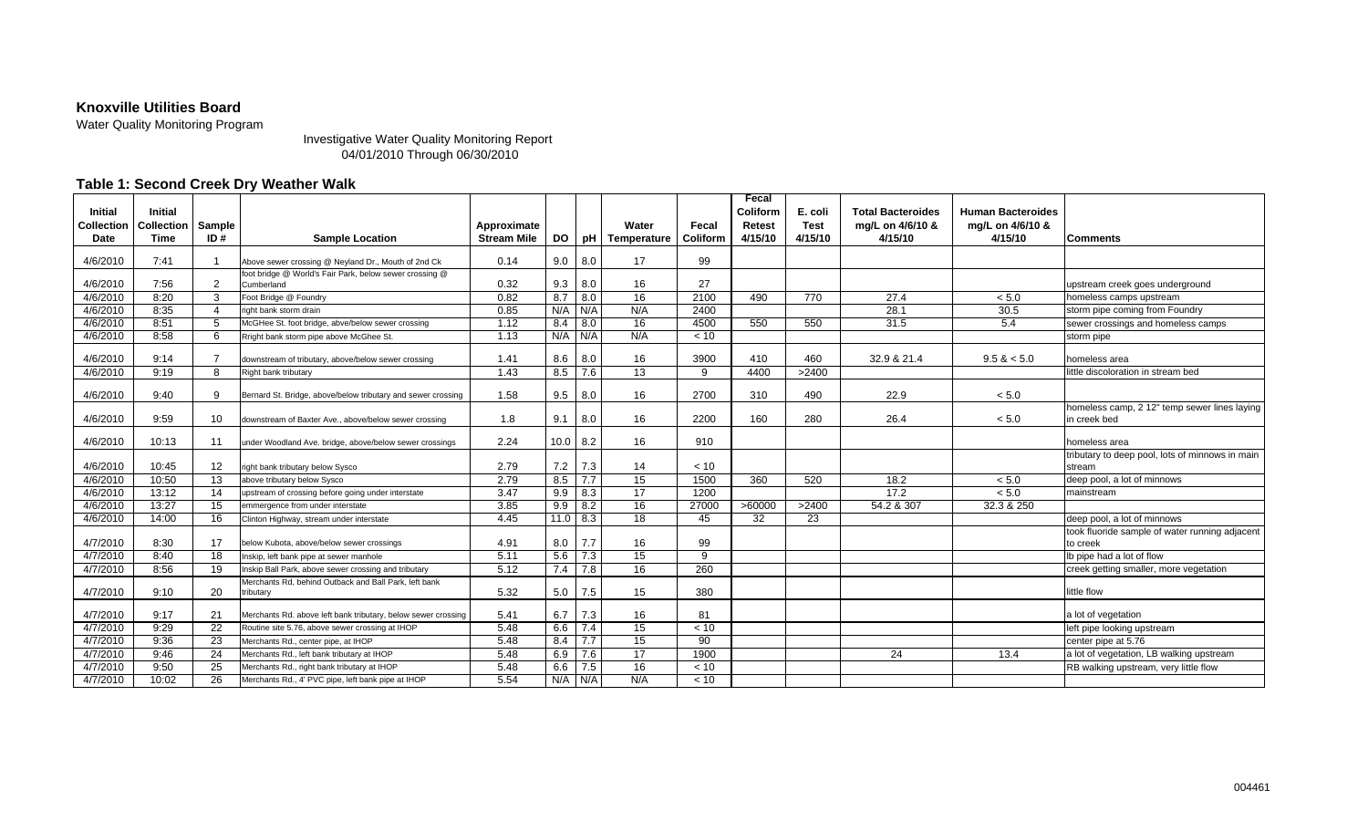**Knoxville Utilities Board**

Water Quality Monitoring Program

Investigative Water Quality Monitoring Report
04/01/2010 Through 06/30/2010

### Table 1: Second Creek Dry Weather Walk

| Initial Collection Date | Initial Collection Time | Sample ID # | Sample Location | Approximate Stream Mile | DO | pH | Water Temperature | Fecal Coliform | Fecal Coliform Retest 4/15/10 | E. coli Test 4/15/10 | Total Bacteroides mg/L on 4/6/10 & 4/15/10 | Human Bacteroides mg/L on 4/6/10 & 4/15/10 | Comments |
|---|---|---|---|---|---|---|---|---|---|---|---|---|---|
| 4/6/2010 | 7:41 | 1 | Above sewer crossing @ Neyland Dr., Mouth of 2nd Ck | 0.14 | 9.0 | 8.0 | 17 | 99 | | | | | |
| 4/6/2010 | 7:56 | 2 | foot bridge @ World's Fair Park, below sewer crossing @ Cumberland | 0.32 | 9.3 | 8.0 | 16 | 27 | | | | | upstream creek goes underground |
| 4/6/2010 | 8:20 | 3 | Foot Bridge @ Foundry | 0.82 | 8.7 | 8.0 | 16 | 2100 | 490 | 770 | 27.4 | < 5.0 | homeless camps upstream |
| 4/6/2010 | 8:35 | 4 | right bank storm drain | 0.85 | N/A | N/A | N/A | 2400 | | | 28.1 | 30.5 | storm pipe coming from Foundry |
| 4/6/2010 | 8:51 | 5 | McGHee St. foot bridge, abve/below sewer crossing | 1.12 | 8.4 | 8.0 | 16 | 4500 | 550 | 550 | 31.5 | 5.4 | sewer crossings and homeless camps |
| 4/6/2010 | 8:58 | 6 | Rright bank storm pipe above McGhee St. | 1.13 | N/A | N/A | N/A | < 10 | | | | | storm pipe |
| 4/6/2010 | 9:14 | 7 | downstream of tributary, above/below sewer crossing | 1.41 | 8.6 | 8.0 | 16 | 3900 | 410 | 460 | 32.9 & 21.4 | 9.5 & < 5.0 | homeless area |
| 4/6/2010 | 9:19 | 8 | Right bank tributary | 1.43 | 8.5 | 7.6 | 13 | 9 | 4400 | >2400 | | | little discoloration in stream bed |
| 4/6/2010 | 9:40 | 9 | Bernard St. Bridge, above/below tributary and sewer crossing | 1.58 | 9.5 | 8.0 | 16 | 2700 | 310 | 490 | 22.9 | < 5.0 | |
| 4/6/2010 | 9:59 | 10 | downstream of Baxter Ave., above/below sewer crossing | 1.8 | 9.1 | 8.0 | 16 | 2200 | 160 | 280 | 26.4 | < 5.0 | homeless camp, 2 12" temp sewer lines laying in creek bed |
| 4/6/2010 | 10:13 | 11 | under Woodland Ave. bridge, above/below sewer crossings | 2.24 | 10.0 | 8.2 | 16 | 910 | | | | | homeless area |
| 4/6/2010 | 10:45 | 12 | right bank tributary below Sysco | 2.79 | 7.2 | 7.3 | 14 | < 10 | | | | | tributary to deep pool, lots of minnows in main stream |
| 4/6/2010 | 10:50 | 13 | above tributary below Sysco | 2.79 | 8.5 | 7.7 | 15 | 1500 | 360 | 520 | 18.2 | < 5.0 | deep pool, a lot of minnows |
| 4/6/2010 | 13:12 | 14 | upstream of crossing before going under interstate | 3.47 | 9.9 | 8.3 | 17 | 1200 | | | 17.2 | < 5.0 | mainstream |
| 4/6/2010 | 13:27 | 15 | emmergence from under interstate | 3.85 | 9.9 | 8.2 | 16 | 27000 | >60000 | >2400 | 54.2 & 307 | 32.3 & 250 | |
| 4/6/2010 | 14:00 | 16 | Clinton Highway, stream under interstate | 4.45 | 11.0 | 8.3 | 18 | 45 | 32 | 23 | | | deep pool, a lot of minnows |
| 4/7/2010 | 8:30 | 17 | below Kubota, above/below sewer crossings | 4.91 | 8.0 | 7.7 | 16 | 99 | | | | | took fluoride sample of water running adjacent to creek |
| 4/7/2010 | 8:40 | 18 | Inskip, left bank pipe at sewer manhole | 5.11 | 5.6 | 7.3 | 15 | 9 | | | | | lb pipe had a lot of flow |
| 4/7/2010 | 8:56 | 19 | Inskip Ball Park, above sewer crossing and tributary | 5.12 | 7.4 | 7.8 | 16 | 260 | | | | | creek getting smaller, more vegetation |
| 4/7/2010 | 9:10 | 20 | Merchants Rd, behind Outback and Ball Park, left bank tributary | 5.32 | 5.0 | 7.5 | 15 | 380 | | | | | little flow |
| 4/7/2010 | 9:17 | 21 | Merchants Rd. above left bank tributary, below sewer crossing | 5.41 | 6.7 | 7.3 | 16 | 81 | | | | | a lot of vegetation |
| 4/7/2010 | 9:29 | 22 | Routine site 5.76, above sewer crossing at IHOP | 5.48 | 6.6 | 7.4 | 15 | < 10 | | | | | left pipe looking upstream |
| 4/7/2010 | 9:36 | 23 | Merchants Rd., center pipe, at IHOP | 5.48 | 8.4 | 7.7 | 15 | 90 | | | | | center pipe at 5.76 |
| 4/7/2010 | 9:46 | 24 | Merchants Rd., left bank tributary at IHOP | 5.48 | 6.9 | 7.6 | 17 | 1900 | | | 24 | 13.4 | a lot of vegetation, LB walking upstream |
| 4/7/2010 | 9:50 | 25 | Merchants Rd., right bank tributary at IHOP | 5.48 | 6.6 | 7.5 | 16 | < 10 | | | | | RB walking upstream, very little flow |
| 4/7/2010 | 10:02 | 26 | Merchants Rd., 4' PVC pipe, left bank pipe at IHOP | 5.54 | N/A | N/A | N/A | < 10 | | | | | |

004461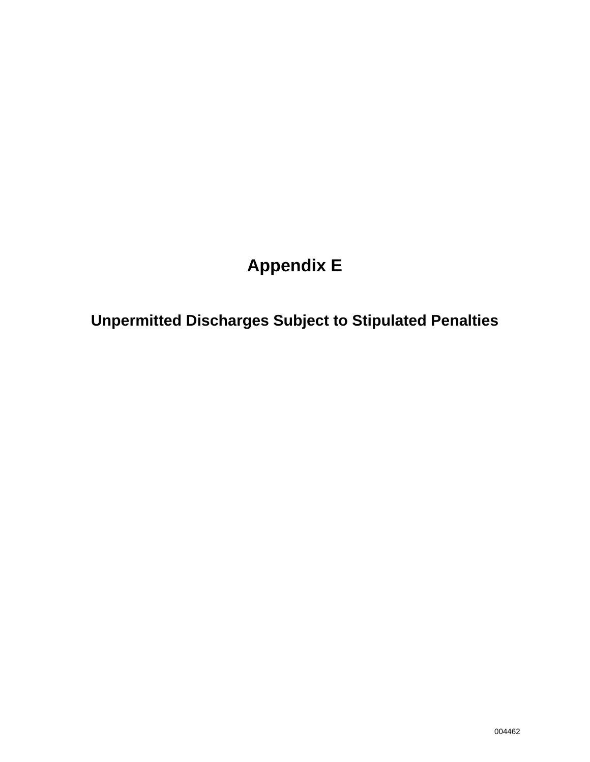# Appendix E

## Unpermitted Discharges Subject to Stipulated Penalties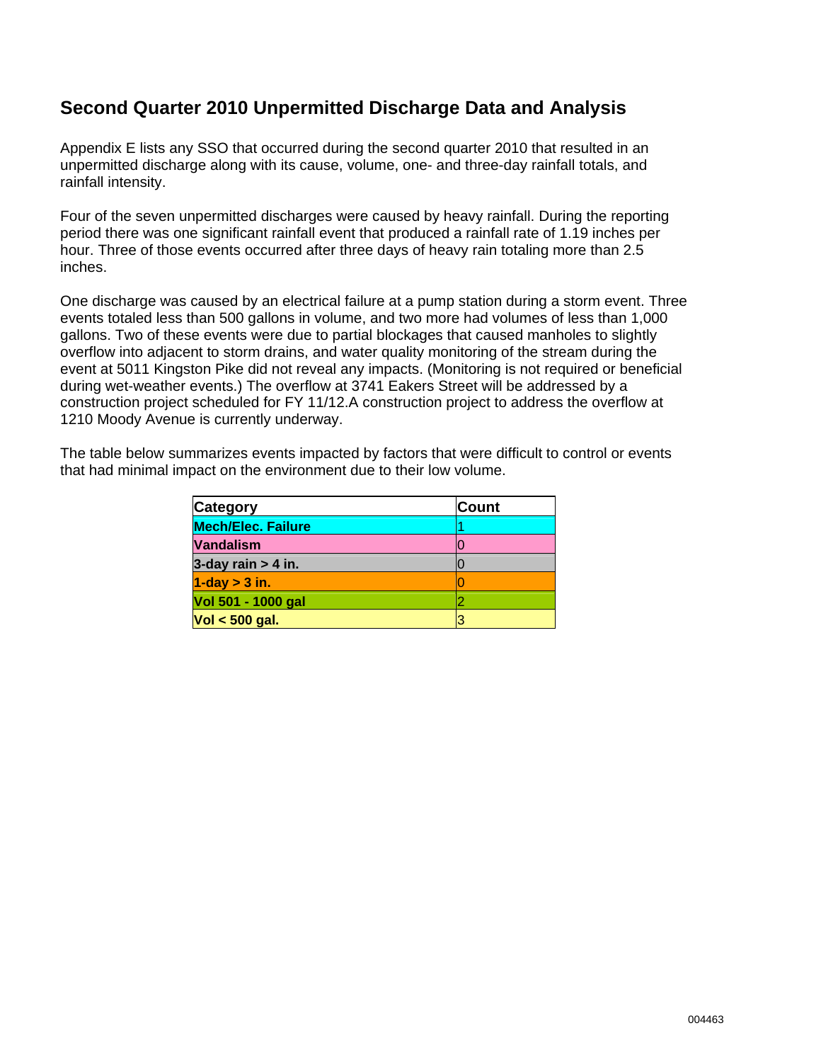## Second Quarter 2010 Unpermitted Discharge Data and Analysis

Appendix E lists any SSO that occurred during the second quarter 2010 that resulted in an unpermitted discharge along with its cause, volume, one- and three-day rainfall totals, and rainfall intensity.

Four of the seven unpermitted discharges were caused by heavy rainfall. During the reporting period there was one significant rainfall event that produced a rainfall rate of 1.19 inches per hour. Three of those events occurred after three days of heavy rain totaling more than 2.5 inches.

One discharge was caused by an electrical failure at a pump station during a storm event. Three events totaled less than 500 gallons in volume, and two more had volumes of less than 1,000 gallons. Two of these events were due to partial blockages that caused manholes to slightly overflow into adjacent to storm drains, and water quality monitoring of the stream during the event at 5011 Kingston Pike did not reveal any impacts. (Monitoring is not required or beneficial during wet-weather events.) The overflow at 3741 Eakers Street will be addressed by a construction project scheduled for FY 11/12.A construction project to address the overflow at 1210 Moody Avenue is currently underway.

The table below summarizes events impacted by factors that were difficult to control or events that had minimal impact on the environment due to their low volume.

| Category | Count |
|---|---|
| **Mech/Elec. Failure** | 1 |
| **Vandalism** | 0 |
| **3-day rain > 4 in.** | 0 |
| **1-day > 3 in.** | 0 |
| **Vol 501 - 1000 gal** | 2 |
| **Vol < 500 gal.** | 3 |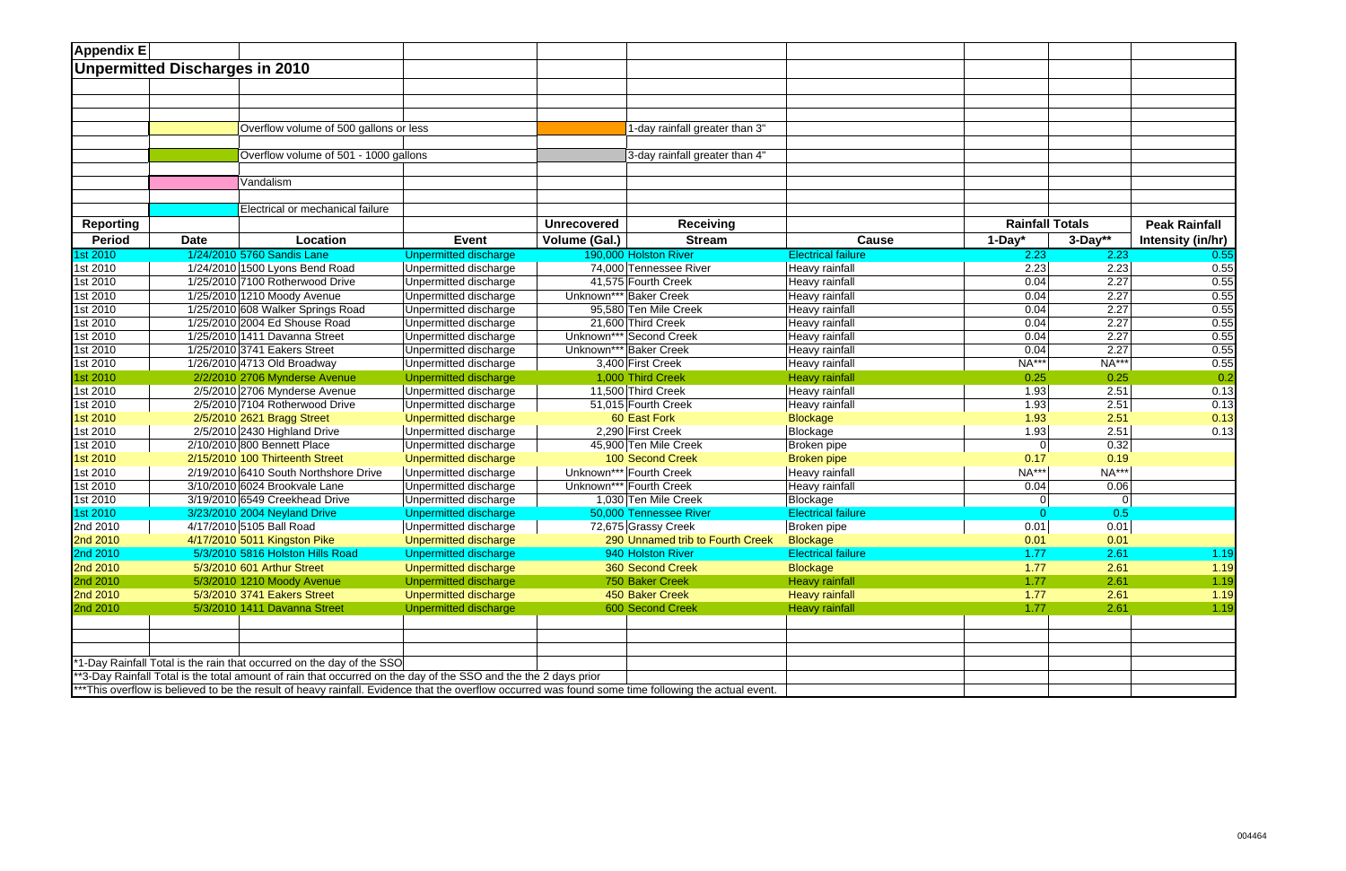# Appendix E

## Unpermitted Discharges in 2010

Legend:
- (yellow) Overflow volume of 500 gallons or less
- (green) Overflow volume of 501 - 1000 gallons
- (pink) Vandalism
- (cyan) Electrical or mechanical failure
- (orange) 1-day rainfall greater than 3"
- (gray) 3-day rainfall greater than 4"

| Reporting Period | Date | Location | Event | Unrecovered Volume (Gal.) | Receiving Stream | Cause | Rainfall Totals 1-Day* | Rainfall Totals 3-Day** | Peak Rainfall Intensity (in/hr) |
|---|---|---|---|---|---|---|---|---|---|
| 1st 2010 | 1/24/2010 | 5760 Sandis Lane | Unpermitted discharge | 190,000 | Holston River | Electrical failure | 2.23 | 2.23 | 0.55 |
| 1st 2010 | 1/24/2010 | 1500 Lyons Bend Road | Unpermitted discharge | 74,000 | Tennessee River | Heavy rainfall | 2.23 | 2.23 | 0.55 |
| 1st 2010 | 1/25/2010 | 7100 Rotherwood Drive | Unpermitted discharge | 41,575 | Fourth Creek | Heavy rainfall | 0.04 | 2.27 | 0.55 |
| 1st 2010 | 1/25/2010 | 1210 Moody Avenue | Unpermitted discharge | Unknown*** | Baker Creek | Heavy rainfall | 0.04 | 2.27 | 0.55 |
| 1st 2010 | 1/25/2010 | 608 Walker Springs Road | Unpermitted discharge | 95,580 | Ten Mile Creek | Heavy rainfall | 0.04 | 2.27 | 0.55 |
| 1st 2010 | 1/25/2010 | 2004 Ed Shouse Road | Unpermitted discharge | 21,600 | Third Creek | Heavy rainfall | 0.04 | 2.27 | 0.55 |
| 1st 2010 | 1/25/2010 | 1411 Davanna Street | Unpermitted discharge | Unknown*** | Second Creek | Heavy rainfall | 0.04 | 2.27 | 0.55 |
| 1st 2010 | 1/25/2010 | 3741 Eakers Street | Unpermitted discharge | Unknown*** | Baker Creek | Heavy rainfall | 0.04 | 2.27 | 0.55 |
| 1st 2010 | 1/26/2010 | 4713 Old Broadway | Unpermitted discharge | 3,400 | First Creek | Heavy rainfall | NA*** | NA*** | 0.55 |
| 1st 2010 | 2/2/2010 | 2706 Mynderse Avenue | Unpermitted discharge | 1,000 | Third Creek | Heavy rainfall | 0.25 | 0.25 | 0.2 |
| 1st 2010 | 2/5/2010 | 2706 Mynderse Avenue | Unpermitted discharge | 11,500 | Third Creek | Heavy rainfall | 1.93 | 2.51 | 0.13 |
| 1st 2010 | 2/5/2010 | 7104 Rotherwood Drive | Unpermitted discharge | 51,015 | Fourth Creek | Heavy rainfall | 1.93 | 2.51 | 0.13 |
| 1st 2010 | 2/5/2010 | 2621 Bragg Street | Unpermitted discharge | 60 | East Fork | Blockage | 1.93 | 2.51 | 0.13 |
| 1st 2010 | 2/5/2010 | 2430 Highland Drive | Unpermitted discharge | 2,290 | First Creek | Blockage | 1.93 | 2.51 | 0.13 |
| 1st 2010 | 2/10/2010 | 800 Bennett Place | Unpermitted discharge | 45,900 | Ten Mile Creek | Broken pipe | 0 | 0.32 | |
| 1st 2010 | 2/15/2010 | 100 Thirteenth Street | Unpermitted discharge | 100 | Second Creek | Broken pipe | 0.17 | 0.19 | |
| 1st 2010 | 2/19/2010 | 6410 South Northshore Drive | Unpermitted discharge | Unknown*** | Fourth Creek | Heavy rainfall | NA*** | NA*** | |
| 1st 2010 | 3/10/2010 | 6024 Brookvale Lane | Unpermitted discharge | Unknown*** | Fourth Creek | Heavy rainfall | 0.04 | 0.06 | |
| 1st 2010 | 3/19/2010 | 6549 Creekhead Drive | Unpermitted discharge | 1,030 | Ten Mile Creek | Blockage | 0 | 0 | |
| 1st 2010 | 3/23/2010 | 2004 Neyland Drive | Unpermitted discharge | 50,000 | Tennessee River | Electrical failure | 0 | 0.5 | |
| 2nd 2010 | 4/17/2010 | 5105 Ball Road | Unpermitted discharge | 72,675 | Grassy Creek | Broken pipe | 0.01 | 0.01 | |
| 2nd 2010 | 4/17/2010 | 5011 Kingston Pike | Unpermitted discharge | 290 | Unnamed trib to Fourth Creek | Blockage | 0.01 | 0.01 | |
| 2nd 2010 | 5/3/2010 | 5816 Holston Hills Road | Unpermitted discharge | 940 | Holston River | Electrical failure | 1.77 | 2.61 | 1.19 |
| 2nd 2010 | 5/3/2010 | 601 Arthur Street | Unpermitted discharge | 360 | Second Creek | Blockage | 1.77 | 2.61 | 1.19 |
| 2nd 2010 | 5/3/2010 | 1210 Moody Avenue | Unpermitted discharge | 750 | Baker Creek | Heavy rainfall | 1.77 | 2.61 | 1.19 |
| 2nd 2010 | 5/3/2010 | 3741 Eakers Street | Unpermitted discharge | 450 | Baker Creek | Heavy rainfall | 1.77 | 2.61 | 1.19 |
| 2nd 2010 | 5/3/2010 | 1411 Davanna Street | Unpermitted discharge | 600 | Second Creek | Heavy rainfall | 1.77 | 2.61 | 1.19 |

*1-Day Rainfall Total is the rain that occurred on the day of the SSO

**3-Day Rainfall Total is the total amount of rain that occurred on the day of the SSO and the the 2 days prior

***This overflow is believed to be the result of heavy rainfall. Evidence that the overflow occurred was found some time following the actual event.